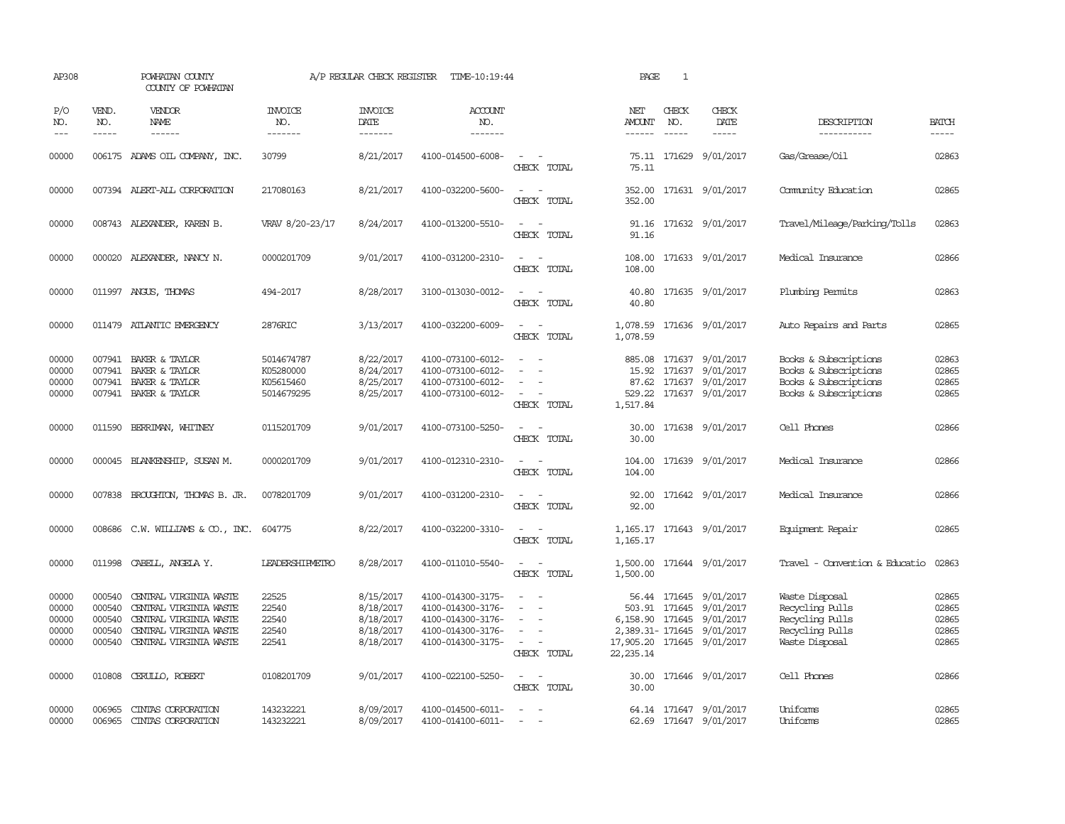AP308 POWHATAN COUNTY A/P REGULAR CHECK REGISTER TIME-10:19:44

COUNTY OF POWHATAN

| P/O NO. | VEND. NO. | VENDOR NAME | INVOICE NO. | INVOICE DATE | ACCOUNT NO. | | NET AMOUNT | CHECK NO. | CHECK DATE | DESCRIPTION | BATCH |
|---|---|---|---|---|---|---|---|---|---|---|---|
| 00000 | 006175 | ADAMS OIL COMPANY, INC. | 30799 | 8/21/2017 | 4100-014500-6008- | - - | 75.11 | 171629 | 9/01/2017 | Gas/Grease/Oil | 02863 |
| | | | | | | CHECK TOTAL | 75.11 | | | | |
| 00000 | 007394 | ALERT-ALL CORPORATION | 217080163 | 8/21/2017 | 4100-032200-5600- | - - | 352.00 | 171631 | 9/01/2017 | Community Education | 02865 |
| | | | | | | CHECK TOTAL | 352.00 | | | | |
| 00000 | 008743 | ALEXANDER, KAREN B. | VRAV 8/20-23/17 | 8/24/2017 | 4100-013200-5510- | - - | 91.16 | 171632 | 9/01/2017 | Travel/Mileage/Parking/Tolls | 02863 |
| | | | | | | CHECK TOTAL | 91.16 | | | | |
| 00000 | 000020 | ALEXANDER, NANCY N. | 0000201709 | 9/01/2017 | 4100-031200-2310- | - - | 108.00 | 171633 | 9/01/2017 | Medical Insurance | 02866 |
| | | | | | | CHECK TOTAL | 108.00 | | | | |
| 00000 | 011997 | ANGUS, THOMAS | 494-2017 | 8/28/2017 | 3100-013030-0012- | - - | 40.80 | 171635 | 9/01/2017 | Plumbing Permits | 02863 |
| | | | | | | CHECK TOTAL | 40.80 | | | | |
| 00000 | 011479 | ATLANTIC EMERGENCY | 2876RIC | 3/13/2017 | 4100-032200-6009- | - - | 1,078.59 | 171636 | 9/01/2017 | Auto Repairs and Parts | 02865 |
| | | | | | | CHECK TOTAL | 1,078.59 | | | | |
| 00000 | 007941 | BAKER & TAYLOR | 5014674787 | 8/22/2017 | 4100-073100-6012- | - - | 885.08 | 171637 | 9/01/2017 | Books & Subscriptions | 02863 |
| 00000 | 007941 | BAKER & TAYLOR | K05280000 | 8/24/2017 | 4100-073100-6012- | - - | 15.92 | 171637 | 9/01/2017 | Books & Subscriptions | 02865 |
| 00000 | 007941 | BAKER & TAYLOR | K05615460 | 8/25/2017 | 4100-073100-6012- | - - | 87.62 | 171637 | 9/01/2017 | Books & Subscriptions | 02865 |
| 00000 | 007941 | BAKER & TAYLOR | 5014679295 | 8/25/2017 | 4100-073100-6012- | - - | 529.22 | 171637 | 9/01/2017 | Books & Subscriptions | 02865 |
| | | | | | | CHECK TOTAL | 1,517.84 | | | | |
| 00000 | 011590 | BERRIMAN, WHITNEY | 0115201709 | 9/01/2017 | 4100-073100-5250- | - - | 30.00 | 171638 | 9/01/2017 | Cell Phones | 02866 |
| | | | | | | CHECK TOTAL | 30.00 | | | | |
| 00000 | 000045 | BLANKENSHIP, SUSAN M. | 0000201709 | 9/01/2017 | 4100-012310-2310- | - - | 104.00 | 171639 | 9/01/2017 | Medical Insurance | 02866 |
| | | | | | | CHECK TOTAL | 104.00 | | | | |
| 00000 | 007838 | BROUGHTON, THOMAS B. JR. | 0078201709 | 9/01/2017 | 4100-031200-2310- | - - | 92.00 | 171642 | 9/01/2017 | Medical Insurance | 02866 |
| | | | | | | CHECK TOTAL | 92.00 | | | | |
| 00000 | 008686 | C.W. WILLIAMS & CO., INC. | 604775 | 8/22/2017 | 4100-032200-3310- | - - | 1,165.17 | 171643 | 9/01/2017 | Equipment Repair | 02865 |
| | | | | | | CHECK TOTAL | 1,165.17 | | | | |
| 00000 | 011998 | CABELL, ANGELA Y. | LEADERSHIPMETRO | 8/28/2017 | 4100-011010-5540- | - - | 1,500.00 | 171644 | 9/01/2017 | Travel - Convention & Educatio | 02863 |
| | | | | | | CHECK TOTAL | 1,500.00 | | | | |
| 00000 | 000540 | CENTRAL VIRGINIA WASTE | 22525 | 8/15/2017 | 4100-014300-3175- | - - | 56.44 | 171645 | 9/01/2017 | Waste Disposal | 02865 |
| 00000 | 000540 | CENTRAL VIRGINIA WASTE | 22540 | 8/18/2017 | 4100-014300-3176- | - - | 503.91 | 171645 | 9/01/2017 | Recycling Pulls | 02865 |
| 00000 | 000540 | CENTRAL VIRGINIA WASTE | 22540 | 8/18/2017 | 4100-014300-3176- | - - | 6,158.90 | 171645 | 9/01/2017 | Recycling Pulls | 02865 |
| 00000 | 000540 | CENTRAL VIRGINIA WASTE | 22540 | 8/18/2017 | 4100-014300-3176- | - - | 2,389.31- | 171645 | 9/01/2017 | Recycling Pulls | 02865 |
| 00000 | 000540 | CENTRAL VIRGINIA WASTE | 22541 | 8/18/2017 | 4100-014300-3175- | - - | 17,905.20 | 171645 | 9/01/2017 | Waste Disposal | 02865 |
| | | | | | | CHECK TOTAL | 22,235.14 | | | | |
| 00000 | 010808 | CERULLO, ROBERT | 0108201709 | 9/01/2017 | 4100-022100-5250- | - - | 30.00 | 171646 | 9/01/2017 | Cell Phones | 02866 |
| | | | | | | CHECK TOTAL | 30.00 | | | | |
| 00000 | 006965 | CINTAS CORPORATION | 143232221 | 8/09/2017 | 4100-014500-6011- | - - | 64.14 | 171647 | 9/01/2017 | Uniforms | 02865 |
| 00000 | 006965 | CINTAS CORPORATION | 143232221 | 8/09/2017 | 4100-014100-6011- | - - | 62.69 | 171647 | 9/01/2017 | Uniforms | 02865 |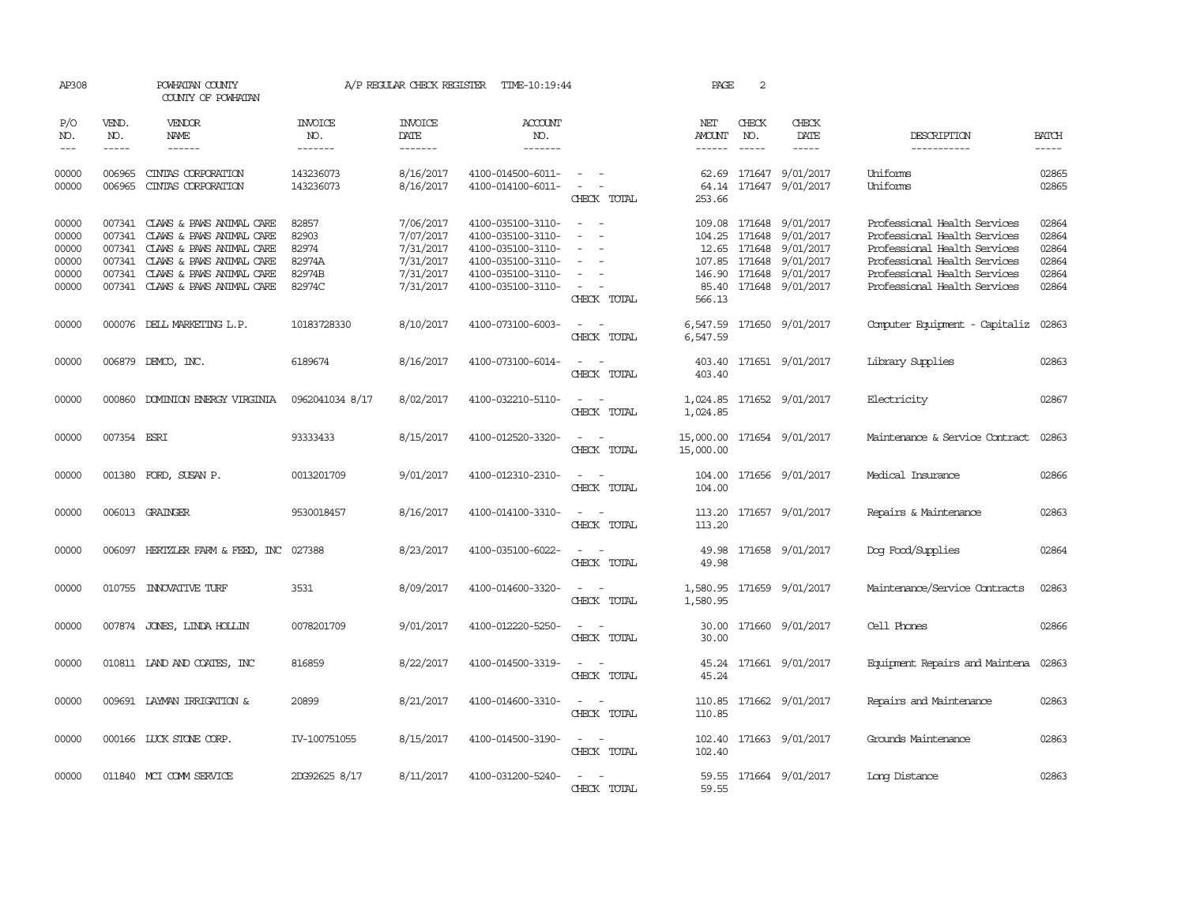AP308 POWHATAN COUNTY A/P REGULAR CHECK REGISTER TIME-10:19:44 PAGE 2

COUNTY OF POWHATAN

| P/O NO. | VEND. NO. | VENDOR NAME | INVOICE NO. | INVOICE DATE | ACCOUNT NO. | | NET AMOUNT | CHECK NO. | CHECK DATE | DESCRIPTION | BATCH |
|---|---|---|---|---|---|---|---|---|---|---|---|
| 00000 | 006965 | CINTAS CORPORATION | 143236073 | 8/16/2017 | 4100-014500-6011- | - - | 62.69 | 171647 | 9/01/2017 | Uniforms | 02865 |
| 00000 | 006965 | CINTAS CORPORATION | 143236073 | 8/16/2017 | 4100-014100-6011- | - - | 64.14 | 171647 | 9/01/2017 | Uniforms | 02865 |
| | | | | | | CHECK TOTAL | 253.66 | | | | |
| 00000 | 007341 | CLAWS & PAWS ANIMAL CARE | 82857 | 7/06/2017 | 4100-035100-3110- | - - | 109.08 | 171648 | 9/01/2017 | Professional Health Services | 02864 |
| 00000 | 007341 | CLAWS & PAWS ANIMAL CARE | 82903 | 7/07/2017 | 4100-035100-3110- | - - | 104.25 | 171648 | 9/01/2017 | Professional Health Services | 02864 |
| 00000 | 007341 | CLAWS & PAWS ANIMAL CARE | 82974 | 7/31/2017 | 4100-035100-3110- | - - | 12.65 | 171648 | 9/01/2017 | Professional Health Services | 02864 |
| 00000 | 007341 | CLAWS & PAWS ANIMAL CARE | 82974A | 7/31/2017 | 4100-035100-3110- | - - | 107.85 | 171648 | 9/01/2017 | Professional Health Services | 02864 |
| 00000 | 007341 | CLAWS & PAWS ANIMAL CARE | 82974B | 7/31/2017 | 4100-035100-3110- | - - | 146.90 | 171648 | 9/01/2017 | Professional Health Services | 02864 |
| 00000 | 007341 | CLAWS & PAWS ANIMAL CARE | 82974C | 7/31/2017 | 4100-035100-3110- | - - | 85.40 | 171648 | 9/01/2017 | Professional Health Services | 02864 |
| | | | | | | CHECK TOTAL | 566.13 | | | | |
| 00000 | 000076 | DELL MARKETING L.P. | 10183728330 | 8/10/2017 | 4100-073100-6003- | - - | 6,547.59 | 171650 | 9/01/2017 | Computer Equipment - Capitaliz | 02863 |
| | | | | | | CHECK TOTAL | 6,547.59 | | | | |
| 00000 | 006879 | DEMCO, INC. | 6189674 | 8/16/2017 | 4100-073100-6014- | - - | 403.40 | 171651 | 9/01/2017 | Library Supplies | 02863 |
| | | | | | | CHECK TOTAL | 403.40 | | | | |
| 00000 | 000860 | DOMINION ENERGY VIRGINIA | 0962041034 8/17 | 8/02/2017 | 4100-032210-5110- | - - | 1,024.85 | 171652 | 9/01/2017 | Electricity | 02867 |
| | | | | | | CHECK TOTAL | 1,024.85 | | | | |
| 00000 | 007354 | ESRI | 93333433 | 8/15/2017 | 4100-012520-3320- | - - | 15,000.00 | 171654 | 9/01/2017 | Maintenance & Service Contract | 02863 |
| | | | | | | CHECK TOTAL | 15,000.00 | | | | |
| 00000 | 001380 | FORD, SUSAN P. | 0013201709 | 9/01/2017 | 4100-012310-2310- | - - | 104.00 | 171656 | 9/01/2017 | Medical Insurance | 02866 |
| | | | | | | CHECK TOTAL | 104.00 | | | | |
| 00000 | 006013 | GRAINGER | 9530018457 | 8/16/2017 | 4100-014100-3310- | - - | 113.20 | 171657 | 9/01/2017 | Repairs & Maintenance | 02863 |
| | | | | | | CHECK TOTAL | 113.20 | | | | |
| 00000 | 006097 | HERTZLER FARM & FEED, INC | 027388 | 8/23/2017 | 4100-035100-6022- | - - | 49.98 | 171658 | 9/01/2017 | Dog Food/Supplies | 02864 |
| | | | | | | CHECK TOTAL | 49.98 | | | | |
| 00000 | 010755 | INNOVATIVE TURF | 3531 | 8/09/2017 | 4100-014600-3320- | - - | 1,580.95 | 171659 | 9/01/2017 | Maintenance/Service Contracts | 02863 |
| | | | | | | CHECK TOTAL | 1,580.95 | | | | |
| 00000 | 007874 | JONES, LINDA HOLLIN | 0078201709 | 9/01/2017 | 4100-012220-5250- | - - | 30.00 | 171660 | 9/01/2017 | Cell Phones | 02866 |
| | | | | | | CHECK TOTAL | 30.00 | | | | |
| 00000 | 010811 | LAND AND COATES, INC | 816859 | 8/22/2017 | 4100-014500-3319- | - - | 45.24 | 171661 | 9/01/2017 | Equipment Repairs and Maintena | 02863 |
| | | | | | | CHECK TOTAL | 45.24 | | | | |
| 00000 | 009691 | LAYMAN IRRIGATION & | 20899 | 8/21/2017 | 4100-014600-3310- | - - | 110.85 | 171662 | 9/01/2017 | Repairs and Maintenance | 02863 |
| | | | | | | CHECK TOTAL | 110.85 | | | | |
| 00000 | 000166 | LUCK STONE CORP. | IV-100751055 | 8/15/2017 | 4100-014500-3190- | - - | 102.40 | 171663 | 9/01/2017 | Grounds Maintenance | 02863 |
| | | | | | | CHECK TOTAL | 102.40 | | | | |
| 00000 | 011840 | MCI COMM SERVICE | 2DG92625 8/17 | 8/11/2017 | 4100-031200-5240- | - - | 59.55 | 171664 | 9/01/2017 | Long Distance | 02863 |
| | | | | | | CHECK TOTAL | 59.55 | | | | |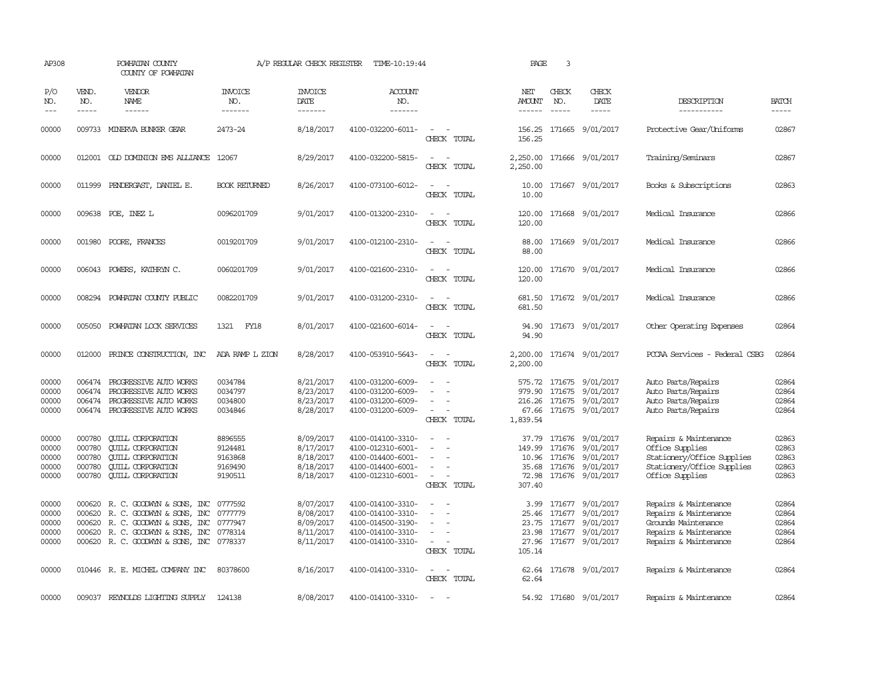AP308 POWHATAN COUNTY A/P REGULAR CHECK REGISTER TIME-10:19:44 PAGE 3
COUNTY OF POWHATAN

| P/O NO. | VEND. NO. | VENDOR NAME | INVOICE NO. | INVOICE DATE | ACCOUNT NO. | | NET AMOUNT | CHECK NO. | CHECK DATE | DESCRIPTION | BATCH |
|---|---|---|---|---|---|---|---|---|---|---|---|
| 00000 | 009733 | MINERVA BUNKER GEAR | 2473-24 | 8/18/2017 | 4100-032200-6011- | - - | 156.25 | 171665 | 9/01/2017 | Protective Gear/Uniforms | 02867 |
| | | | | | | CHECK TOTAL | 156.25 | | | | |
| 00000 | 012001 | OLD DOMINION EMS ALLIANCE | 12067 | 8/29/2017 | 4100-032200-5815- | - - | 2,250.00 | 171666 | 9/01/2017 | Training/Seminars | 02867 |
| | | | | | | CHECK TOTAL | 2,250.00 | | | | |
| 00000 | 011999 | PENDERGAST, DANIEL E. | BOOK RETURNED | 8/26/2017 | 4100-073100-6012- | - - | 10.00 | 171667 | 9/01/2017 | Books & Subscriptions | 02863 |
| | | | | | | CHECK TOTAL | 10.00 | | | | |
| 00000 | 009638 | POE, INEZ L | 0096201709 | 9/01/2017 | 4100-013200-2310- | - - | 120.00 | 171668 | 9/01/2017 | Medical Insurance | 02866 |
| | | | | | | CHECK TOTAL | 120.00 | | | | |
| 00000 | 001980 | POORE, FRANCES | 0019201709 | 9/01/2017 | 4100-012100-2310- | - - | 88.00 | 171669 | 9/01/2017 | Medical Insurance | 02866 |
| | | | | | | CHECK TOTAL | 88.00 | | | | |
| 00000 | 006043 | POWERS, KATHRYN C. | 0060201709 | 9/01/2017 | 4100-021600-2310- | - - | 120.00 | 171670 | 9/01/2017 | Medical Insurance | 02866 |
| | | | | | | CHECK TOTAL | 120.00 | | | | |
| 00000 | 008294 | POWHATAN COUNTY PUBLIC | 0082201709 | 9/01/2017 | 4100-031200-2310- | - - | 681.50 | 171672 | 9/01/2017 | Medical Insurance | 02866 |
| | | | | | | CHECK TOTAL | 681.50 | | | | |
| 00000 | 005050 | POWHATAN LOCK SERVICES | 1321 FY18 | 8/01/2017 | 4100-021600-6014- | - - | 94.90 | 171673 | 9/01/2017 | Other Operating Expenses | 02864 |
| | | | | | | CHECK TOTAL | 94.90 | | | | |
| 00000 | 012000 | PRINCE CONSTRUCTION, INC | ADA RAMP L ZION | 8/28/2017 | 4100-053910-5643- | - - | 2,200.00 | 171674 | 9/01/2017 | PCCAA Services - Federal CSBG | 02864 |
| | | | | | | CHECK TOTAL | 2,200.00 | | | | |
| 00000 | 006474 | PROGRESSIVE AUTO WORKS | 0034784 | 8/21/2017 | 4100-031200-6009- | - - | 575.72 | 171675 | 9/01/2017 | Auto Parts/Repairs | 02864 |
| 00000 | 006474 | PROGRESSIVE AUTO WORKS | 0034797 | 8/23/2017 | 4100-031200-6009- | - - | 979.90 | 171675 | 9/01/2017 | Auto Parts/Repairs | 02864 |
| 00000 | 006474 | PROGRESSIVE AUTO WORKS | 0034800 | 8/23/2017 | 4100-031200-6009- | - - | 216.26 | 171675 | 9/01/2017 | Auto Parts/Repairs | 02864 |
| 00000 | 006474 | PROGRESSIVE AUTO WORKS | 0034846 | 8/28/2017 | 4100-031200-6009- | - - | 67.66 | 171675 | 9/01/2017 | Auto Parts/Repairs | 02864 |
| | | | | | | CHECK TOTAL | 1,839.54 | | | | |
| 00000 | 000780 | QUILL CORPORATION | 8896555 | 8/09/2017 | 4100-014100-3310- | - - | 37.79 | 171676 | 9/01/2017 | Repairs & Maintenance | 02863 |
| 00000 | 000780 | QUILL CORPORATION | 9124481 | 8/17/2017 | 4100-012310-6001- | - - | 149.99 | 171676 | 9/01/2017 | Office Supplies | 02863 |
| 00000 | 000780 | QUILL CORPORATION | 9163868 | 8/18/2017 | 4100-014400-6001- | - - | 10.96 | 171676 | 9/01/2017 | Stationery/Office Supplies | 02863 |
| 00000 | 000780 | QUILL CORPORATION | 9169490 | 8/18/2017 | 4100-014400-6001- | - - | 35.68 | 171676 | 9/01/2017 | Stationery/Office Supplies | 02863 |
| 00000 | 000780 | QUILL CORPORATION | 9190511 | 8/18/2017 | 4100-012310-6001- | - - | 72.98 | 171676 | 9/01/2017 | Office Supplies | 02863 |
| | | | | | | CHECK TOTAL | 307.40 | | | | |
| 00000 | 000620 | R. C. GOODWYN & SONS, INC | 0777592 | 8/07/2017 | 4100-014100-3310- | - - | 3.99 | 171677 | 9/01/2017 | Repairs & Maintenance | 02864 |
| 00000 | 000620 | R. C. GOODWYN & SONS, INC | 0777779 | 8/08/2017 | 4100-014100-3310- | - - | 25.46 | 171677 | 9/01/2017 | Repairs & Maintenance | 02864 |
| 00000 | 000620 | R. C. GOODWYN & SONS, INC | 0777947 | 8/09/2017 | 4100-014500-3190- | - - | 23.75 | 171677 | 9/01/2017 | Grounds Maintenance | 02864 |
| 00000 | 000620 | R. C. GOODWYN & SONS, INC | 0778314 | 8/11/2017 | 4100-014100-3310- | - - | 23.98 | 171677 | 9/01/2017 | Repairs & Maintenance | 02864 |
| 00000 | 000620 | R. C. GOODWYN & SONS, INC | 0778337 | 8/11/2017 | 4100-014100-3310- | - - | 27.96 | 171677 | 9/01/2017 | Repairs & Maintenance | 02864 |
| | | | | | | CHECK TOTAL | 105.14 | | | | |
| 00000 | 010446 | R. E. MICHEL COMPANY INC | 80378600 | 8/16/2017 | 4100-014100-3310- | - - | 62.64 | 171678 | 9/01/2017 | Repairs & Maintenance | 02864 |
| | | | | | | CHECK TOTAL | 62.64 | | | | |
| 00000 | 009037 | REYNOLDS LIGHTING SUPPLY | 124138 | 8/08/2017 | 4100-014100-3310- | - - | 54.92 | 171680 | 9/01/2017 | Repairs & Maintenance | 02864 |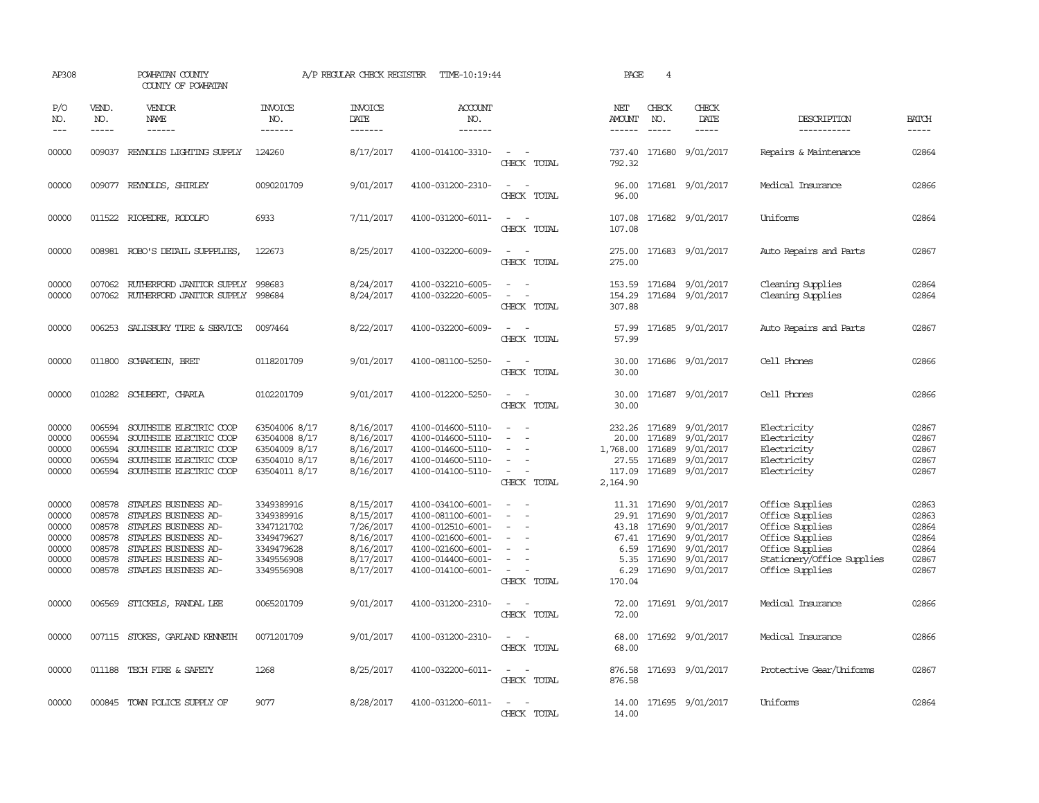AP308 POWHATAN COUNTY A/P REGULAR CHECK REGISTER TIME-10:19:44

COUNTY OF POWHATAN

| P/O NO. | VEND. NO. | VENDOR NAME | INVOICE NO. | INVOICE DATE | ACCOUNT NO. | | NET AMOUNT | CHECK NO. | CHECK DATE | DESCRIPTION | BATCH |
|---|---|---|---|---|---|---|---|---|---|---|---|
| 00000 | 009037 | REYNOLDS LIGHTING SUPPLY | 124260 | 8/17/2017 | 4100-014100-3310- | - - | 737.40 | 171680 | 9/01/2017 | Repairs & Maintenance | 02864 |
| | | | | | | CHECK TOTAL | 792.32 | | | | |
| 00000 | 009077 | REYNOLDS, SHIRLEY | 0090201709 | 9/01/2017 | 4100-031200-2310- | - - | 96.00 | 171681 | 9/01/2017 | Medical Insurance | 02866 |
| | | | | | | CHECK TOTAL | 96.00 | | | | |
| 00000 | 011522 | RIOPEDRE, RODOLFO | 6933 | 7/11/2017 | 4100-031200-6011- | - - | 107.08 | 171682 | 9/01/2017 | Uniforms | 02864 |
| | | | | | | CHECK TOTAL | 107.08 | | | | |
| 00000 | 008981 | ROBO'S DETAIL SUPPPLIES, | 122673 | 8/25/2017 | 4100-032200-6009- | - - | 275.00 | 171683 | 9/01/2017 | Auto Repairs and Parts | 02867 |
| | | | | | | CHECK TOTAL | 275.00 | | | | |
| 00000 | 007062 | RUTHERFORD JANITOR SUPPLY | 998683 | 8/24/2017 | 4100-032210-6005- | - - | 153.59 | 171684 | 9/01/2017 | Cleaning Supplies | 02864 |
| 00000 | 007062 | RUTHERFORD JANITOR SUPPLY | 998684 | 8/24/2017 | 4100-032220-6005- | - - | 154.29 | 171684 | 9/01/2017 | Cleaning Supplies | 02864 |
| | | | | | | CHECK TOTAL | 307.88 | | | | |
| 00000 | 006253 | SALISBURY TIRE & SERVICE | 0097464 | 8/22/2017 | 4100-032200-6009- | - - | 57.99 | 171685 | 9/01/2017 | Auto Repairs and Parts | 02867 |
| | | | | | | CHECK TOTAL | 57.99 | | | | |
| 00000 | 011800 | SCHARDEIN, BRET | 0118201709 | 9/01/2017 | 4100-081100-5250- | - - | 30.00 | 171686 | 9/01/2017 | Cell Phones | 02866 |
| | | | | | | CHECK TOTAL | 30.00 | | | | |
| 00000 | 010282 | SCHUBERT, CHARLA | 0102201709 | 9/01/2017 | 4100-012200-5250- | - - | 30.00 | 171687 | 9/01/2017 | Cell Phones | 02866 |
| | | | | | | CHECK TOTAL | 30.00 | | | | |
| 00000 | 006594 | SOUTHSIDE ELECTRIC COOP | 63504006 8/17 | 8/16/2017 | 4100-014600-5110- | - - | 232.26 | 171689 | 9/01/2017 | Electricity | 02867 |
| 00000 | 006594 | SOUTHSIDE ELECTRIC COOP | 63504008 8/17 | 8/16/2017 | 4100-014600-5110- | - - | 20.00 | 171689 | 9/01/2017 | Electricity | 02867 |
| 00000 | 006594 | SOUTHSIDE ELECTRIC COOP | 63504009 8/17 | 8/16/2017 | 4100-014600-5110- | - - | 1,768.00 | 171689 | 9/01/2017 | Electricity | 02867 |
| 00000 | 006594 | SOUTHSIDE ELECTRIC COOP | 63504010 8/17 | 8/16/2017 | 4100-014600-5110- | - - | 27.55 | 171689 | 9/01/2017 | Electricity | 02867 |
| 00000 | 006594 | SOUTHSIDE ELECTRIC COOP | 63504011 8/17 | 8/16/2017 | 4100-014100-5110- | - - | 117.09 | 171689 | 9/01/2017 | Electricity | 02867 |
| | | | | | | CHECK TOTAL | 2,164.90 | | | | |
| 00000 | 008578 | STAPLES BUSINESS AD- | 3349389916 | 8/15/2017 | 4100-034100-6001- | - - | 11.31 | 171690 | 9/01/2017 | Office Supplies | 02863 |
| 00000 | 008578 | STAPLES BUSINESS AD- | 3349389916 | 8/15/2017 | 4100-081100-6001- | - - | 29.91 | 171690 | 9/01/2017 | Office Supplies | 02863 |
| 00000 | 008578 | STAPLES BUSINESS AD- | 3347121702 | 7/26/2017 | 4100-012510-6001- | - - | 43.18 | 171690 | 9/01/2017 | Office Supplies | 02864 |
| 00000 | 008578 | STAPLES BUSINESS AD- | 3349479627 | 8/16/2017 | 4100-021600-6001- | - - | 67.41 | 171690 | 9/01/2017 | Office Supplies | 02864 |
| 00000 | 008578 | STAPLES BUSINESS AD- | 3349479628 | 8/16/2017 | 4100-021600-6001- | - - | 6.59 | 171690 | 9/01/2017 | Office Supplies | 02864 |
| 00000 | 008578 | STAPLES BUSINESS AD- | 3349556908 | 8/17/2017 | 4100-014400-6001- | - - | 5.35 | 171690 | 9/01/2017 | Stationery/Office Supplies | 02867 |
| 00000 | 008578 | STAPLES BUSINESS AD- | 3349556908 | 8/17/2017 | 4100-014100-6001- | - - | 6.29 | 171690 | 9/01/2017 | Office Supplies | 02867 |
| | | | | | | CHECK TOTAL | 170.04 | | | | |
| 00000 | 006569 | STICKELS, RANDAL LEE | 0065201709 | 9/01/2017 | 4100-031200-2310- | - - | 72.00 | 171691 | 9/01/2017 | Medical Insurance | 02866 |
| | | | | | | CHECK TOTAL | 72.00 | | | | |
| 00000 | 007115 | STOKES, GARLAND KENNETH | 0071201709 | 9/01/2017 | 4100-031200-2310- | - - | 68.00 | 171692 | 9/01/2017 | Medical Insurance | 02866 |
| | | | | | | CHECK TOTAL | 68.00 | | | | |
| 00000 | 011188 | TECH FIRE & SAFETY | 1268 | 8/25/2017 | 4100-032200-6011- | - - | 876.58 | 171693 | 9/01/2017 | Protective Gear/Uniforms | 02867 |
| | | | | | | CHECK TOTAL | 876.58 | | | | |
| 00000 | 000845 | TOWN POLICE SUPPLY OF | 9077 | 8/28/2017 | 4100-031200-6011- | - - | 14.00 | 171695 | 9/01/2017 | Uniforms | 02864 |
| | | | | | | CHECK TOTAL | 14.00 | | | | |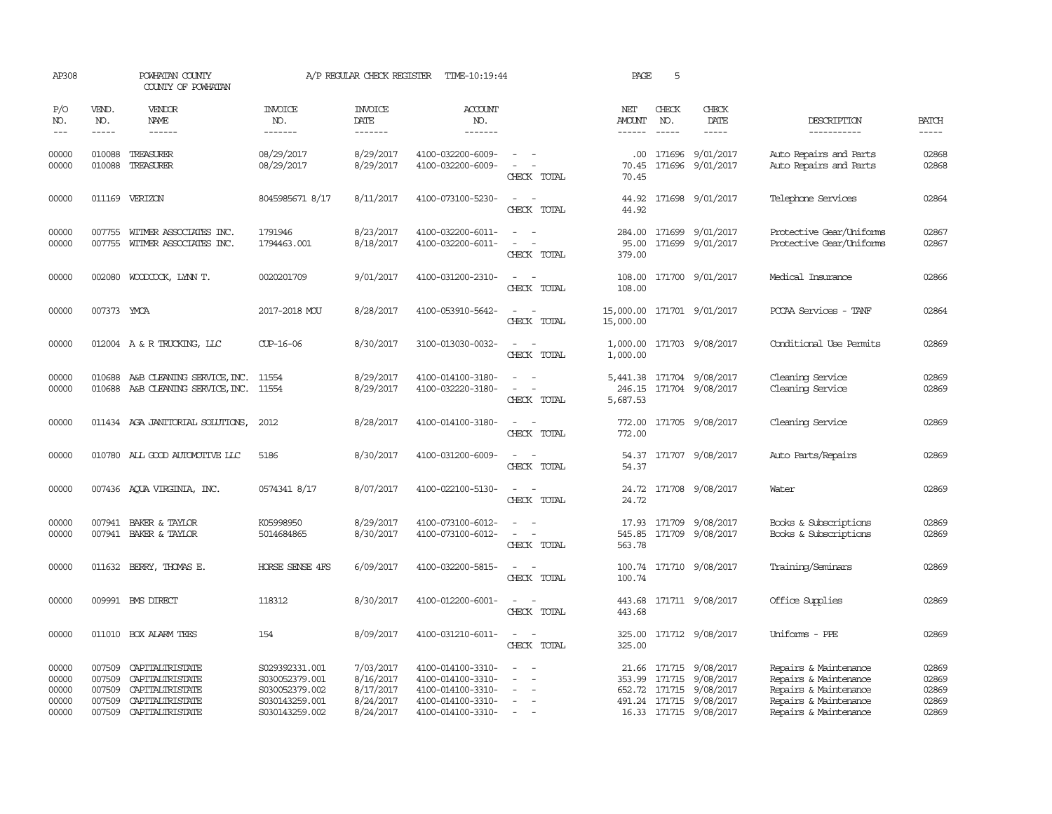AP308 POWHATAN COUNTY A/P REGULAR CHECK REGISTER TIME-10:19:44 PAGE 5

COUNTY OF POWHATAN

| P/O NO. | VEND. NO. | VENDOR NAME | INVOICE NO. | INVOICE DATE | ACCOUNT NO. | | NET AMOUNT | CHECK NO. | CHECK DATE | DESCRIPTION | BATCH |
|---|---|---|---|---|---|---|---|---|---|---|---|
| 00000 | 010088 | TREASURER | 08/29/2017 | 8/29/2017 | 4100-032200-6009- | - - | .00 | 171696 | 9/01/2017 | Auto Repairs and Parts | 02868 |
| 00000 | 010088 | TREASURER | 08/29/2017 | 8/29/2017 | 4100-032200-6009- | - - | 70.45 | 171696 | 9/01/2017 | Auto Repairs and Parts | 02868 |
| | | | | | | CHECK TOTAL | 70.45 | | | | |
| 00000 | 011169 | VERIZON | 8045985671 8/17 | 8/11/2017 | 4100-073100-5230- | - - | 44.92 | 171698 | 9/01/2017 | Telephone Services | 02864 |
| | | | | | | CHECK TOTAL | 44.92 | | | | |
| 00000 | 007755 | WITMER ASSOCIATES INC. | 1791946 | 8/23/2017 | 4100-032200-6011- | - - | 284.00 | 171699 | 9/01/2017 | Protective Gear/Uniforms | 02867 |
| 00000 | 007755 | WITMER ASSOCIATES INC. | 1794463.001 | 8/18/2017 | 4100-032200-6011- | - - | 95.00 | 171699 | 9/01/2017 | Protective Gear/Uniforms | 02867 |
| | | | | | | CHECK TOTAL | 379.00 | | | | |
| 00000 | 002080 | WOODCOCK, LYNN T. | 0020201709 | 9/01/2017 | 4100-031200-2310- | - - | 108.00 | 171700 | 9/01/2017 | Medical Insurance | 02866 |
| | | | | | | CHECK TOTAL | 108.00 | | | | |
| 00000 | 007373 | YMCA | 2017-2018 MOU | 8/28/2017 | 4100-053910-5642- | - - | 15,000.00 | 171701 | 9/01/2017 | PCCAA Services - TANF | 02864 |
| | | | | | | CHECK TOTAL | 15,000.00 | | | | |
| 00000 | 012004 | A & R TRUCKING, LLC | CUP-16-06 | 8/30/2017 | 3100-013030-0032- | - - | 1,000.00 | 171703 | 9/08/2017 | Conditional Use Permits | 02869 |
| | | | | | | CHECK TOTAL | 1,000.00 | | | | |
| 00000 | 010688 | A&B CLEANING SERVICE, INC. | 11554 | 8/29/2017 | 4100-014100-3180- | - - | 5,441.38 | 171704 | 9/08/2017 | Cleaning Service | 02869 |
| 00000 | 010688 | A&B CLEANING SERVICE, INC. | 11554 | 8/29/2017 | 4100-032220-3180- | - - | 246.15 | 171704 | 9/08/2017 | Cleaning Service | 02869 |
| | | | | | | CHECK TOTAL | 5,687.53 | | | | |
| 00000 | 011434 | AGA JANITORIAL SOLUTIONS, | 2012 | 8/28/2017 | 4100-014100-3180- | - - | 772.00 | 171705 | 9/08/2017 | Cleaning Service | 02869 |
| | | | | | | CHECK TOTAL | 772.00 | | | | |
| 00000 | 010780 | ALL GOOD AUTOMOTIVE LLC | 5186 | 8/30/2017 | 4100-031200-6009- | - - | 54.37 | 171707 | 9/08/2017 | Auto Parts/Repairs | 02869 |
| | | | | | | CHECK TOTAL | 54.37 | | | | |
| 00000 | 007436 | AQUA VIRGINIA, INC. | 0574341 8/17 | 8/07/2017 | 4100-022100-5130- | - - | 24.72 | 171708 | 9/08/2017 | Water | 02869 |
| | | | | | | CHECK TOTAL | 24.72 | | | | |
| 00000 | 007941 | BAKER & TAYLOR | K05998950 | 8/29/2017 | 4100-073100-6012- | - - | 17.93 | 171709 | 9/08/2017 | Books & Subscriptions | 02869 |
| 00000 | 007941 | BAKER & TAYLOR | 5014684865 | 8/30/2017 | 4100-073100-6012- | - - | 545.85 | 171709 | 9/08/2017 | Books & Subscriptions | 02869 |
| | | | | | | CHECK TOTAL | 563.78 | | | | |
| 00000 | 011632 | BERRY, THOMAS E. | HORSE SENSE 4FS | 6/09/2017 | 4100-032200-5815- | - - | 100.74 | 171710 | 9/08/2017 | Training/Seminars | 02869 |
| | | | | | | CHECK TOTAL | 100.74 | | | | |
| 00000 | 009991 | BMS DIRECT | 118312 | 8/30/2017 | 4100-012200-6001- | - - | 443.68 | 171711 | 9/08/2017 | Office Supplies | 02869 |
| | | | | | | CHECK TOTAL | 443.68 | | | | |
| 00000 | 011010 | BOX ALARM TEES | 154 | 8/09/2017 | 4100-031210-6011- | - - | 325.00 | 171712 | 9/08/2017 | Uniforms - PPE | 02869 |
| | | | | | | CHECK TOTAL | 325.00 | | | | |
| 00000 | 007509 | CAPITALTRISTATE | S029392331.001 | 7/03/2017 | 4100-014100-3310- | - - | 21.66 | 171715 | 9/08/2017 | Repairs & Maintenance | 02869 |
| 00000 | 007509 | CAPITALTRISTATE | S030052379.001 | 8/16/2017 | 4100-014100-3310- | - - | 353.99 | 171715 | 9/08/2017 | Repairs & Maintenance | 02869 |
| 00000 | 007509 | CAPITALTRISTATE | S030052379.002 | 8/17/2017 | 4100-014100-3310- | - - | 652.72 | 171715 | 9/08/2017 | Repairs & Maintenance | 02869 |
| 00000 | 007509 | CAPITALTRISTATE | S030143259.001 | 8/24/2017 | 4100-014100-3310- | - - | 491.24 | 171715 | 9/08/2017 | Repairs & Maintenance | 02869 |
| 00000 | 007509 | CAPITALTRISTATE | S030143259.002 | 8/24/2017 | 4100-014100-3310- | - - | 16.33 | 171715 | 9/08/2017 | Repairs & Maintenance | 02869 |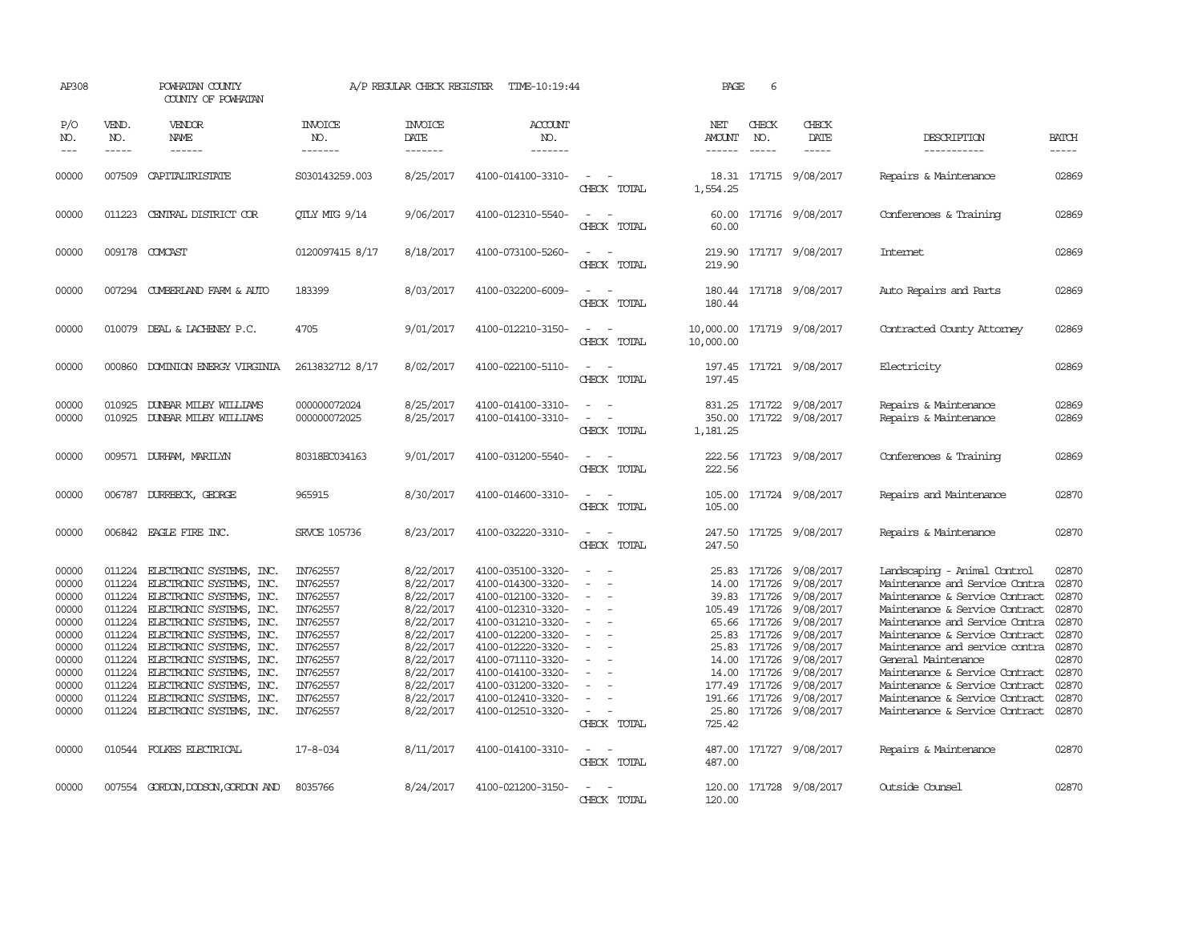AP308 POWHATAN COUNTY A/P REGULAR CHECK REGISTER TIME-10:19:44 PAGE 6
COUNTY OF POWHATAN

| P/O NO. | VEND. NO. | VENDOR NAME | INVOICE NO. | INVOICE DATE | ACCOUNT NO. | | NET AMOUNT | CHECK NO. | CHECK DATE | DESCRIPTION | BATCH |
|---|---|---|---|---|---|---|---|---|---|---|---|
| 00000 | 007509 | CAPITALTRISTATE | S030143259.003 | 8/25/2017 | 4100-014100-3310- | - - | 18.31 | 171715 | 9/08/2017 | Repairs & Maintenance | 02869 |
| | | | | | | CHECK TOTAL | 1,554.25 | | | | |
| 00000 | 011223 | CENTRAL DISTRICT COR | QTLY MTG 9/14 | 9/06/2017 | 4100-012310-5540- | - - | 60.00 | 171716 | 9/08/2017 | Conferences & Training | 02869 |
| | | | | | | CHECK TOTAL | 60.00 | | | | |
| 00000 | 009178 | COMCAST | 0120097415 8/17 | 8/18/2017 | 4100-073100-5260- | - - | 219.90 | 171717 | 9/08/2017 | Internet | 02869 |
| | | | | | | CHECK TOTAL | 219.90 | | | | |
| 00000 | 007294 | CUMBERLAND FARM & AUTO | 183399 | 8/03/2017 | 4100-032200-6009- | - - | 180.44 | 171718 | 9/08/2017 | Auto Repairs and Parts | 02869 |
| | | | | | | CHECK TOTAL | 180.44 | | | | |
| 00000 | 010079 | DEAL & LACHENEY P.C. | 4705 | 9/01/2017 | 4100-012210-3150- | - - | 10,000.00 | 171719 | 9/08/2017 | Contracted County Attorney | 02869 |
| | | | | | | CHECK TOTAL | 10,000.00 | | | | |
| 00000 | 000860 | DOMINION ENERGY VIRGINIA | 2613832712 8/17 | 8/02/2017 | 4100-022100-5110- | - - | 197.45 | 171721 | 9/08/2017 | Electricity | 02869 |
| | | | | | | CHECK TOTAL | 197.45 | | | | |
| 00000 | 010925 | DUNBAR MILBY WILLIAMS | 000000072024 | 8/25/2017 | 4100-014100-3310- | - - | 831.25 | 171722 | 9/08/2017 | Repairs & Maintenance | 02869 |
| 00000 | 010925 | DUNBAR MILBY WILLIAMS | 000000072025 | 8/25/2017 | 4100-014100-3310- | - - | 350.00 | 171722 | 9/08/2017 | Repairs & Maintenance | 02869 |
| | | | | | | CHECK TOTAL | 1,181.25 | | | | |
| 00000 | 009571 | DURHAM, MARILYN | 80318EC034163 | 9/01/2017 | 4100-031200-5540- | - - | 222.56 | 171723 | 9/08/2017 | Conferences & Training | 02869 |
| | | | | | | CHECK TOTAL | 222.56 | | | | |
| 00000 | 006787 | DURRBECK, GEORGE | 965915 | 8/30/2017 | 4100-014600-3310- | - - | 105.00 | 171724 | 9/08/2017 | Repairs and Maintenance | 02870 |
| | | | | | | CHECK TOTAL | 105.00 | | | | |
| 00000 | 006842 | EAGLE FIRE INC. | SRVCE 105736 | 8/23/2017 | 4100-032220-3310- | - - | 247.50 | 171725 | 9/08/2017 | Repairs & Maintenance | 02870 |
| | | | | | | CHECK TOTAL | 247.50 | | | | |
| 00000 | 011224 | ELECTRONIC SYSTEMS, INC. | IN762557 | 8/22/2017 | 4100-035100-3320- | - - | 25.83 | 171726 | 9/08/2017 | Landscaping - Animal Control | 02870 |
| 00000 | 011224 | ELECTRONIC SYSTEMS, INC. | IN762557 | 8/22/2017 | 4100-014300-3320- | - - | 14.00 | 171726 | 9/08/2017 | Maintenance and Service Contra | 02870 |
| 00000 | 011224 | ELECTRONIC SYSTEMS, INC. | IN762557 | 8/22/2017 | 4100-012100-3320- | - - | 39.83 | 171726 | 9/08/2017 | Maintenance & Service Contract | 02870 |
| 00000 | 011224 | ELECTRONIC SYSTEMS, INC. | IN762557 | 8/22/2017 | 4100-012310-3320- | - - | 105.49 | 171726 | 9/08/2017 | Maintenance & Service Contract | 02870 |
| 00000 | 011224 | ELECTRONIC SYSTEMS, INC. | IN762557 | 8/22/2017 | 4100-031210-3320- | - - | 65.66 | 171726 | 9/08/2017 | Maintenance and Service Contra | 02870 |
| 00000 | 011224 | ELECTRONIC SYSTEMS, INC. | IN762557 | 8/22/2017 | 4100-012200-3320- | - - | 25.83 | 171726 | 9/08/2017 | Maintenance & Service Contract | 02870 |
| 00000 | 011224 | ELECTRONIC SYSTEMS, INC. | IN762557 | 8/22/2017 | 4100-012220-3320- | - - | 25.83 | 171726 | 9/08/2017 | Maintenance and service contra | 02870 |
| 00000 | 011224 | ELECTRONIC SYSTEMS, INC. | IN762557 | 8/22/2017 | 4100-071110-3320- | - - | 14.00 | 171726 | 9/08/2017 | General Maintenance | 02870 |
| 00000 | 011224 | ELECTRONIC SYSTEMS, INC. | IN762557 | 8/22/2017 | 4100-014100-3320- | - - | 14.00 | 171726 | 9/08/2017 | Maintenance & Service Contract | 02870 |
| 00000 | 011224 | ELECTRONIC SYSTEMS, INC. | IN762557 | 8/22/2017 | 4100-031200-3320- | - - | 177.49 | 171726 | 9/08/2017 | Maintenance & Service Contract | 02870 |
| 00000 | 011224 | ELECTRONIC SYSTEMS, INC. | IN762557 | 8/22/2017 | 4100-012410-3320- | - - | 191.66 | 171726 | 9/08/2017 | Maintenance & Service Contract | 02870 |
| 00000 | 011224 | ELECTRONIC SYSTEMS, INC. | IN762557 | 8/22/2017 | 4100-012510-3320- | - - | 25.80 | 171726 | 9/08/2017 | Maintenance & Service Contract | 02870 |
| | | | | | | CHECK TOTAL | 725.42 | | | | |
| 00000 | 010544 | FOLKES ELECTRICAL | 17-8-034 | 8/11/2017 | 4100-014100-3310- | - - | 487.00 | 171727 | 9/08/2017 | Repairs & Maintenance | 02870 |
| | | | | | | CHECK TOTAL | 487.00 | | | | |
| 00000 | 007554 | GORDON,DODSON,GORDON AND | 8035766 | 8/24/2017 | 4100-021200-3150- | - - | 120.00 | 171728 | 9/08/2017 | Outside Counsel | 02870 |
| | | | | | | CHECK TOTAL | 120.00 | | | | |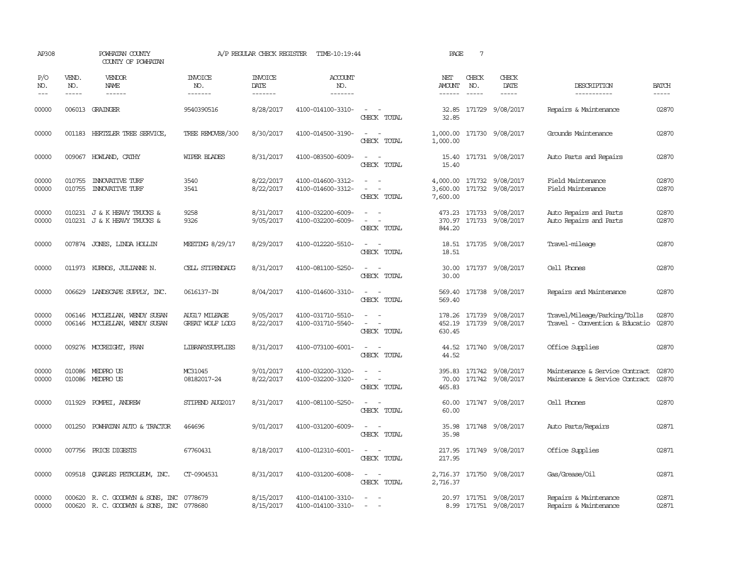AP308 POWHATAN COUNTY A/P REGULAR CHECK REGISTER TIME-10:19:44 PAGE 7
COUNTY OF POWHATAN

| P/O NO. | VEND. NO. | VENDOR NAME | INVOICE NO. | INVOICE DATE | ACCOUNT NO. | | NET AMOUNT | CHECK NO. | CHECK DATE | DESCRIPTION | BATCH |
|---|---|---|---|---|---|---|---|---|---|---|---|
| 00000 | 006013 | GRAINGER | 9540390516 | 8/28/2017 | 4100-014100-3310- | - - | 32.85 | 171729 | 9/08/2017 | Repairs & Maintenance | 02870 |
| | | | | | | CHECK TOTAL | 32.85 | | | | |
| 00000 | 001183 | HERTZLER TREE SERVICE, | TREE REMOVE8/300 | 8/30/2017 | 4100-014500-3190- | - - | 1,000.00 | 171730 | 9/08/2017 | Grounds Maintenance | 02870 |
| | | | | | | CHECK TOTAL | 1,000.00 | | | | |
| 00000 | 009067 | HOWLAND, CATHY | WIPER BLADES | 8/31/2017 | 4100-083500-6009- | - - | 15.40 | 171731 | 9/08/2017 | Auto Parts and Repairs | 02870 |
| | | | | | | CHECK TOTAL | 15.40 | | | | |
| 00000 | 010755 | INNOVATIVE TURF | 3540 | 8/22/2017 | 4100-014600-3312- | - - | 4,000.00 | 171732 | 9/08/2017 | Field Maintenance | 02870 |
| 00000 | 010755 | INNOVATIVE TURF | 3541 | 8/22/2017 | 4100-014600-3312- | - - | 3,600.00 | 171732 | 9/08/2017 | Field Maintenance | 02870 |
| | | | | | | CHECK TOTAL | 7,600.00 | | | | |
| 00000 | 010231 | J & K HEAVY TRUCKS & | 9258 | 8/31/2017 | 4100-032200-6009- | - - | 473.23 | 171733 | 9/08/2017 | Auto Repairs and Parts | 02870 |
| 00000 | 010231 | J & K HEAVY TRUCKS & | 9326 | 9/05/2017 | 4100-032200-6009- | - - | 370.97 | 171733 | 9/08/2017 | Auto Repairs and Parts | 02870 |
| | | | | | | CHECK TOTAL | 844.20 | | | | |
| 00000 | 007874 | JONES, LINDA HOLLIN | MEETING 8/29/17 | 8/29/2017 | 4100-012220-5510- | - - | 18.51 | 171735 | 9/08/2017 | Travel-mileage | 02870 |
| | | | | | | CHECK TOTAL | 18.51 | | | | |
| 00000 | 011973 | KURNOS, JULIANNE N. | CELL STIPENDAUG | 8/31/2017 | 4100-081100-5250- | - - | 30.00 | 171737 | 9/08/2017 | Cell Phones | 02870 |
| | | | | | | CHECK TOTAL | 30.00 | | | | |
| 00000 | 006629 | LANDSCAPE SUPPLY, INC. | 0616137-IN | 8/04/2017 | 4100-014600-3310- | - - | 569.40 | 171738 | 9/08/2017 | Repairs and Maintenance | 02870 |
| | | | | | | CHECK TOTAL | 569.40 | | | | |
| 00000 | 006146 | MCCLELLAN, WENDY SUSAN | AUG17 MILEAGE | 9/05/2017 | 4100-031710-5510- | - - | 178.26 | 171739 | 9/08/2017 | Travel/Mileage/Parking/Tolls | 02870 |
| 00000 | 006146 | MCCLELLAN, WENDY SUSAN | GREAT WOLF LODG | 8/22/2017 | 4100-031710-5540- | - - | 452.19 | 171739 | 9/08/2017 | Travel - Convention & Educatio | 02870 |
| | | | | | | CHECK TOTAL | 630.45 | | | | |
| 00000 | 009276 | MCCREIGHT, FRAN | LIBRARYSUPPLIES | 8/31/2017 | 4100-073100-6001- | - - | 44.52 | 171740 | 9/08/2017 | Office Supplies | 02870 |
| | | | | | | CHECK TOTAL | 44.52 | | | | |
| 00000 | 010086 | MEDPRO US | MC31045 | 9/01/2017 | 4100-032200-3320- | - - | 395.83 | 171742 | 9/08/2017 | Maintenance & Service Contract | 02870 |
| 00000 | 010086 | MEDPRO US | 08182017-24 | 8/22/2017 | 4100-032200-3320- | - - | 70.00 | 171742 | 9/08/2017 | Maintenance & Service Contract | 02870 |
| | | | | | | CHECK TOTAL | 465.83 | | | | |
| 00000 | 011929 | POMPEI, ANDREW | STIPEND AUG2017 | 8/31/2017 | 4100-081100-5250- | - - | 60.00 | 171747 | 9/08/2017 | Cell Phones | 02870 |
| | | | | | | CHECK TOTAL | 60.00 | | | | |
| 00000 | 001250 | POWHATAN AUTO & TRACTOR | 464696 | 9/01/2017 | 4100-031200-6009- | - - | 35.98 | 171748 | 9/08/2017 | Auto Parts/Repairs | 02871 |
| | | | | | | CHECK TOTAL | 35.98 | | | | |
| 00000 | 007756 | PRICE DIGESTS | 67760431 | 8/18/2017 | 4100-012310-6001- | - - | 217.95 | 171749 | 9/08/2017 | Office Supplies | 02871 |
| | | | | | | CHECK TOTAL | 217.95 | | | | |
| 00000 | 009518 | QUARLES PETROLEUM, INC. | CT-0904531 | 8/31/2017 | 4100-031200-6008- | - - | 2,716.37 | 171750 | 9/08/2017 | Gas/Grease/Oil | 02871 |
| | | | | | | CHECK TOTAL | 2,716.37 | | | | |
| 00000 | 000620 | R. C. GOODWYN & SONS, INC | 0778679 | 8/15/2017 | 4100-014100-3310- | - - | 20.97 | 171751 | 9/08/2017 | Repairs & Maintenance | 02871 |
| 00000 | 000620 | R. C. GOODWYN & SONS, INC | 0778680 | 8/15/2017 | 4100-014100-3310- | - - | 8.99 | 171751 | 9/08/2017 | Repairs & Maintenance | 02871 |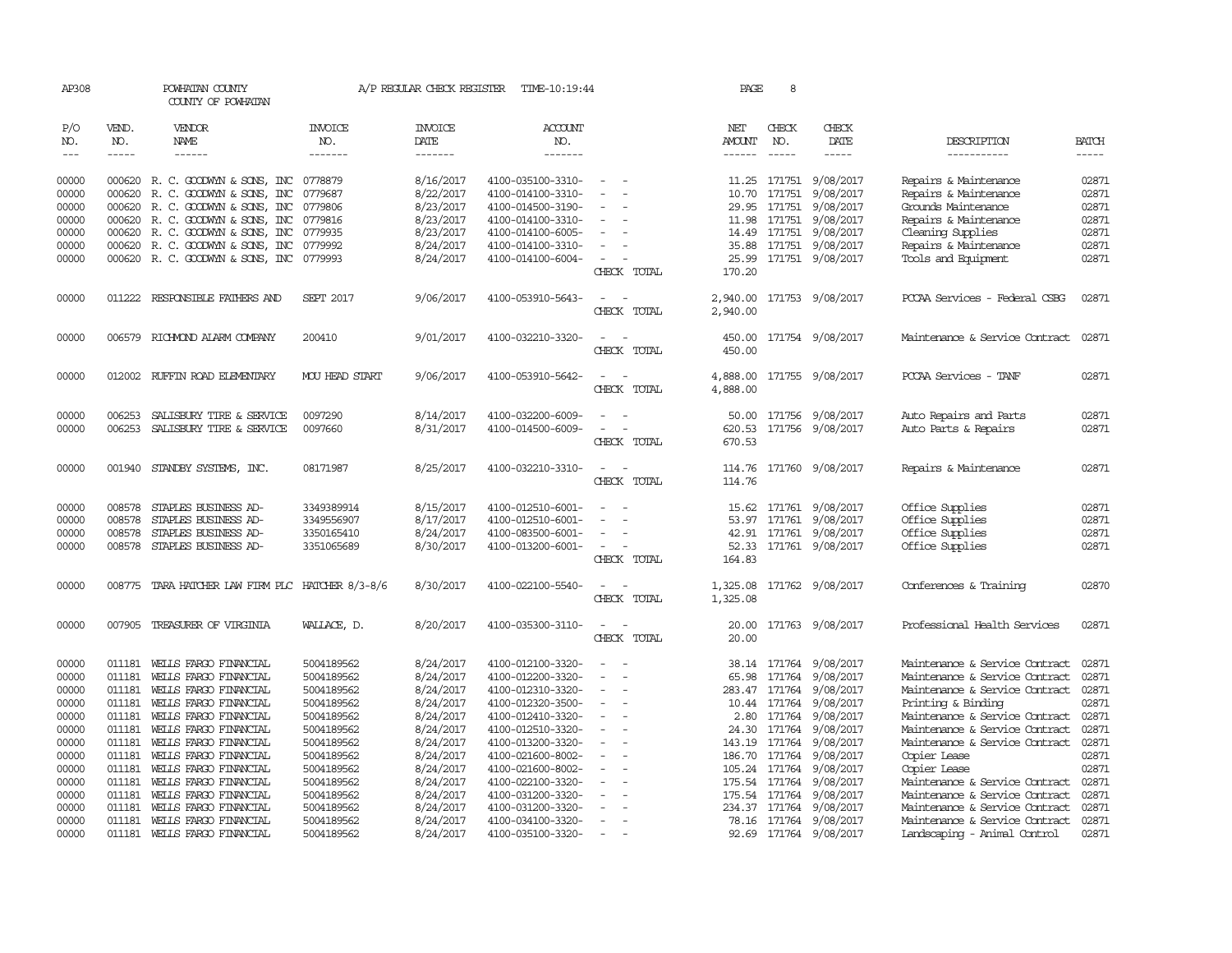AP308 POWHATAN COUNTY A/P REGULAR CHECK REGISTER TIME-10:19:44

COUNTY OF POWHATAN

| P/O NO. | VEND. NO. | VENDOR NAME | INVOICE NO. | INVOICE DATE | ACCOUNT NO. | | NET AMOUNT | CHECK NO. | CHECK DATE | DESCRIPTION | BATCH |
|---|---|---|---|---|---|---|---|---|---|---|---|
| 00000 | 000620 | R. C. GOODWYN & SONS, INC | 0778879 | 8/16/2017 | 4100-035100-3310- | - - | 11.25 | 171751 | 9/08/2017 | Repairs & Maintenance | 02871 |
| 00000 | 000620 | R. C. GOODWYN & SONS, INC | 0779687 | 8/22/2017 | 4100-014100-3310- | - - | 10.70 | 171751 | 9/08/2017 | Repairs & Maintenance | 02871 |
| 00000 | 000620 | R. C. GOODWYN & SONS, INC | 0779806 | 8/23/2017 | 4100-014500-3190- | - - | 29.95 | 171751 | 9/08/2017 | Grounds Maintenance | 02871 |
| 00000 | 000620 | R. C. GOODWYN & SONS, INC | 0779816 | 8/23/2017 | 4100-014100-3310- | - - | 11.98 | 171751 | 9/08/2017 | Repairs & Maintenance | 02871 |
| 00000 | 000620 | R. C. GOODWYN & SONS, INC | 0779935 | 8/23/2017 | 4100-014100-6005- | - - | 14.49 | 171751 | 9/08/2017 | Cleaning Supplies | 02871 |
| 00000 | 000620 | R. C. GOODWYN & SONS, INC | 0779992 | 8/24/2017 | 4100-014100-3310- | - - | 35.88 | 171751 | 9/08/2017 | Repairs & Maintenance | 02871 |
| 00000 | 000620 | R. C. GOODWYN & SONS, INC | 0779993 | 8/24/2017 | 4100-014100-6004- | - - | 25.99 | 171751 | 9/08/2017 | Tools and Equipment | 02871 |
| | | | | | | CHECK TOTAL | 170.20 | | | | |
| 00000 | 011222 | RESPONSIBLE FATHERS AND | SEPT 2017 | 9/06/2017 | 4100-053910-5643- | - - | 2,940.00 | 171753 | 9/08/2017 | PCCAA Services - Federal CSBG | 02871 |
| | | | | | | CHECK TOTAL | 2,940.00 | | | | |
| 00000 | 006579 | RICHMOND ALARM COMPANY | 200410 | 9/01/2017 | 4100-032210-3320- | - - | 450.00 | 171754 | 9/08/2017 | Maintenance & Service Contract | 02871 |
| | | | | | | CHECK TOTAL | 450.00 | | | | |
| 00000 | 012002 | RUFFIN ROAD ELEMENTARY | MOU HEAD START | 9/06/2017 | 4100-053910-5642- | - - | 4,888.00 | 171755 | 9/08/2017 | PCCAA Services - TANF | 02871 |
| | | | | | | CHECK TOTAL | 4,888.00 | | | | |
| 00000 | 006253 | SALISBURY TIRE & SERVICE | 0097290 | 8/14/2017 | 4100-032200-6009- | - - | 50.00 | 171756 | 9/08/2017 | Auto Repairs and Parts | 02871 |
| 00000 | 006253 | SALISBURY TIRE & SERVICE | 0097660 | 8/31/2017 | 4100-014500-6009- | - - | 620.53 | 171756 | 9/08/2017 | Auto Parts & Repairs | 02871 |
| | | | | | | CHECK TOTAL | 670.53 | | | | |
| 00000 | 001940 | STANDBY SYSTEMS, INC. | 08171987 | 8/25/2017 | 4100-032210-3310- | - - | 114.76 | 171760 | 9/08/2017 | Repairs & Maintenance | 02871 |
| | | | | | | CHECK TOTAL | 114.76 | | | | |
| 00000 | 008578 | STAPLES BUSINESS AD- | 3349389914 | 8/15/2017 | 4100-012510-6001- | - - | 15.62 | 171761 | 9/08/2017 | Office Supplies | 02871 |
| 00000 | 008578 | STAPLES BUSINESS AD- | 3349556907 | 8/17/2017 | 4100-012510-6001- | - - | 53.97 | 171761 | 9/08/2017 | Office Supplies | 02871 |
| 00000 | 008578 | STAPLES BUSINESS AD- | 3350165410 | 8/24/2017 | 4100-083500-6001- | - - | 42.91 | 171761 | 9/08/2017 | Office Supplies | 02871 |
| 00000 | 008578 | STAPLES BUSINESS AD- | 3351065689 | 8/30/2017 | 4100-013200-6001- | - - | 52.33 | 171761 | 9/08/2017 | Office Supplies | 02871 |
| | | | | | | CHECK TOTAL | 164.83 | | | | |
| 00000 | 008775 | TARA HATCHER LAW FIRM PLC | HATCHER 8/3-8/6 | 8/30/2017 | 4100-022100-5540- | - - | 1,325.08 | 171762 | 9/08/2017 | Conferences & Training | 02870 |
| | | | | | | CHECK TOTAL | 1,325.08 | | | | |
| 00000 | 007905 | TREASURER OF VIRGINIA | WALLACE, D. | 8/20/2017 | 4100-035300-3110- | - - | 20.00 | 171763 | 9/08/2017 | Professional Health Services | 02871 |
| | | | | | | CHECK TOTAL | 20.00 | | | | |
| 00000 | 011181 | WELLS FARGO FINANCIAL | 5004189562 | 8/24/2017 | 4100-012100-3320- | - - | 38.14 | 171764 | 9/08/2017 | Maintenance & Service Contract | 02871 |
| 00000 | 011181 | WELLS FARGO FINANCIAL | 5004189562 | 8/24/2017 | 4100-012200-3320- | - - | 65.98 | 171764 | 9/08/2017 | Maintenance & Service Contract | 02871 |
| 00000 | 011181 | WELLS FARGO FINANCIAL | 5004189562 | 8/24/2017 | 4100-012310-3320- | - - | 283.47 | 171764 | 9/08/2017 | Maintenance & Service Contract | 02871 |
| 00000 | 011181 | WELLS FARGO FINANCIAL | 5004189562 | 8/24/2017 | 4100-012320-3500- | - - | 10.44 | 171764 | 9/08/2017 | Printing & Binding | 02871 |
| 00000 | 011181 | WELLS FARGO FINANCIAL | 5004189562 | 8/24/2017 | 4100-012410-3320- | - - | 2.80 | 171764 | 9/08/2017 | Maintenance & Service Contract | 02871 |
| 00000 | 011181 | WELLS FARGO FINANCIAL | 5004189562 | 8/24/2017 | 4100-012510-3320- | - - | 24.30 | 171764 | 9/08/2017 | Maintenance & Service Contract | 02871 |
| 00000 | 011181 | WELLS FARGO FINANCIAL | 5004189562 | 8/24/2017 | 4100-013200-3320- | - - | 143.19 | 171764 | 9/08/2017 | Maintenance & Service Contract | 02871 |
| 00000 | 011181 | WELLS FARGO FINANCIAL | 5004189562 | 8/24/2017 | 4100-021600-8002- | - - | 186.70 | 171764 | 9/08/2017 | Copier Lease | 02871 |
| 00000 | 011181 | WELLS FARGO FINANCIAL | 5004189562 | 8/24/2017 | 4100-021600-8002- | - - | 105.24 | 171764 | 9/08/2017 | Copier Lease | 02871 |
| 00000 | 011181 | WELLS FARGO FINANCIAL | 5004189562 | 8/24/2017 | 4100-022100-3320- | - - | 175.54 | 171764 | 9/08/2017 | Maintenance & Service Contract | 02871 |
| 00000 | 011181 | WELLS FARGO FINANCIAL | 5004189562 | 8/24/2017 | 4100-031200-3320- | - - | 175.54 | 171764 | 9/08/2017 | Maintenance & Service Contract | 02871 |
| 00000 | 011181 | WELLS FARGO FINANCIAL | 5004189562 | 8/24/2017 | 4100-031200-3320- | - - | 234.37 | 171764 | 9/08/2017 | Maintenance & Service Contract | 02871 |
| 00000 | 011181 | WELLS FARGO FINANCIAL | 5004189562 | 8/24/2017 | 4100-034100-3320- | - - | 78.16 | 171764 | 9/08/2017 | Maintenance & Service Contract | 02871 |
| 00000 | 011181 | WELLS FARGO FINANCIAL | 5004189562 | 8/24/2017 | 4100-035100-3320- | - - | 92.69 | 171764 | 9/08/2017 | Landscaping - Animal Control | 02871 |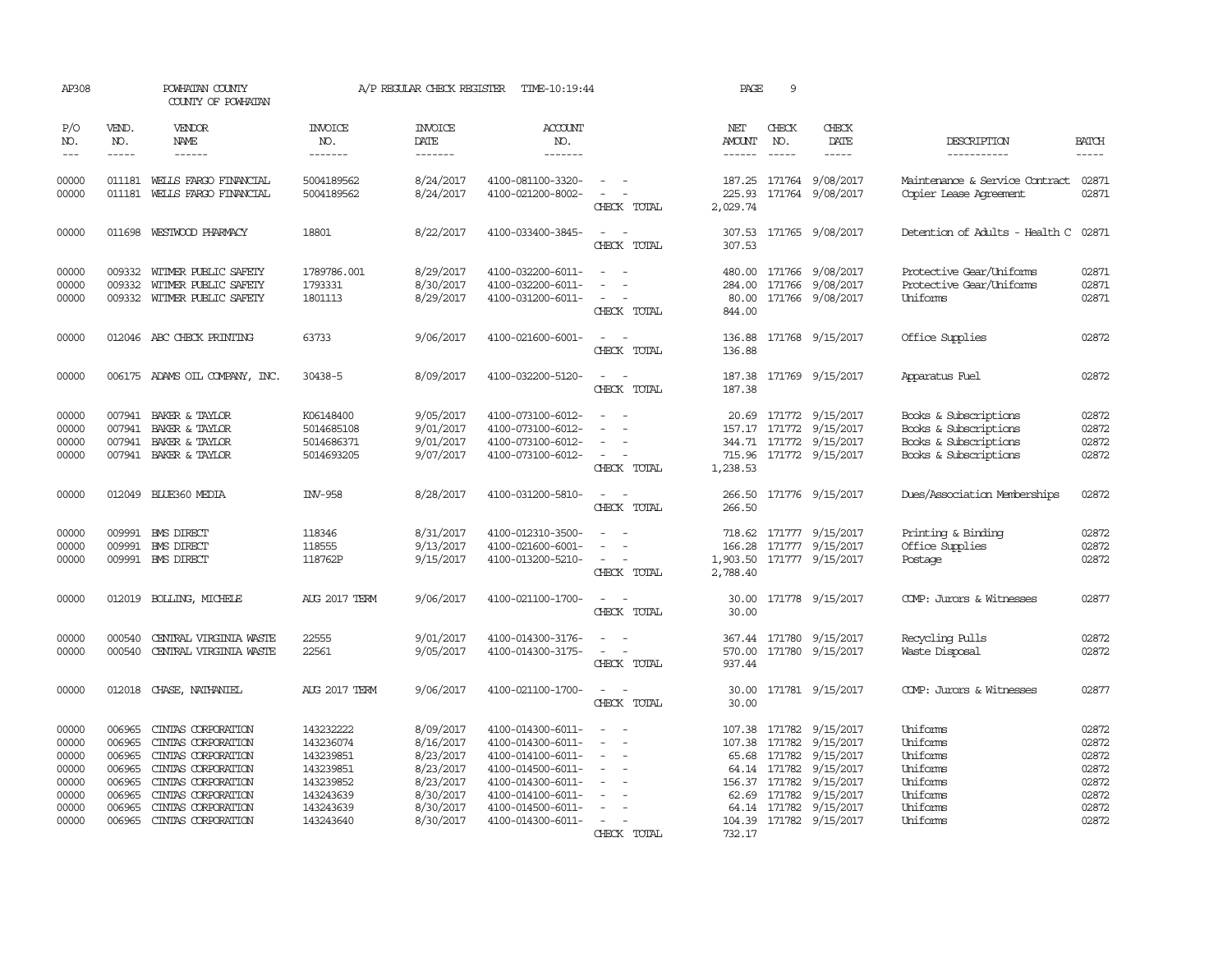AP308 POWHATAN COUNTY A/P REGULAR CHECK REGISTER TIME-10:19:44 PAGE 9

COUNTY OF POWHATAN

| P/O NO. | VEND. NO. | VENDOR NAME | INVOICE NO. | INVOICE DATE | ACCOUNT NO. | | NET AMOUNT | CHECK NO. | CHECK DATE | DESCRIPTION | BATCH |
|---|---|---|---|---|---|---|---|---|---|---|---|
| 00000 | 011181 | WELLS FARGO FINANCIAL | 5004189562 | 8/24/2017 | 4100-081100-3320- | - - | 187.25 | 171764 | 9/08/2017 | Maintenance & Service Contract | 02871 |
| 00000 | 011181 | WELLS FARGO FINANCIAL | 5004189562 | 8/24/2017 | 4100-021200-8002- | - - | 225.93 | 171764 | 9/08/2017 | Copier Lease Agreement | 02871 |
| | | | | | | CHECK TOTAL | 2,029.74 | | | | |
| 00000 | 011698 | WESTWOOD PHARMACY | 18801 | 8/22/2017 | 4100-033400-3845- | - - | 307.53 | 171765 | 9/08/2017 | Detention of Adults - Health C | 02871 |
| | | | | | | CHECK TOTAL | 307.53 | | | | |
| 00000 | 009332 | WITMER PUBLIC SAFETY | 1789786.001 | 8/29/2017 | 4100-032200-6011- | - - | 480.00 | 171766 | 9/08/2017 | Protective Gear/Uniforms | 02871 |
| 00000 | 009332 | WITMER PUBLIC SAFETY | 1793331 | 8/30/2017 | 4100-032200-6011- | - - | 284.00 | 171766 | 9/08/2017 | Protective Gear/Uniforms | 02871 |
| 00000 | 009332 | WITMER PUBLIC SAFETY | 1801113 | 8/29/2017 | 4100-031200-6011- | - - | 80.00 | 171766 | 9/08/2017 | Uniforms | 02871 |
| | | | | | | CHECK TOTAL | 844.00 | | | | |
| 00000 | 012046 | ABC CHECK PRINTING | 63733 | 9/06/2017 | 4100-021600-6001- | - - | 136.88 | 171768 | 9/15/2017 | Office Supplies | 02872 |
| | | | | | | CHECK TOTAL | 136.88 | | | | |
| 00000 | 006175 | ADAMS OIL COMPANY, INC. | 30438-5 | 8/09/2017 | 4100-032200-5120- | - - | 187.38 | 171769 | 9/15/2017 | Apparatus Fuel | 02872 |
| | | | | | | CHECK TOTAL | 187.38 | | | | |
| 00000 | 007941 | BAKER & TAYLOR | K06148400 | 9/05/2017 | 4100-073100-6012- | - - | 20.69 | 171772 | 9/15/2017 | Books & Subscriptions | 02872 |
| 00000 | 007941 | BAKER & TAYLOR | 5014685108 | 9/01/2017 | 4100-073100-6012- | - - | 157.17 | 171772 | 9/15/2017 | Books & Subscriptions | 02872 |
| 00000 | 007941 | BAKER & TAYLOR | 5014686371 | 9/01/2017 | 4100-073100-6012- | - - | 344.71 | 171772 | 9/15/2017 | Books & Subscriptions | 02872 |
| 00000 | 007941 | BAKER & TAYLOR | 5014693205 | 9/07/2017 | 4100-073100-6012- | - - | 715.96 | 171772 | 9/15/2017 | Books & Subscriptions | 02872 |
| | | | | | | CHECK TOTAL | 1,238.53 | | | | |
| 00000 | 012049 | BLUE360 MEDIA | INV-958 | 8/28/2017 | 4100-031200-5810- | - - | 266.50 | 171776 | 9/15/2017 | Dues/Association Memberships | 02872 |
| | | | | | | CHECK TOTAL | 266.50 | | | | |
| 00000 | 009991 | BMS DIRECT | 118346 | 8/31/2017 | 4100-012310-3500- | - - | 718.62 | 171777 | 9/15/2017 | Printing & Binding | 02872 |
| 00000 | 009991 | BMS DIRECT | 118555 | 9/13/2017 | 4100-021600-6001- | - - | 166.28 | 171777 | 9/15/2017 | Office Supplies | 02872 |
| 00000 | 009991 | BMS DIRECT | 118762P | 9/15/2017 | 4100-013200-5210- | - - | 1,903.50 | 171777 | 9/15/2017 | Postage | 02872 |
| | | | | | | CHECK TOTAL | 2,788.40 | | | | |
| 00000 | 012019 | BOLLING, MICHELE | AUG 2017 TERM | 9/06/2017 | 4100-021100-1700- | - - | 30.00 | 171778 | 9/15/2017 | COMP: Jurors & Witnesses | 02877 |
| | | | | | | CHECK TOTAL | 30.00 | | | | |
| 00000 | 000540 | CENTRAL VIRGINIA WASTE | 22555 | 9/01/2017 | 4100-014300-3176- | - - | 367.44 | 171780 | 9/15/2017 | Recycling Pulls | 02872 |
| 00000 | 000540 | CENTRAL VIRGINIA WASTE | 22561 | 9/05/2017 | 4100-014300-3175- | - - | 570.00 | 171780 | 9/15/2017 | Waste Disposal | 02872 |
| | | | | | | CHECK TOTAL | 937.44 | | | | |
| 00000 | 012018 | CHASE, NATHANIEL | AUG 2017 TERM | 9/06/2017 | 4100-021100-1700- | - - | 30.00 | 171781 | 9/15/2017 | COMP: Jurors & Witnesses | 02877 |
| | | | | | | CHECK TOTAL | 30.00 | | | | |
| 00000 | 006965 | CINTAS CORPORATION | 143232222 | 8/09/2017 | 4100-014300-6011- | - - | 107.38 | 171782 | 9/15/2017 | Uniforms | 02872 |
| 00000 | 006965 | CINTAS CORPORATION | 143236074 | 8/16/2017 | 4100-014300-6011- | - - | 107.38 | 171782 | 9/15/2017 | Uniforms | 02872 |
| 00000 | 006965 | CINTAS CORPORATION | 143239851 | 8/23/2017 | 4100-014100-6011- | - - | 65.68 | 171782 | 9/15/2017 | Uniforms | 02872 |
| 00000 | 006965 | CINTAS CORPORATION | 143239851 | 8/23/2017 | 4100-014500-6011- | - - | 64.14 | 171782 | 9/15/2017 | Uniforms | 02872 |
| 00000 | 006965 | CINTAS CORPORATION | 143239852 | 8/23/2017 | 4100-014300-6011- | - - | 156.37 | 171782 | 9/15/2017 | Uniforms | 02872 |
| 00000 | 006965 | CINTAS CORPORATION | 143243639 | 8/30/2017 | 4100-014100-6011- | - - | 62.69 | 171782 | 9/15/2017 | Uniforms | 02872 |
| 00000 | 006965 | CINTAS CORPORATION | 143243639 | 8/30/2017 | 4100-014500-6011- | - - | 64.14 | 171782 | 9/15/2017 | Uniforms | 02872 |
| 00000 | 006965 | CINTAS CORPORATION | 143243640 | 8/30/2017 | 4100-014300-6011- | - - | 104.39 | 171782 | 9/15/2017 | Uniforms | 02872 |
| | | | | | | CHECK TOTAL | 732.17 | | | | |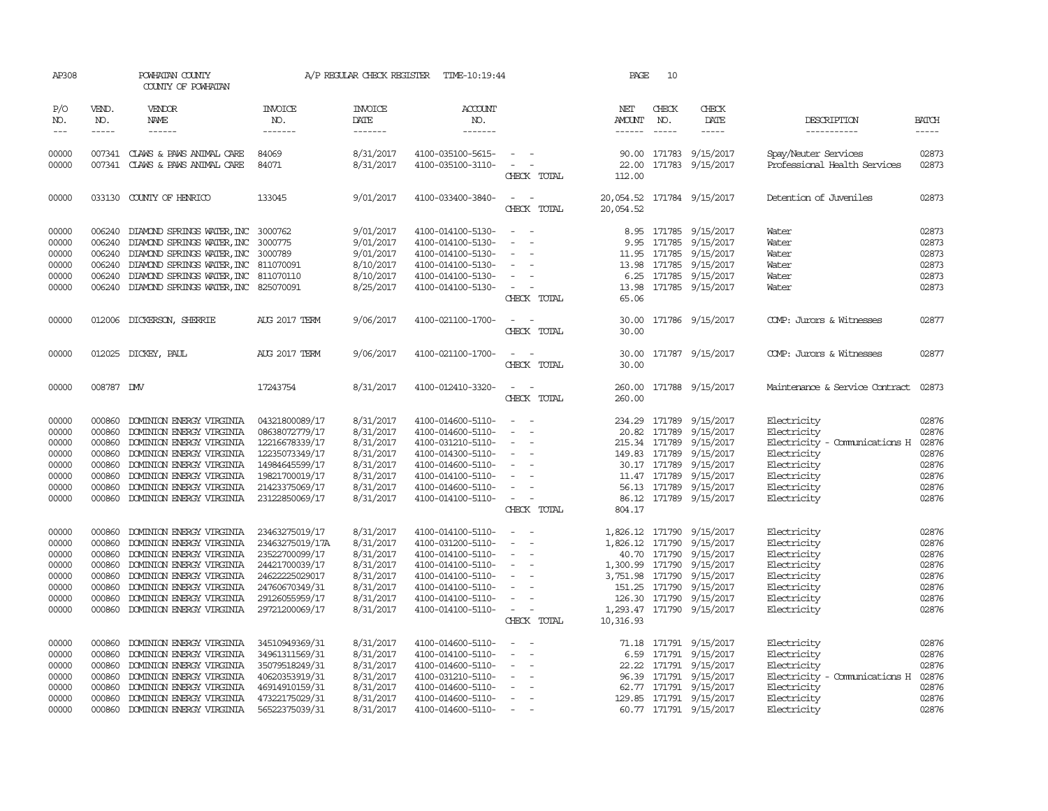AP308 POWHATAN COUNTY A/P REGULAR CHECK REGISTER TIME-10:19:44 PAGE 10

COUNTY OF POWHATAN

| P/O NO. | VEND. NO. | VENDOR NAME | INVOICE NO. | INVOICE DATE | ACCOUNT NO. | | NET AMOUNT | CHECK NO. | CHECK DATE | DESCRIPTION | BATCH |
|---|---|---|---|---|---|---|---|---|---|---|---|
| 00000 | 007341 | CLAWS & PAWS ANIMAL CARE | 84069 | 8/31/2017 | 4100-035100-5615- | - - | 90.00 | 171783 | 9/15/2017 | Spay/Neuter Services | 02873 |
| 00000 | 007341 | CLAWS & PAWS ANIMAL CARE | 84071 | 8/31/2017 | 4100-035100-3110- | - - | 22.00 | 171783 | 9/15/2017 | Professional Health Services | 02873 |
| | | | | | | CHECK TOTAL | 112.00 | | | | |
| 00000 | 033130 | COUNTY OF HENRICO | 133045 | 9/01/2017 | 4100-033400-3840- | - - | 20,054.52 | 171784 | 9/15/2017 | Detention of Juveniles | 02873 |
| | | | | | | CHECK TOTAL | 20,054.52 | | | | |
| 00000 | 006240 | DIAMOND SPRINGS WATER, INC | 3000762 | 9/01/2017 | 4100-014100-5130- | - - | 8.95 | 171785 | 9/15/2017 | Water | 02873 |
| 00000 | 006240 | DIAMOND SPRINGS WATER, INC | 3000775 | 9/01/2017 | 4100-014100-5130- | - - | 9.95 | 171785 | 9/15/2017 | Water | 02873 |
| 00000 | 006240 | DIAMOND SPRINGS WATER, INC | 3000789 | 9/01/2017 | 4100-014100-5130- | - - | 11.95 | 171785 | 9/15/2017 | Water | 02873 |
| 00000 | 006240 | DIAMOND SPRINGS WATER, INC | 811070091 | 8/10/2017 | 4100-014100-5130- | - - | 13.98 | 171785 | 9/15/2017 | Water | 02873 |
| 00000 | 006240 | DIAMOND SPRINGS WATER, INC | 811070110 | 8/10/2017 | 4100-014100-5130- | - - | 6.25 | 171785 | 9/15/2017 | Water | 02873 |
| 00000 | 006240 | DIAMOND SPRINGS WATER, INC | 825070091 | 8/25/2017 | 4100-014100-5130- | - - | 13.98 | 171785 | 9/15/2017 | Water | 02873 |
| | | | | | | CHECK TOTAL | 65.06 | | | | |
| 00000 | 012006 | DICKERSON, SHERRIE | AUG 2017 TERM | 9/06/2017 | 4100-021100-1700- | - - | 30.00 | 171786 | 9/15/2017 | COMP: Jurors & Witnesses | 02877 |
| | | | | | | CHECK TOTAL | 30.00 | | | | |
| 00000 | 012025 | DICKEY, PAUL | AUG 2017 TERM | 9/06/2017 | 4100-021100-1700- | - - | 30.00 | 171787 | 9/15/2017 | COMP: Jurors & Witnesses | 02877 |
| | | | | | | CHECK TOTAL | 30.00 | | | | |
| 00000 | 008787 | DMV | 17243754 | 8/31/2017 | 4100-012410-3320- | - - | 260.00 | 171788 | 9/15/2017 | Maintenance & Service Contract | 02873 |
| | | | | | | CHECK TOTAL | 260.00 | | | | |
| 00000 | 000860 | DOMINION ENERGY VIRGINIA | 04321800089/17 | 8/31/2017 | 4100-014600-5110- | - - | 234.29 | 171789 | 9/15/2017 | Electricity | 02876 |
| 00000 | 000860 | DOMINION ENERGY VIRGINIA | 08638072779/17 | 8/31/2017 | 4100-014600-5110- | - - | 20.82 | 171789 | 9/15/2017 | Electricity | 02876 |
| 00000 | 000860 | DOMINION ENERGY VIRGINIA | 12216678339/17 | 8/31/2017 | 4100-031210-5110- | - - | 215.34 | 171789 | 9/15/2017 | Electricity - Communications H | 02876 |
| 00000 | 000860 | DOMINION ENERGY VIRGINIA | 12235073349/17 | 8/31/2017 | 4100-014300-5110- | - - | 149.83 | 171789 | 9/15/2017 | Electricity | 02876 |
| 00000 | 000860 | DOMINION ENERGY VIRGINIA | 14984645599/17 | 8/31/2017 | 4100-014600-5110- | - - | 30.17 | 171789 | 9/15/2017 | Electricity | 02876 |
| 00000 | 000860 | DOMINION ENERGY VIRGINIA | 19821700019/17 | 8/31/2017 | 4100-014100-5110- | - - | 11.47 | 171789 | 9/15/2017 | Electricity | 02876 |
| 00000 | 000860 | DOMINION ENERGY VIRGINIA | 21423375069/17 | 8/31/2017 | 4100-014600-5110- | - - | 56.13 | 171789 | 9/15/2017 | Electricity | 02876 |
| 00000 | 000860 | DOMINION ENERGY VIRGINIA | 23122850069/17 | 8/31/2017 | 4100-014100-5110- | - - | 86.12 | 171789 | 9/15/2017 | Electricity | 02876 |
| | | | | | | CHECK TOTAL | 804.17 | | | | |
| 00000 | 000860 | DOMINION ENERGY VIRGINIA | 23463275019/17 | 8/31/2017 | 4100-014100-5110- | - - | 1,826.12 | 171790 | 9/15/2017 | Electricity | 02876 |
| 00000 | 000860 | DOMINION ENERGY VIRGINIA | 23463275019/17A | 8/31/2017 | 4100-031200-5110- | - - | 1,826.12 | 171790 | 9/15/2017 | Electricity | 02876 |
| 00000 | 000860 | DOMINION ENERGY VIRGINIA | 23522700099/17 | 8/31/2017 | 4100-014100-5110- | - - | 40.70 | 171790 | 9/15/2017 | Electricity | 02876 |
| 00000 | 000860 | DOMINION ENERGY VIRGINIA | 24421700039/17 | 8/31/2017 | 4100-014100-5110- | - - | 1,300.99 | 171790 | 9/15/2017 | Electricity | 02876 |
| 00000 | 000860 | DOMINION ENERGY VIRGINIA | 24622225029017 | 8/31/2017 | 4100-014100-5110- | - - | 3,751.98 | 171790 | 9/15/2017 | Electricity | 02876 |
| 00000 | 000860 | DOMINION ENERGY VIRGINIA | 24760670349/31 | 8/31/2017 | 4100-014100-5110- | - - | 151.25 | 171790 | 9/15/2017 | Electricity | 02876 |
| 00000 | 000860 | DOMINION ENERGY VIRGINIA | 29126055959/17 | 8/31/2017 | 4100-014100-5110- | - - | 126.30 | 171790 | 9/15/2017 | Electricity | 02876 |
| 00000 | 000860 | DOMINION ENERGY VIRGINIA | 29721200069/17 | 8/31/2017 | 4100-014100-5110- | - - | 1,293.47 | 171790 | 9/15/2017 | Electricity | 02876 |
| | | | | | | CHECK TOTAL | 10,316.93 | | | | |
| 00000 | 000860 | DOMINION ENERGY VIRGINIA | 34510949369/31 | 8/31/2017 | 4100-014600-5110- | - - | 71.18 | 171791 | 9/15/2017 | Electricity | 02876 |
| 00000 | 000860 | DOMINION ENERGY VIRGINIA | 34961311569/31 | 8/31/2017 | 4100-014100-5110- | - - | 6.59 | 171791 | 9/15/2017 | Electricity | 02876 |
| 00000 | 000860 | DOMINION ENERGY VIRGINIA | 35079518249/31 | 8/31/2017 | 4100-014600-5110- | - - | 22.22 | 171791 | 9/15/2017 | Electricity | 02876 |
| 00000 | 000860 | DOMINION ENERGY VIRGINIA | 40620353919/31 | 8/31/2017 | 4100-031210-5110- | - - | 96.39 | 171791 | 9/15/2017 | Electricity - Communications H | 02876 |
| 00000 | 000860 | DOMINION ENERGY VIRGINIA | 46914910159/31 | 8/31/2017 | 4100-014600-5110- | - - | 62.77 | 171791 | 9/15/2017 | Electricity | 02876 |
| 00000 | 000860 | DOMINION ENERGY VIRGINIA | 47322175029/31 | 8/31/2017 | 4100-014600-5110- | - - | 129.85 | 171791 | 9/15/2017 | Electricity | 02876 |
| 00000 | 000860 | DOMINION ENERGY VIRGINIA | 56522375039/31 | 8/31/2017 | 4100-014600-5110- | - - | 60.77 | 171791 | 9/15/2017 | Electricity | 02876 |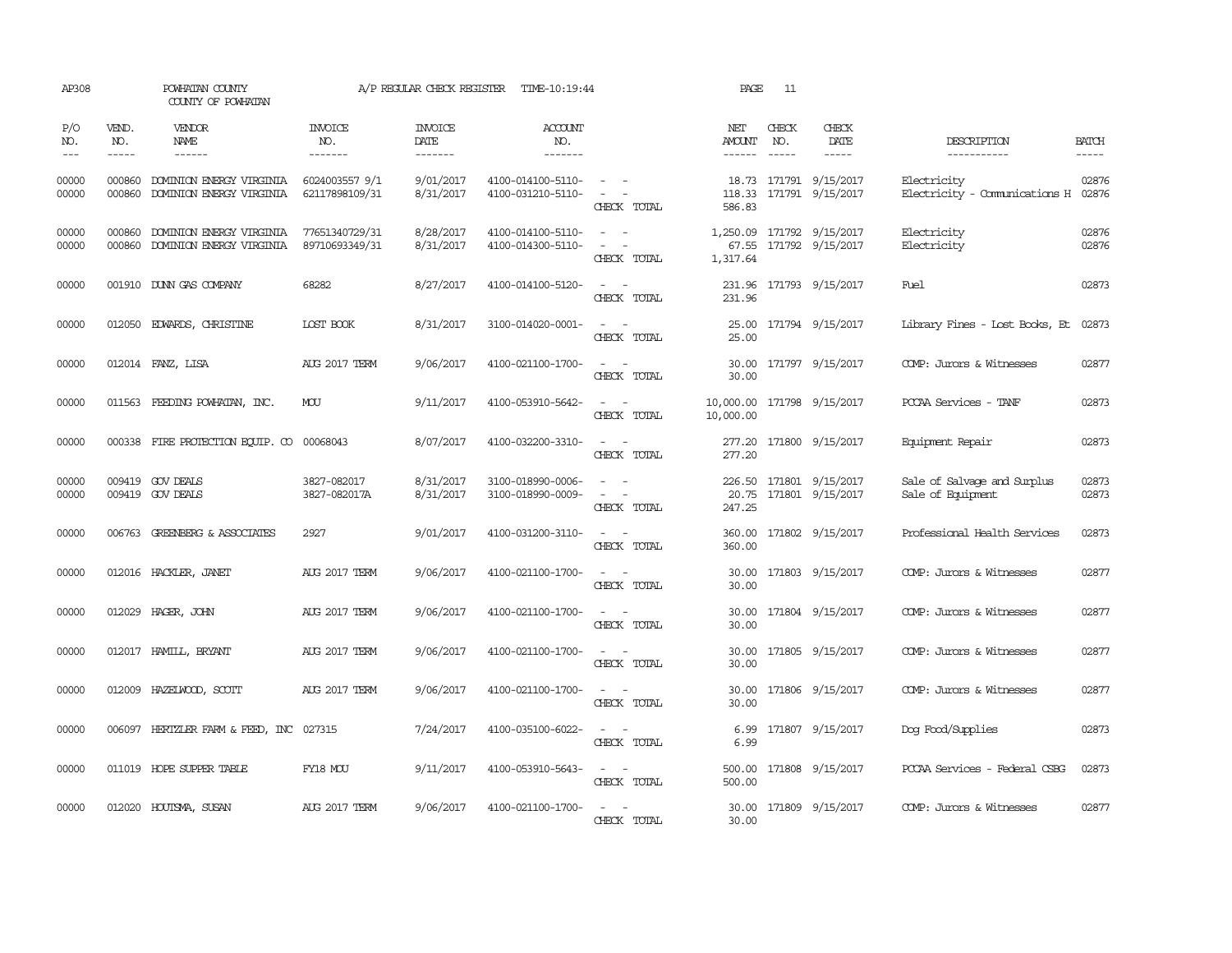AP308 POWHATAN COUNTY A/P REGULAR CHECK REGISTER TIME-10:19:44 PAGE 11
COUNTY OF POWHATAN

| P/O NO. | VEND. NO. | VENDOR NAME | INVOICE NO. | INVOICE DATE | ACCOUNT NO. | | NET AMOUNT | CHECK NO. | CHECK DATE | DESCRIPTION | BATCH |
|---|---|---|---|---|---|---|---|---|---|---|---|
| 00000 | 000860 | DOMINION ENERGY VIRGINIA | 6024003557 9/1 | 9/01/2017 | 4100-014100-5110- | - - | 18.73 | 171791 | 9/15/2017 | Electricity | 02876 |
| 00000 | 000860 | DOMINION ENERGY VIRGINIA | 62117898109/31 | 8/31/2017 | 4100-031210-5110- | - - | 118.33 | 171791 | 9/15/2017 | Electricity - Communications H | 02876 |
| | | | | | | CHECK TOTAL | 586.83 | | | | |
| 00000 | 000860 | DOMINION ENERGY VIRGINIA | 77651340729/31 | 8/28/2017 | 4100-014100-5110- | - - | 1,250.09 | 171792 | 9/15/2017 | Electricity | 02876 |
| 00000 | 000860 | DOMINION ENERGY VIRGINIA | 89710693349/31 | 8/31/2017 | 4100-014300-5110- | - - | 67.55 | 171792 | 9/15/2017 | Electricity | 02876 |
| | | | | | | CHECK TOTAL | 1,317.64 | | | | |
| 00000 | 001910 | DUNN GAS COMPANY | 68282 | 8/27/2017 | 4100-014100-5120- | - - | 231.96 | 171793 | 9/15/2017 | Fuel | 02873 |
| | | | | | | CHECK TOTAL | 231.96 | | | | |
| 00000 | 012050 | EDWARDS, CHRISTINE | LOST BOOK | 8/31/2017 | 3100-014020-0001- | - - | 25.00 | 171794 | 9/15/2017 | Library Fines - Lost Books, Et | 02873 |
| | | | | | | CHECK TOTAL | 25.00 | | | | |
| 00000 | 012014 | FANZ, LISA | AUG 2017 TERM | 9/06/2017 | 4100-021100-1700- | - - | 30.00 | 171797 | 9/15/2017 | COMP: Jurors & Witnesses | 02877 |
| | | | | | | CHECK TOTAL | 30.00 | | | | |
| 00000 | 011563 | FEEDING POWHATAN, INC. | MOU | 9/11/2017 | 4100-053910-5642- | - - | 10,000.00 | 171798 | 9/15/2017 | PCCAA Services - TANF | 02873 |
| | | | | | | CHECK TOTAL | 10,000.00 | | | | |
| 00000 | 000338 | FIRE PROTECTION EQUIP. CO | 00068043 | 8/07/2017 | 4100-032200-3310- | - - | 277.20 | 171800 | 9/15/2017 | Equipment Repair | 02873 |
| | | | | | | CHECK TOTAL | 277.20 | | | | |
| 00000 | 009419 | GOV DEALS | 3827-082017 | 8/31/2017 | 3100-018990-0006- | - - | 226.50 | 171801 | 9/15/2017 | Sale of Salvage and Surplus | 02873 |
| 00000 | 009419 | GOV DEALS | 3827-082017A | 8/31/2017 | 3100-018990-0009- | - - | 20.75 | 171801 | 9/15/2017 | Sale of Equipment | 02873 |
| | | | | | | CHECK TOTAL | 247.25 | | | | |
| 00000 | 006763 | GREENBERG & ASSOCIATES | 2927 | 9/01/2017 | 4100-031200-3110- | - - | 360.00 | 171802 | 9/15/2017 | Professional Health Services | 02873 |
| | | | | | | CHECK TOTAL | 360.00 | | | | |
| 00000 | 012016 | HACKLER, JANET | AUG 2017 TERM | 9/06/2017 | 4100-021100-1700- | - - | 30.00 | 171803 | 9/15/2017 | COMP: Jurors & Witnesses | 02877 |
| | | | | | | CHECK TOTAL | 30.00 | | | | |
| 00000 | 012029 | HAGER, JOHN | AUG 2017 TERM | 9/06/2017 | 4100-021100-1700- | - - | 30.00 | 171804 | 9/15/2017 | COMP: Jurors & Witnesses | 02877 |
| | | | | | | CHECK TOTAL | 30.00 | | | | |
| 00000 | 012017 | HAMILL, BRYANT | AUG 2017 TERM | 9/06/2017 | 4100-021100-1700- | - - | 30.00 | 171805 | 9/15/2017 | COMP: Jurors & Witnesses | 02877 |
| | | | | | | CHECK TOTAL | 30.00 | | | | |
| 00000 | 012009 | HAZELWOOD, SCOTT | AUG 2017 TERM | 9/06/2017 | 4100-021100-1700- | - - | 30.00 | 171806 | 9/15/2017 | COMP: Jurors & Witnesses | 02877 |
| | | | | | | CHECK TOTAL | 30.00 | | | | |
| 00000 | 006097 | HERTZLER FARM & FEED, INC | 027315 | 7/24/2017 | 4100-035100-6022- | - - | 6.99 | 171807 | 9/15/2017 | Dog Food/Supplies | 02873 |
| | | | | | | CHECK TOTAL | 6.99 | | | | |
| 00000 | 011019 | HOPE SUPPER TABLE | FY18 MOU | 9/11/2017 | 4100-053910-5643- | - - | 500.00 | 171808 | 9/15/2017 | PCCAA Services - Federal CSBG | 02873 |
| | | | | | | CHECK TOTAL | 500.00 | | | | |
| 00000 | 012020 | HOUTSMA, SUSAN | AUG 2017 TERM | 9/06/2017 | 4100-021100-1700- | - - | 30.00 | 171809 | 9/15/2017 | COMP: Jurors & Witnesses | 02877 |
| | | | | | | CHECK TOTAL | 30.00 | | | | |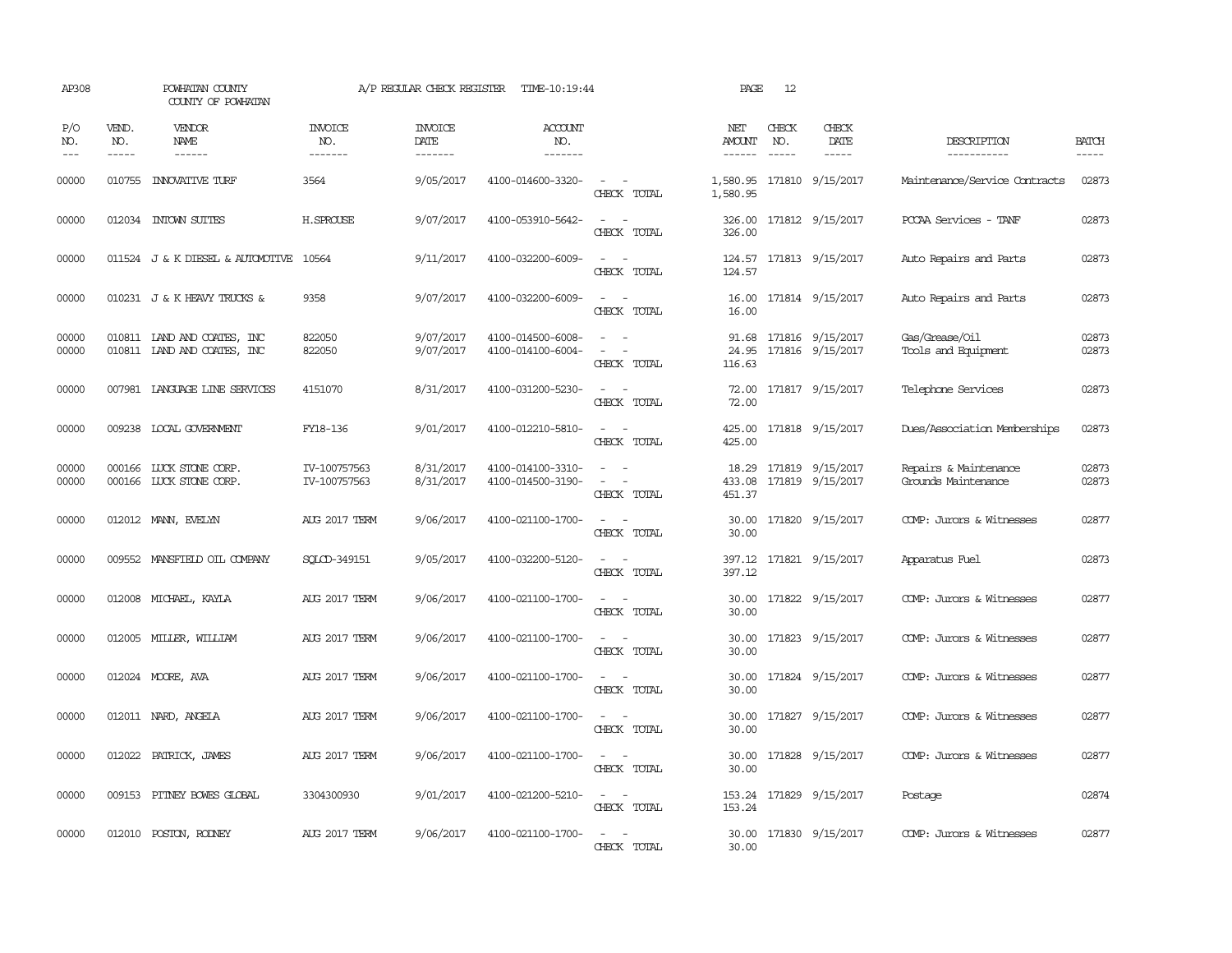AP308 POWHATAN COUNTY A/P REGULAR CHECK REGISTER TIME-10:19:44 PAGE 12

COUNTY OF POWHATAN

| P/O NO. | VEND. NO. | VENDOR NAME | INVOICE NO. | INVOICE DATE | ACCOUNT NO. | | NET AMOUNT | CHECK NO. | CHECK DATE | DESCRIPTION | BATCH |
|---|---|---|---|---|---|---|---|---|---|---|---|
| 00000 | 010755 | INNOVATIVE TURF | 3564 | 9/05/2017 | 4100-014600-3320- | - - | 1,580.95 | 171810 | 9/15/2017 | Maintenance/Service Contracts | 02873 |
| | | | | | | CHECK TOTAL | 1,580.95 | | | | |
| 00000 | 012034 | INTOWN SUITES | H.SPROUSE | 9/07/2017 | 4100-053910-5642- | - - | 326.00 | 171812 | 9/15/2017 | PCCAA Services - TANF | 02873 |
| | | | | | | CHECK TOTAL | 326.00 | | | | |
| 00000 | 011524 | J & K DIESEL & AUTOMOTIVE | 10564 | 9/11/2017 | 4100-032200-6009- | - - | 124.57 | 171813 | 9/15/2017 | Auto Repairs and Parts | 02873 |
| | | | | | | CHECK TOTAL | 124.57 | | | | |
| 00000 | 010231 | J & K HEAVY TRUCKS & | 9358 | 9/07/2017 | 4100-032200-6009- | - - | 16.00 | 171814 | 9/15/2017 | Auto Repairs and Parts | 02873 |
| | | | | | | CHECK TOTAL | 16.00 | | | | |
| 00000 | 010811 | LAND AND COATES, INC | 822050 | 9/07/2017 | 4100-014500-6008- | - - | 91.68 | 171816 | 9/15/2017 | Gas/Grease/Oil | 02873 |
| 00000 | 010811 | LAND AND COATES, INC | 822050 | 9/07/2017 | 4100-014100-6004- | - - | 24.95 | 171816 | 9/15/2017 | Tools and Equipment | 02873 |
| | | | | | | CHECK TOTAL | 116.63 | | | | |
| 00000 | 007981 | LANGUAGE LINE SERVICES | 4151070 | 8/31/2017 | 4100-031200-5230- | - - | 72.00 | 171817 | 9/15/2017 | Telephone Services | 02873 |
| | | | | | | CHECK TOTAL | 72.00 | | | | |
| 00000 | 009238 | LOCAL GOVERNMENT | FY18-136 | 9/01/2017 | 4100-012210-5810- | - - | 425.00 | 171818 | 9/15/2017 | Dues/Association Memberships | 02873 |
| | | | | | | CHECK TOTAL | 425.00 | | | | |
| 00000 | 000166 | LUCK STONE CORP. | IV-100757563 | 8/31/2017 | 4100-014100-3310- | - - | 18.29 | 171819 | 9/15/2017 | Repairs & Maintenance | 02873 |
| 00000 | 000166 | LUCK STONE CORP. | IV-100757563 | 8/31/2017 | 4100-014500-3190- | - - | 433.08 | 171819 | 9/15/2017 | Grounds Maintenance | 02873 |
| | | | | | | CHECK TOTAL | 451.37 | | | | |
| 00000 | 012012 | MANN, EVELYN | AUG 2017 TERM | 9/06/2017 | 4100-021100-1700- | - - | 30.00 | 171820 | 9/15/2017 | COMP: Jurors & Witnesses | 02877 |
| | | | | | | CHECK TOTAL | 30.00 | | | | |
| 00000 | 009552 | MANSFIELD OIL COMPANY | SQLCD-349151 | 9/05/2017 | 4100-032200-5120- | - - | 397.12 | 171821 | 9/15/2017 | Apparatus Fuel | 02873 |
| | | | | | | CHECK TOTAL | 397.12 | | | | |
| 00000 | 012008 | MICHAEL, KAYLA | AUG 2017 TERM | 9/06/2017 | 4100-021100-1700- | - - | 30.00 | 171822 | 9/15/2017 | COMP: Jurors & Witnesses | 02877 |
| | | | | | | CHECK TOTAL | 30.00 | | | | |
| 00000 | 012005 | MILLER, WILLIAM | AUG 2017 TERM | 9/06/2017 | 4100-021100-1700- | - - | 30.00 | 171823 | 9/15/2017 | COMP: Jurors & Witnesses | 02877 |
| | | | | | | CHECK TOTAL | 30.00 | | | | |
| 00000 | 012024 | MOORE, AVA | AUG 2017 TERM | 9/06/2017 | 4100-021100-1700- | - - | 30.00 | 171824 | 9/15/2017 | COMP: Jurors & Witnesses | 02877 |
| | | | | | | CHECK TOTAL | 30.00 | | | | |
| 00000 | 012011 | NARD, ANGELA | AUG 2017 TERM | 9/06/2017 | 4100-021100-1700- | - - | 30.00 | 171827 | 9/15/2017 | COMP: Jurors & Witnesses | 02877 |
| | | | | | | CHECK TOTAL | 30.00 | | | | |
| 00000 | 012022 | PATRICK, JAMES | AUG 2017 TERM | 9/06/2017 | 4100-021100-1700- | - - | 30.00 | 171828 | 9/15/2017 | COMP: Jurors & Witnesses | 02877 |
| | | | | | | CHECK TOTAL | 30.00 | | | | |
| 00000 | 009153 | PITNEY BOWES GLOBAL | 3304300930 | 9/01/2017 | 4100-021200-5210- | - - | 153.24 | 171829 | 9/15/2017 | Postage | 02874 |
| | | | | | | CHECK TOTAL | 153.24 | | | | |
| 00000 | 012010 | POSTON, RODNEY | AUG 2017 TERM | 9/06/2017 | 4100-021100-1700- | - - | 30.00 | 171830 | 9/15/2017 | COMP: Jurors & Witnesses | 02877 |
| | | | | | | CHECK TOTAL | 30.00 | | | | |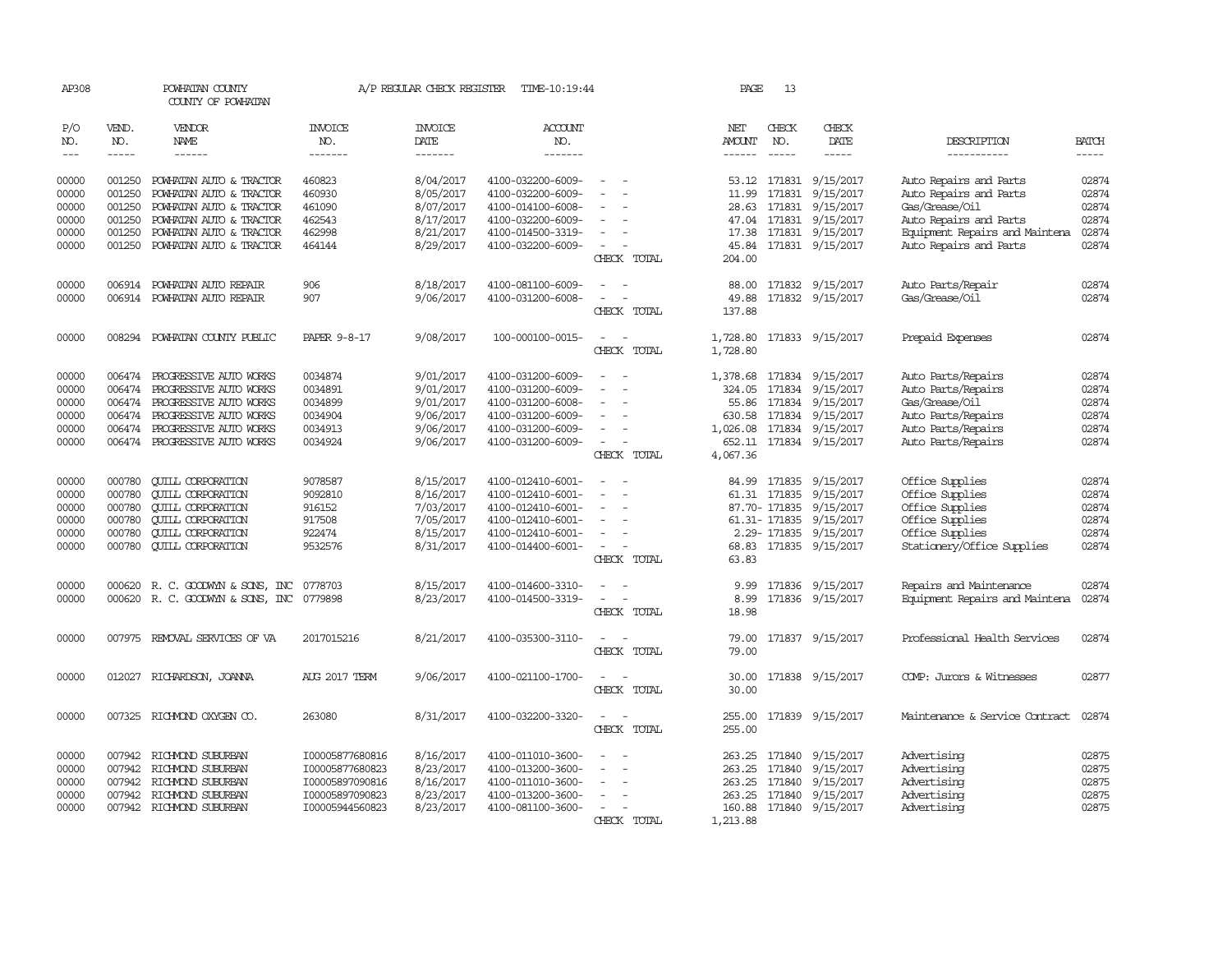AP308 POWHATAN COUNTY A/P REGULAR CHECK REGISTER TIME-10:19:44 PAGE 13

COUNTY OF POWHATAN

| P/O NO. | VEND. NO. | VENDOR NAME | INVOICE NO. | INVOICE DATE | ACCOUNT NO. | | NET AMOUNT | CHECK NO. | CHECK DATE | DESCRIPTION | BATCH |
|---|---|---|---|---|---|---|---|---|---|---|---|
| 00000 | 001250 | POWHATAN AUTO & TRACTOR | 460823 | 8/04/2017 | 4100-032200-6009- | - - | 53.12 | 171831 | 9/15/2017 | Auto Repairs and Parts | 02874 |
| 00000 | 001250 | POWHATAN AUTO & TRACTOR | 460930 | 8/05/2017 | 4100-032200-6009- | - - | 11.99 | 171831 | 9/15/2017 | Auto Repairs and Parts | 02874 |
| 00000 | 001250 | POWHATAN AUTO & TRACTOR | 461090 | 8/07/2017 | 4100-014100-6008- | - - | 28.63 | 171831 | 9/15/2017 | Gas/Grease/Oil | 02874 |
| 00000 | 001250 | POWHATAN AUTO & TRACTOR | 462543 | 8/17/2017 | 4100-032200-6009- | - - | 47.04 | 171831 | 9/15/2017 | Auto Repairs and Parts | 02874 |
| 00000 | 001250 | POWHATAN AUTO & TRACTOR | 462998 | 8/21/2017 | 4100-014500-3319- | - - | 17.38 | 171831 | 9/15/2017 | Equipment Repairs and Maintena | 02874 |
| 00000 | 001250 | POWHATAN AUTO & TRACTOR | 464144 | 8/29/2017 | 4100-032200-6009- | - - | 45.84 | 171831 | 9/15/2017 | Auto Repairs and Parts | 02874 |
| | | | | | | CHECK TOTAL | 204.00 | | | | |
| 00000 | 006914 | POWHATAN AUTO REPAIR | 906 | 8/18/2017 | 4100-081100-6009- | - - | 88.00 | 171832 | 9/15/2017 | Auto Parts/Repair | 02874 |
| 00000 | 006914 | POWHATAN AUTO REPAIR | 907 | 9/06/2017 | 4100-031200-6008- | - - | 49.88 | 171832 | 9/15/2017 | Gas/Grease/Oil | 02874 |
| | | | | | | CHECK TOTAL | 137.88 | | | | |
| 00000 | 008294 | POWHATAN COUNTY PUBLIC | PAPER 9-8-17 | 9/08/2017 | 100-000100-0015- | - - | 1,728.80 | 171833 | 9/15/2017 | Prepaid Expenses | 02874 |
| | | | | | | CHECK TOTAL | 1,728.80 | | | | |
| 00000 | 006474 | PROGRESSIVE AUTO WORKS | 0034874 | 9/01/2017 | 4100-031200-6009- | - - | 1,378.68 | 171834 | 9/15/2017 | Auto Parts/Repairs | 02874 |
| 00000 | 006474 | PROGRESSIVE AUTO WORKS | 0034891 | 9/01/2017 | 4100-031200-6009- | - - | 324.05 | 171834 | 9/15/2017 | Auto Parts/Repairs | 02874 |
| 00000 | 006474 | PROGRESSIVE AUTO WORKS | 0034899 | 9/01/2017 | 4100-031200-6008- | - - | 55.86 | 171834 | 9/15/2017 | Gas/Grease/Oil | 02874 |
| 00000 | 006474 | PROGRESSIVE AUTO WORKS | 0034904 | 9/06/2017 | 4100-031200-6009- | - - | 630.58 | 171834 | 9/15/2017 | Auto Parts/Repairs | 02874 |
| 00000 | 006474 | PROGRESSIVE AUTO WORKS | 0034913 | 9/06/2017 | 4100-031200-6009- | - - | 1,026.08 | 171834 | 9/15/2017 | Auto Parts/Repairs | 02874 |
| 00000 | 006474 | PROGRESSIVE AUTO WORKS | 0034924 | 9/06/2017 | 4100-031200-6009- | - - | 652.11 | 171834 | 9/15/2017 | Auto Parts/Repairs | 02874 |
| | | | | | | CHECK TOTAL | 4,067.36 | | | | |
| 00000 | 000780 | QUILL CORPORATION | 9078587 | 8/15/2017 | 4100-012410-6001- | - - | 84.99 | 171835 | 9/15/2017 | Office Supplies | 02874 |
| 00000 | 000780 | QUILL CORPORATION | 9092810 | 8/16/2017 | 4100-012410-6001- | - - | 61.31 | 171835 | 9/15/2017 | Office Supplies | 02874 |
| 00000 | 000780 | QUILL CORPORATION | 916152 | 7/03/2017 | 4100-012410-6001- | - - | 87.70- | 171835 | 9/15/2017 | Office Supplies | 02874 |
| 00000 | 000780 | QUILL CORPORATION | 917508 | 7/05/2017 | 4100-012410-6001- | - - | 61.31- | 171835 | 9/15/2017 | Office Supplies | 02874 |
| 00000 | 000780 | QUILL CORPORATION | 922474 | 8/15/2017 | 4100-012410-6001- | - - | 2.29- | 171835 | 9/15/2017 | Office Supplies | 02874 |
| 00000 | 000780 | QUILL CORPORATION | 9532576 | 8/31/2017 | 4100-014400-6001- | - - | 68.83 | 171835 | 9/15/2017 | Stationery/Office Supplies | 02874 |
| | | | | | | CHECK TOTAL | 63.83 | | | | |
| 00000 | 000620 | R. C. GOODWYN & SONS, INC | 0778703 | 8/15/2017 | 4100-014600-3310- | - - | 9.99 | 171836 | 9/15/2017 | Repairs and Maintenance | 02874 |
| 00000 | 000620 | R. C. GOODWYN & SONS, INC | 0779898 | 8/23/2017 | 4100-014500-3319- | - - | 8.99 | 171836 | 9/15/2017 | Equipment Repairs and Maintena | 02874 |
| | | | | | | CHECK TOTAL | 18.98 | | | | |
| 00000 | 007975 | REMOVAL SERVICES OF VA | 2017015216 | 8/21/2017 | 4100-035300-3110- | - - | 79.00 | 171837 | 9/15/2017 | Professional Health Services | 02874 |
| | | | | | | CHECK TOTAL | 79.00 | | | | |
| 00000 | 012027 | RICHARDSON, JOANNA | AUG 2017 TERM | 9/06/2017 | 4100-021100-1700- | - - | 30.00 | 171838 | 9/15/2017 | COMP: Jurors & Witnesses | 02877 |
| | | | | | | CHECK TOTAL | 30.00 | | | | |
| 00000 | 007325 | RICHMOND OXYGEN CO. | 263080 | 8/31/2017 | 4100-032200-3320- | - - | 255.00 | 171839 | 9/15/2017 | Maintenance & Service Contract | 02874 |
| | | | | | | CHECK TOTAL | 255.00 | | | | |
| 00000 | 007942 | RICHMOND SUBURBAN | I00005877680816 | 8/16/2017 | 4100-011010-3600- | - - | 263.25 | 171840 | 9/15/2017 | Advertising | 02875 |
| 00000 | 007942 | RICHMOND SUBURBAN | I00005877680823 | 8/23/2017 | 4100-013200-3600- | - - | 263.25 | 171840 | 9/15/2017 | Advertising | 02875 |
| 00000 | 007942 | RICHMOND SUBURBAN | I00005897090816 | 8/16/2017 | 4100-011010-3600- | - - | 263.25 | 171840 | 9/15/2017 | Advertising | 02875 |
| 00000 | 007942 | RICHMOND SUBURBAN | I00005897090823 | 8/23/2017 | 4100-013200-3600- | - - | 263.25 | 171840 | 9/15/2017 | Advertising | 02875 |
| 00000 | 007942 | RICHMOND SUBURBAN | I00005944560823 | 8/23/2017 | 4100-081100-3600- | - - | 160.88 | 171840 | 9/15/2017 | Advertising | 02875 |
| | | | | | | CHECK TOTAL | 1,213.88 | | | | |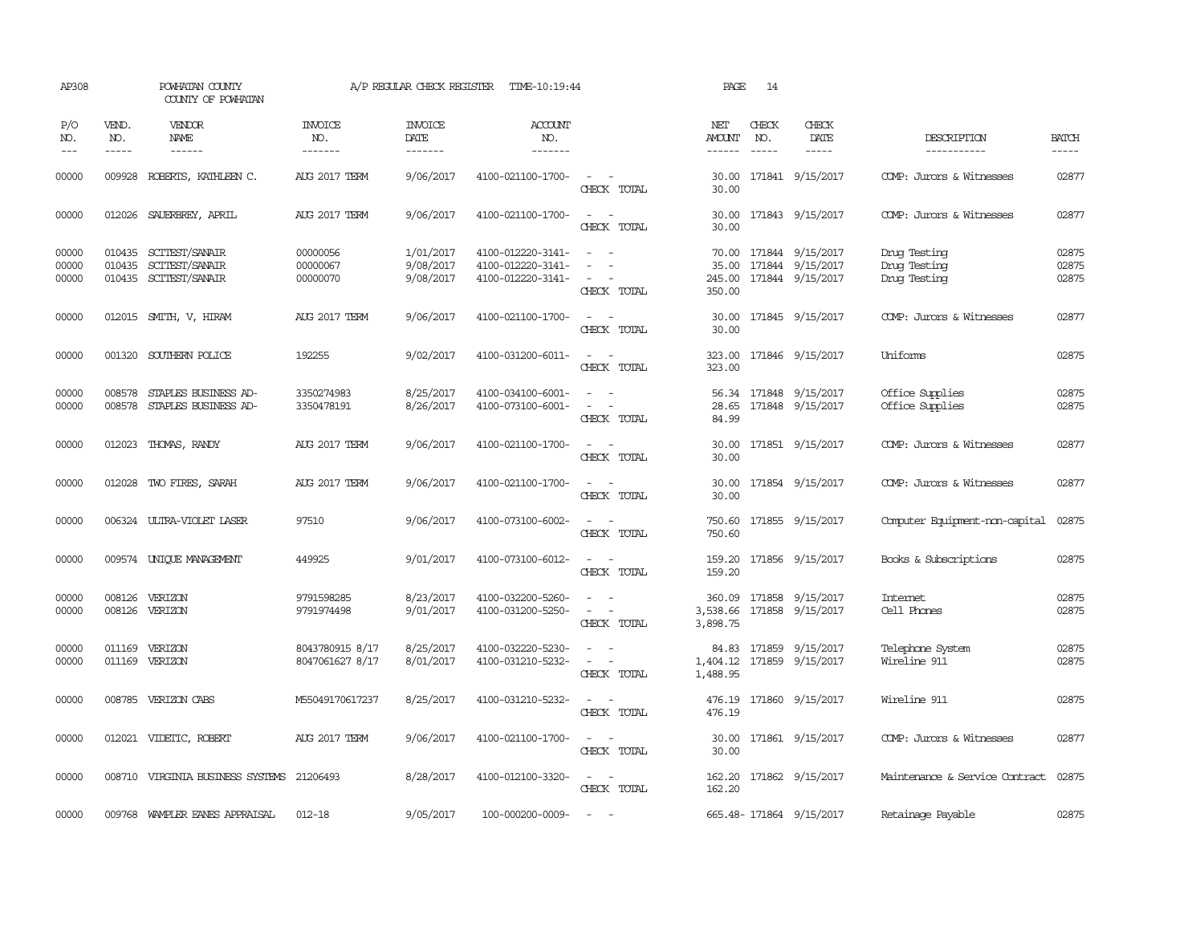AP308 POWHATAN COUNTY A/P REGULAR CHECK REGISTER TIME-10:19:44 PAGE 14

COUNTY OF POWHATAN

| P/O NO. | VEND. NO. | VENDOR NAME | INVOICE NO. | INVOICE DATE | ACCOUNT NO. | | NET AMOUNT | CHECK NO. | CHECK DATE | DESCRIPTION | BATCH |
|---|---|---|---|---|---|---|---|---|---|---|---|
| 00000 | 009928 | ROBERTS, KATHLEEN C. | AUG 2017 TERM | 9/06/2017 | 4100-021100-1700- | - - | 30.00 | 171841 | 9/15/2017 | COMP: Jurors & Witnesses | 02877 |
| | | | | | | CHECK TOTAL | 30.00 | | | | |
| 00000 | 012026 | SAUERBREY, APRIL | AUG 2017 TERM | 9/06/2017 | 4100-021100-1700- | - - | 30.00 | 171843 | 9/15/2017 | COMP: Jurors & Witnesses | 02877 |
| | | | | | | CHECK TOTAL | 30.00 | | | | |
| 00000 | 010435 | SCITEST/SANAIR | 00000056 | 1/01/2017 | 4100-012220-3141- | - - | 70.00 | 171844 | 9/15/2017 | Drug Testing | 02875 |
| 00000 | 010435 | SCITEST/SANAIR | 00000067 | 9/08/2017 | 4100-012220-3141- | - - | 35.00 | 171844 | 9/15/2017 | Drug Testing | 02875 |
| 00000 | 010435 | SCITEST/SANAIR | 00000070 | 9/08/2017 | 4100-012220-3141- | - - | 245.00 | 171844 | 9/15/2017 | Drug Testing | 02875 |
| | | | | | | CHECK TOTAL | 350.00 | | | | |
| 00000 | 012015 | SMITH, V, HIRAM | AUG 2017 TERM | 9/06/2017 | 4100-021100-1700- | - - | 30.00 | 171845 | 9/15/2017 | COMP: Jurors & Witnesses | 02877 |
| | | | | | | CHECK TOTAL | 30.00 | | | | |
| 00000 | 001320 | SOUTHERN POLICE | 192255 | 9/02/2017 | 4100-031200-6011- | - - | 323.00 | 171846 | 9/15/2017 | Uniforms | 02875 |
| | | | | | | CHECK TOTAL | 323.00 | | | | |
| 00000 | 008578 | STAPLES BUSINESS AD- | 3350274983 | 8/25/2017 | 4100-034100-6001- | - - | 56.34 | 171848 | 9/15/2017 | Office Supplies | 02875 |
| 00000 | 008578 | STAPLES BUSINESS AD- | 3350478191 | 8/26/2017 | 4100-073100-6001- | - - | 28.65 | 171848 | 9/15/2017 | Office Supplies | 02875 |
| | | | | | | CHECK TOTAL | 84.99 | | | | |
| 00000 | 012023 | THOMAS, RANDY | AUG 2017 TERM | 9/06/2017 | 4100-021100-1700- | - - | 30.00 | 171851 | 9/15/2017 | COMP: Jurors & Witnesses | 02877 |
| | | | | | | CHECK TOTAL | 30.00 | | | | |
| 00000 | 012028 | TWO FIRES, SARAH | AUG 2017 TERM | 9/06/2017 | 4100-021100-1700- | - - | 30.00 | 171854 | 9/15/2017 | COMP: Jurors & Witnesses | 02877 |
| | | | | | | CHECK TOTAL | 30.00 | | | | |
| 00000 | 006324 | ULTRA-VIOLET LASER | 97510 | 9/06/2017 | 4100-073100-6002- | - - | 750.60 | 171855 | 9/15/2017 | Computer Equipment-non-capital | 02875 |
| | | | | | | CHECK TOTAL | 750.60 | | | | |
| 00000 | 009574 | UNIQUE MANAGEMENT | 449925 | 9/01/2017 | 4100-073100-6012- | - - | 159.20 | 171856 | 9/15/2017 | Books & Subscriptions | 02875 |
| | | | | | | CHECK TOTAL | 159.20 | | | | |
| 00000 | 008126 | VERIZON | 9791598285 | 8/23/2017 | 4100-032200-5260- | - - | 360.09 | 171858 | 9/15/2017 | Internet | 02875 |
| 00000 | 008126 | VERIZON | 9791974498 | 9/01/2017 | 4100-031200-5250- | - - | 3,538.66 | 171858 | 9/15/2017 | Cell Phones | 02875 |
| | | | | | | CHECK TOTAL | 3,898.75 | | | | |
| 00000 | 011169 | VERIZON | 8043780915 8/17 | 8/25/2017 | 4100-032220-5230- | - - | 84.83 | 171859 | 9/15/2017 | Telephone System | 02875 |
| 00000 | 011169 | VERIZON | 8047061627 8/17 | 8/01/2017 | 4100-031210-5232- | - - | 1,404.12 | 171859 | 9/15/2017 | Wireline 911 | 02875 |
| | | | | | | CHECK TOTAL | 1,488.95 | | | | |
| 00000 | 008785 | VERIZON CABS | M55049170617237 | 8/25/2017 | 4100-031210-5232- | - - | 476.19 | 171860 | 9/15/2017 | Wireline 911 | 02875 |
| | | | | | | CHECK TOTAL | 476.19 | | | | |
| 00000 | 012021 | VIDETIC, ROBERT | AUG 2017 TERM | 9/06/2017 | 4100-021100-1700- | - - | 30.00 | 171861 | 9/15/2017 | COMP: Jurors & Witnesses | 02877 |
| | | | | | | CHECK TOTAL | 30.00 | | | | |
| 00000 | 008710 | VIRGINIA BUSINESS SYSTEMS | 21206493 | 8/28/2017 | 4100-012100-3320- | - - | 162.20 | 171862 | 9/15/2017 | Maintenance & Service Contract | 02875 |
| | | | | | | CHECK TOTAL | 162.20 | | | | |
| 00000 | 009768 | WAMPLER EANES APPRAISAL | 012-18 | 9/05/2017 | 100-000200-0009- | - - | 665.48- | 171864 | 9/15/2017 | Retainage Payable | 02875 |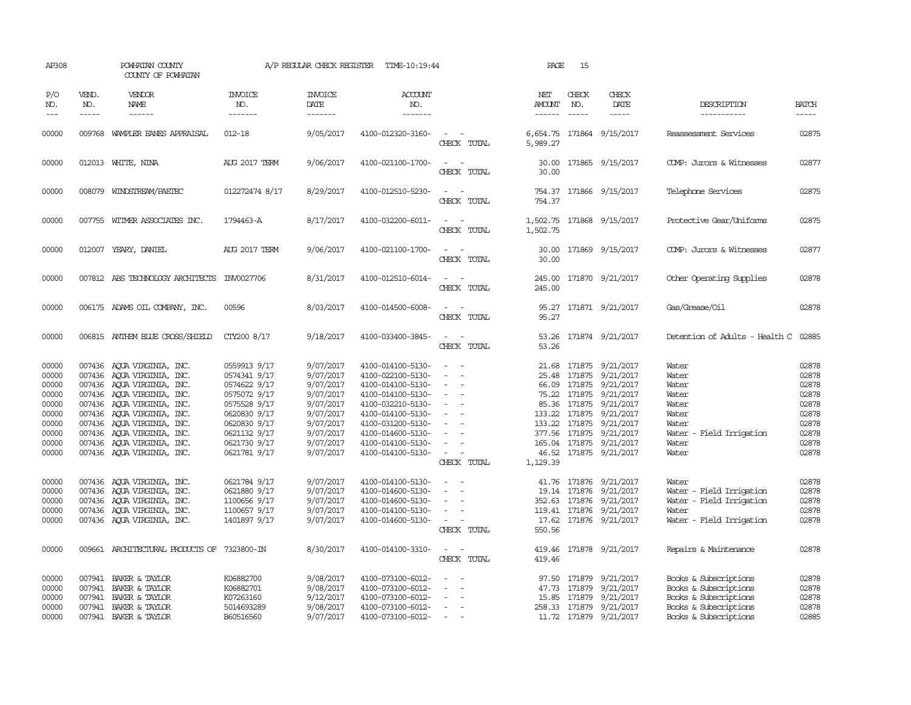AP308 POWHATAN COUNTY A/P REGULAR CHECK REGISTER TIME-10:19:44 PAGE 15

COUNTY OF POWHATAN

| P/O NO. | VEND. NO. | VENDOR NAME | INVOICE NO. | INVOICE DATE | ACCOUNT NO. | | NET AMOUNT | CHECK NO. | CHECK DATE | DESCRIPTION | BATCH |
|---|---|---|---|---|---|---|---|---|---|---|---|
| 00000 | 009768 | WAMPLER EANES APPRAISAL | 012-18 | 9/05/2017 | 4100-012320-3160- | - - | 6,654.75 | 171864 | 9/15/2017 | Reassessment Services | 02875 |
| | | | | | | CHECK TOTAL | 5,989.27 | | | | |
| 00000 | 012013 | WHITE, NINA | AUG 2017 TERM | 9/06/2017 | 4100-021100-1700- | - - | 30.00 | 171865 | 9/15/2017 | COMP: Jurors & Witnesses | 02877 |
| | | | | | | CHECK TOTAL | 30.00 | | | | |
| 00000 | 008079 | WINDSTREAM/PAETEC | 012272474 8/17 | 8/29/2017 | 4100-012510-5230- | - - | 754.37 | 171866 | 9/15/2017 | Telephone Services | 02875 |
| | | | | | | CHECK TOTAL | 754.37 | | | | |
| 00000 | 007755 | WITMER ASSOCIATES INC. | 1794463-A | 8/17/2017 | 4100-032200-6011- | - - | 1,502.75 | 171868 | 9/15/2017 | Protective Gear/Uniforms | 02875 |
| | | | | | | CHECK TOTAL | 1,502.75 | | | | |
| 00000 | 012007 | YEARY, DANIEL | AUG 2017 TERM | 9/06/2017 | 4100-021100-1700- | - - | 30.00 | 171869 | 9/15/2017 | COMP: Jurors & Witnesses | 02877 |
| | | | | | | CHECK TOTAL | 30.00 | | | | |
| 00000 | 007812 | ABS TECHNOLOGY ARCHITECTS | INV0027706 | 8/31/2017 | 4100-012510-6014- | - - | 245.00 | 171870 | 9/21/2017 | Other Operating Supplies | 02878 |
| | | | | | | CHECK TOTAL | 245.00 | | | | |
| 00000 | 006175 | ADAMS OIL COMPANY, INC. | 00596 | 8/03/2017 | 4100-014500-6008- | - - | 95.27 | 171871 | 9/21/2017 | Gas/Grease/Oil | 02878 |
| | | | | | | CHECK TOTAL | 95.27 | | | | |
| 00000 | 006815 | ANTHEM BLUE CROSS/SHIELD | CTY200 8/17 | 9/18/2017 | 4100-033400-3845- | - - | 53.26 | 171874 | 9/21/2017 | Detention of Adults - Health C | 02885 |
| | | | | | | CHECK TOTAL | 53.26 | | | | |
| 00000 | 007436 | AQUA VIRGINIA, INC. | 0559913 9/17 | 9/07/2017 | 4100-014100-5130- | - - | 21.68 | 171875 | 9/21/2017 | Water | 02878 |
| 00000 | 007436 | AQUA VIRGINIA, INC. | 0574341 9/17 | 9/07/2017 | 4100-022100-5130- | - - | 25.48 | 171875 | 9/21/2017 | Water | 02878 |
| 00000 | 007436 | AQUA VIRGINIA, INC. | 0574622 9/17 | 9/07/2017 | 4100-014100-5130- | - - | 66.09 | 171875 | 9/21/2017 | Water | 02878 |
| 00000 | 007436 | AQUA VIRGINIA, INC. | 0575072 9/17 | 9/07/2017 | 4100-014100-5130- | - - | 75.22 | 171875 | 9/21/2017 | Water | 02878 |
| 00000 | 007436 | AQUA VIRGINIA, INC. | 0575528 9/17 | 9/07/2017 | 4100-032210-5130- | - - | 85.36 | 171875 | 9/21/2017 | Water | 02878 |
| 00000 | 007436 | AQUA VIRGINIA, INC. | 0620830 9/17 | 9/07/2017 | 4100-014100-5130- | - - | 133.22 | 171875 | 9/21/2017 | Water | 02878 |
| 00000 | 007436 | AQUA VIRGINIA, INC. | 0620830 9/17 | 9/07/2017 | 4100-031200-5130- | - - | 133.22 | 171875 | 9/21/2017 | Water | 02878 |
| 00000 | 007436 | AQUA VIRGINIA, INC. | 0621132 9/17 | 9/07/2017 | 4100-014600-5130- | - - | 377.56 | 171875 | 9/21/2017 | Water - Field Irrigation | 02878 |
| 00000 | 007436 | AQUA VIRGINIA, INC. | 0621730 9/17 | 9/07/2017 | 4100-014100-5130- | - - | 165.04 | 171875 | 9/21/2017 | Water | 02878 |
| 00000 | 007436 | AQUA VIRGINIA, INC. | 0621781 9/17 | 9/07/2017 | 4100-014100-5130- | - - | 46.52 | 171875 | 9/21/2017 | Water | 02878 |
| | | | | | | CHECK TOTAL | 1,129.39 | | | | |
| 00000 | 007436 | AQUA VIRGINIA, INC. | 0621784 9/17 | 9/07/2017 | 4100-014100-5130- | - - | 41.76 | 171876 | 9/21/2017 | Water | 02878 |
| 00000 | 007436 | AQUA VIRGINIA, INC. | 0621880 9/17 | 9/07/2017 | 4100-014600-5130- | - - | 19.14 | 171876 | 9/21/2017 | Water - Field Irrigation | 02878 |
| 00000 | 007436 | AQUA VIRGINIA, INC. | 1100656 9/17 | 9/07/2017 | 4100-014600-5130- | - - | 352.63 | 171876 | 9/21/2017 | Water - Field Irrigation | 02878 |
| 00000 | 007436 | AQUA VIRGINIA, INC. | 1100657 9/17 | 9/07/2017 | 4100-014100-5130- | - - | 119.41 | 171876 | 9/21/2017 | Water | 02878 |
| 00000 | 007436 | AQUA VIRGINIA, INC. | 1401897 9/17 | 9/07/2017 | 4100-014600-5130- | - - | 17.62 | 171876 | 9/21/2017 | Water - Field Irrigation | 02878 |
| | | | | | | CHECK TOTAL | 550.56 | | | | |
| 00000 | 009661 | ARCHITECTURAL PRODUCTS OF | 7323800-IN | 8/30/2017 | 4100-014100-3310- | - - | 419.46 | 171878 | 9/21/2017 | Repairs & Maintenance | 02878 |
| | | | | | | CHECK TOTAL | 419.46 | | | | |
| 00000 | 007941 | BAKER & TAYLOR | K06882700 | 9/08/2017 | 4100-073100-6012- | - - | 97.50 | 171879 | 9/21/2017 | Books & Subscriptions | 02878 |
| 00000 | 007941 | BAKER & TAYLOR | K06882701 | 9/08/2017 | 4100-073100-6012- | - - | 47.73 | 171879 | 9/21/2017 | Books & Subscriptions | 02878 |
| 00000 | 007941 | BAKER & TAYLOR | K07263160 | 9/12/2017 | 4100-073100-6012- | - - | 15.85 | 171879 | 9/21/2017 | Books & Subscriptions | 02878 |
| 00000 | 007941 | BAKER & TAYLOR | 5014693289 | 9/08/2017 | 4100-073100-6012- | - - | 258.33 | 171879 | 9/21/2017 | Books & Subscriptions | 02878 |
| 00000 | 007941 | BAKER & TAYLOR | B60516560 | 9/07/2017 | 4100-073100-6012- | - - | 11.72 | 171879 | 9/21/2017 | Books & Subscriptions | 02885 |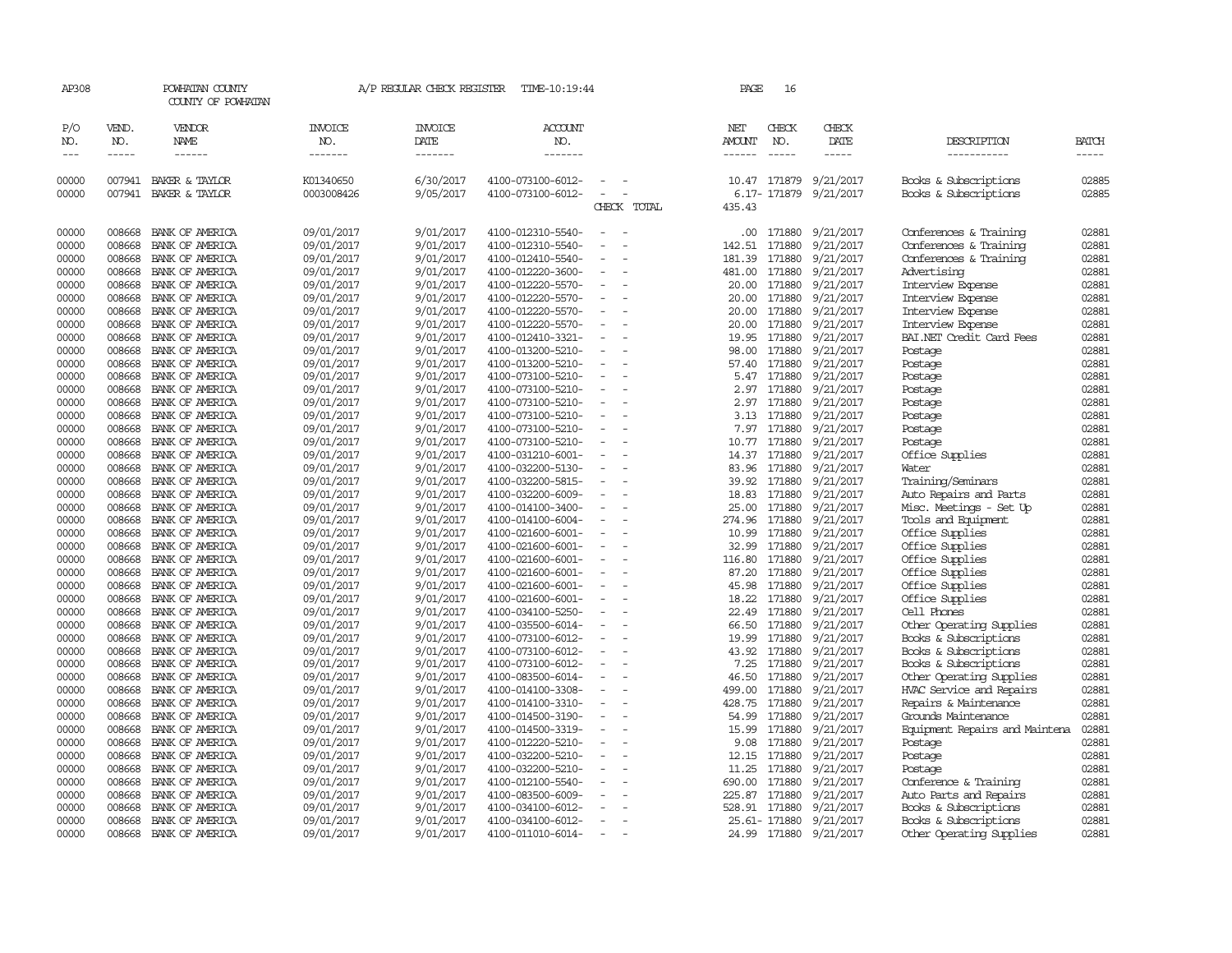AP308 POWHATAN COUNTY A/P REGULAR CHECK REGISTER TIME-10:19:44 PAGE 16

COUNTY OF POWHATAN

| P/O NO. | VEND. NO. | VENDOR NAME | INVOICE NO. | INVOICE DATE | ACCOUNT NO. | | NET AMOUNT | CHECK NO. | CHECK DATE | DESCRIPTION | BATCH |
|---|---|---|---|---|---|---|---|---|---|---|---|
| 00000 | 007941 | BAKER & TAYLOR | K01340650 | 6/30/2017 | 4100-073100-6012- | - - | 10.47 | 171879 | 9/21/2017 | Books & Subscriptions | 02885 |
| 00000 | 007941 | BAKER & TAYLOR | 0003008426 | 9/05/2017 | 4100-073100-6012- | - - | 6.17- | 171879 | 9/21/2017 | Books & Subscriptions | 02885 |
| | | | | | | CHECK TOTAL | 435.43 | | | | |
| 00000 | 008668 | BANK OF AMERICA | 09/01/2017 | 9/01/2017 | 4100-012310-5540- | - - | .00 | 171880 | 9/21/2017 | Conferences & Training | 02881 |
| 00000 | 008668 | BANK OF AMERICA | 09/01/2017 | 9/01/2017 | 4100-012310-5540- | - - | 142.51 | 171880 | 9/21/2017 | Conferences & Training | 02881 |
| 00000 | 008668 | BANK OF AMERICA | 09/01/2017 | 9/01/2017 | 4100-012410-5540- | - - | 181.39 | 171880 | 9/21/2017 | Conferences & Training | 02881 |
| 00000 | 008668 | BANK OF AMERICA | 09/01/2017 | 9/01/2017 | 4100-012220-3600- | - - | 481.00 | 171880 | 9/21/2017 | Advertising | 02881 |
| 00000 | 008668 | BANK OF AMERICA | 09/01/2017 | 9/01/2017 | 4100-012220-5570- | - - | 20.00 | 171880 | 9/21/2017 | Interview Expense | 02881 |
| 00000 | 008668 | BANK OF AMERICA | 09/01/2017 | 9/01/2017 | 4100-012220-5570- | - - | 20.00 | 171880 | 9/21/2017 | Interview Expense | 02881 |
| 00000 | 008668 | BANK OF AMERICA | 09/01/2017 | 9/01/2017 | 4100-012220-5570- | - - | 20.00 | 171880 | 9/21/2017 | Interview Expense | 02881 |
| 00000 | 008668 | BANK OF AMERICA | 09/01/2017 | 9/01/2017 | 4100-012220-5570- | - - | 20.00 | 171880 | 9/21/2017 | Interview Expense | 02881 |
| 00000 | 008668 | BANK OF AMERICA | 09/01/2017 | 9/01/2017 | 4100-012410-3321- | - - | 19.95 | 171880 | 9/21/2017 | BAI.NET Credit Card Fees | 02881 |
| 00000 | 008668 | BANK OF AMERICA | 09/01/2017 | 9/01/2017 | 4100-013200-5210- | - - | 98.00 | 171880 | 9/21/2017 | Postage | 02881 |
| 00000 | 008668 | BANK OF AMERICA | 09/01/2017 | 9/01/2017 | 4100-013200-5210- | - - | 57.40 | 171880 | 9/21/2017 | Postage | 02881 |
| 00000 | 008668 | BANK OF AMERICA | 09/01/2017 | 9/01/2017 | 4100-073100-5210- | - - | 5.47 | 171880 | 9/21/2017 | Postage | 02881 |
| 00000 | 008668 | BANK OF AMERICA | 09/01/2017 | 9/01/2017 | 4100-073100-5210- | - - | 2.97 | 171880 | 9/21/2017 | Postage | 02881 |
| 00000 | 008668 | BANK OF AMERICA | 09/01/2017 | 9/01/2017 | 4100-073100-5210- | - - | 2.97 | 171880 | 9/21/2017 | Postage | 02881 |
| 00000 | 008668 | BANK OF AMERICA | 09/01/2017 | 9/01/2017 | 4100-073100-5210- | - - | 3.13 | 171880 | 9/21/2017 | Postage | 02881 |
| 00000 | 008668 | BANK OF AMERICA | 09/01/2017 | 9/01/2017 | 4100-073100-5210- | - - | 7.97 | 171880 | 9/21/2017 | Postage | 02881 |
| 00000 | 008668 | BANK OF AMERICA | 09/01/2017 | 9/01/2017 | 4100-073100-5210- | - - | 10.77 | 171880 | 9/21/2017 | Postage | 02881 |
| 00000 | 008668 | BANK OF AMERICA | 09/01/2017 | 9/01/2017 | 4100-031210-6001- | - - | 14.37 | 171880 | 9/21/2017 | Office Supplies | 02881 |
| 00000 | 008668 | BANK OF AMERICA | 09/01/2017 | 9/01/2017 | 4100-032200-5130- | - - | 83.96 | 171880 | 9/21/2017 | Water | 02881 |
| 00000 | 008668 | BANK OF AMERICA | 09/01/2017 | 9/01/2017 | 4100-032200-5815- | - - | 39.92 | 171880 | 9/21/2017 | Training/Seminars | 02881 |
| 00000 | 008668 | BANK OF AMERICA | 09/01/2017 | 9/01/2017 | 4100-032200-6009- | - - | 18.83 | 171880 | 9/21/2017 | Auto Repairs and Parts | 02881 |
| 00000 | 008668 | BANK OF AMERICA | 09/01/2017 | 9/01/2017 | 4100-014100-3400- | - - | 25.00 | 171880 | 9/21/2017 | Misc. Meetings - Set Up | 02881 |
| 00000 | 008668 | BANK OF AMERICA | 09/01/2017 | 9/01/2017 | 4100-014100-6004- | - - | 274.96 | 171880 | 9/21/2017 | Tools and Equipment | 02881 |
| 00000 | 008668 | BANK OF AMERICA | 09/01/2017 | 9/01/2017 | 4100-021600-6001- | - - | 10.99 | 171880 | 9/21/2017 | Office Supplies | 02881 |
| 00000 | 008668 | BANK OF AMERICA | 09/01/2017 | 9/01/2017 | 4100-021600-6001- | - - | 32.99 | 171880 | 9/21/2017 | Office Supplies | 02881 |
| 00000 | 008668 | BANK OF AMERICA | 09/01/2017 | 9/01/2017 | 4100-021600-6001- | - - | 116.80 | 171880 | 9/21/2017 | Office Supplies | 02881 |
| 00000 | 008668 | BANK OF AMERICA | 09/01/2017 | 9/01/2017 | 4100-021600-6001- | - - | 87.20 | 171880 | 9/21/2017 | Office Supplies | 02881 |
| 00000 | 008668 | BANK OF AMERICA | 09/01/2017 | 9/01/2017 | 4100-021600-6001- | - - | 45.98 | 171880 | 9/21/2017 | Office Supplies | 02881 |
| 00000 | 008668 | BANK OF AMERICA | 09/01/2017 | 9/01/2017 | 4100-021600-6001- | - - | 18.22 | 171880 | 9/21/2017 | Office Supplies | 02881 |
| 00000 | 008668 | BANK OF AMERICA | 09/01/2017 | 9/01/2017 | 4100-034100-5250- | - - | 22.49 | 171880 | 9/21/2017 | Cell Phones | 02881 |
| 00000 | 008668 | BANK OF AMERICA | 09/01/2017 | 9/01/2017 | 4100-035500-6014- | - - | 66.50 | 171880 | 9/21/2017 | Other Operating Supplies | 02881 |
| 00000 | 008668 | BANK OF AMERICA | 09/01/2017 | 9/01/2017 | 4100-073100-6012- | - - | 19.99 | 171880 | 9/21/2017 | Books & Subscriptions | 02881 |
| 00000 | 008668 | BANK OF AMERICA | 09/01/2017 | 9/01/2017 | 4100-073100-6012- | - - | 43.92 | 171880 | 9/21/2017 | Books & Subscriptions | 02881 |
| 00000 | 008668 | BANK OF AMERICA | 09/01/2017 | 9/01/2017 | 4100-073100-6012- | - - | 7.25 | 171880 | 9/21/2017 | Books & Subscriptions | 02881 |
| 00000 | 008668 | BANK OF AMERICA | 09/01/2017 | 9/01/2017 | 4100-083500-6014- | - - | 46.50 | 171880 | 9/21/2017 | Other Operating Supplies | 02881 |
| 00000 | 008668 | BANK OF AMERICA | 09/01/2017 | 9/01/2017 | 4100-014100-3308- | - - | 499.00 | 171880 | 9/21/2017 | HVAC Service and Repairs | 02881 |
| 00000 | 008668 | BANK OF AMERICA | 09/01/2017 | 9/01/2017 | 4100-014100-3310- | - - | 428.75 | 171880 | 9/21/2017 | Repairs & Maintenance | 02881 |
| 00000 | 008668 | BANK OF AMERICA | 09/01/2017 | 9/01/2017 | 4100-014500-3190- | - - | 54.99 | 171880 | 9/21/2017 | Grounds Maintenance | 02881 |
| 00000 | 008668 | BANK OF AMERICA | 09/01/2017 | 9/01/2017 | 4100-014500-3319- | - - | 15.99 | 171880 | 9/21/2017 | Equipment Repairs and Maintena | 02881 |
| 00000 | 008668 | BANK OF AMERICA | 09/01/2017 | 9/01/2017 | 4100-012220-5210- | - - | 9.08 | 171880 | 9/21/2017 | Postage | 02881 |
| 00000 | 008668 | BANK OF AMERICA | 09/01/2017 | 9/01/2017 | 4100-032200-5210- | - - | 12.15 | 171880 | 9/21/2017 | Postage | 02881 |
| 00000 | 008668 | BANK OF AMERICA | 09/01/2017 | 9/01/2017 | 4100-032200-5210- | - - | 11.25 | 171880 | 9/21/2017 | Postage | 02881 |
| 00000 | 008668 | BANK OF AMERICA | 09/01/2017 | 9/01/2017 | 4100-012100-5540- | - - | 690.00 | 171880 | 9/21/2017 | Conference & Training | 02881 |
| 00000 | 008668 | BANK OF AMERICA | 09/01/2017 | 9/01/2017 | 4100-083500-6009- | - - | 225.87 | 171880 | 9/21/2017 | Auto Parts and Repairs | 02881 |
| 00000 | 008668 | BANK OF AMERICA | 09/01/2017 | 9/01/2017 | 4100-034100-6012- | - - | 528.91 | 171880 | 9/21/2017 | Books & Subscriptions | 02881 |
| 00000 | 008668 | BANK OF AMERICA | 09/01/2017 | 9/01/2017 | 4100-034100-6012- | - - | 25.61- | 171880 | 9/21/2017 | Books & Subscriptions | 02881 |
| 00000 | 008668 | BANK OF AMERICA | 09/01/2017 | 9/01/2017 | 4100-011010-6014- | - - | 24.99 | 171880 | 9/21/2017 | Other Operating Supplies | 02881 |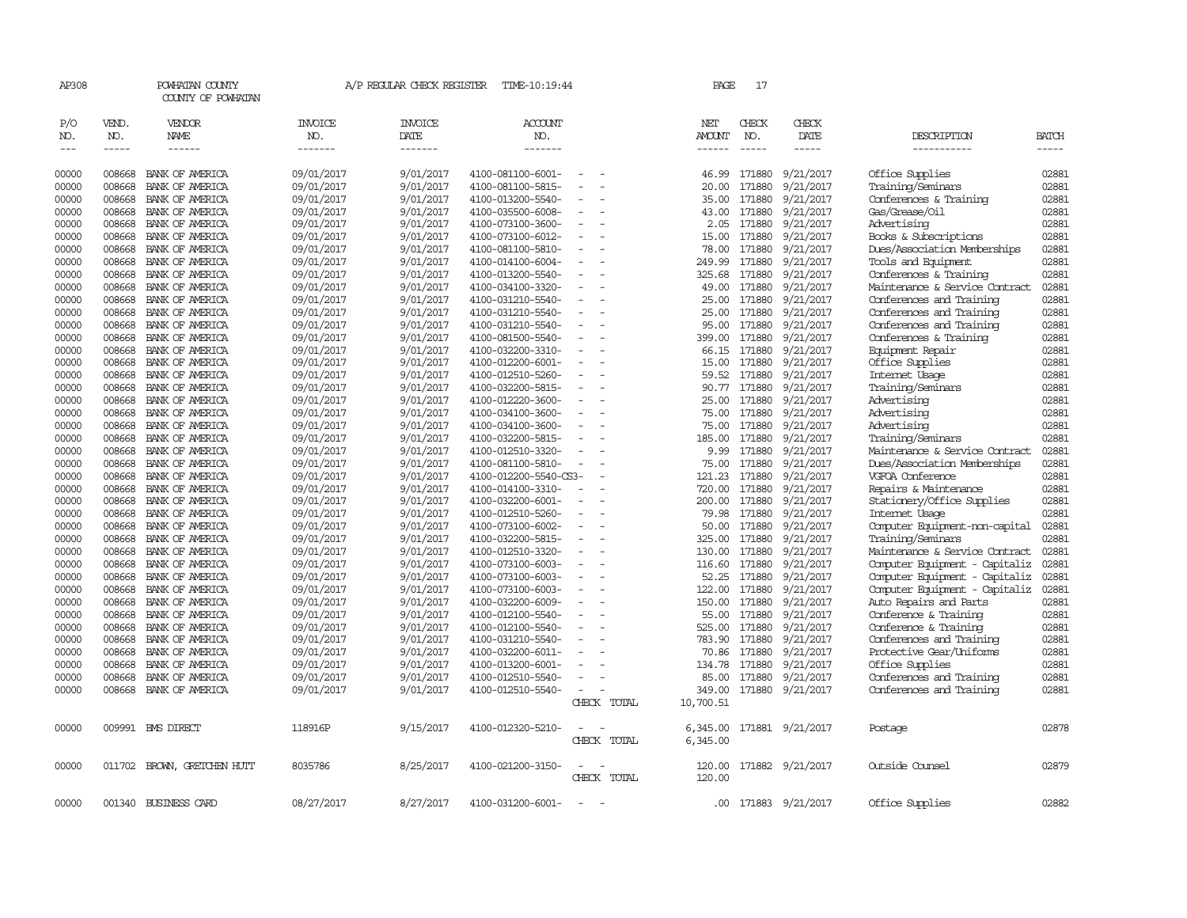AP308 POWHATAN COUNTY A/P REGULAR CHECK REGISTER TIME-10:19:44 PAGE 17

COUNTY OF POWHATAN

| P/O NO. | VEND. NO. | VENDOR NAME | INVOICE NO. | INVOICE DATE | ACCOUNT NO. | | NET AMOUNT | CHECK NO. | CHECK DATE | DESCRIPTION | BATCH |
|---|---|---|---|---|---|---|---|---|---|---|---|
| 00000 | 008668 | BANK OF AMERICA | 09/01/2017 | 9/01/2017 | 4100-081100-6001- | - - | 46.99 | 171880 | 9/21/2017 | Office Supplies | 02881 |
| 00000 | 008668 | BANK OF AMERICA | 09/01/2017 | 9/01/2017 | 4100-081100-5815- | - - | 20.00 | 171880 | 9/21/2017 | Training/Seminars | 02881 |
| 00000 | 008668 | BANK OF AMERICA | 09/01/2017 | 9/01/2017 | 4100-013200-5540- | - - | 35.00 | 171880 | 9/21/2017 | Conferences & Training | 02881 |
| 00000 | 008668 | BANK OF AMERICA | 09/01/2017 | 9/01/2017 | 4100-035500-6008- | - - | 43.00 | 171880 | 9/21/2017 | Gas/Grease/Oil | 02881 |
| 00000 | 008668 | BANK OF AMERICA | 09/01/2017 | 9/01/2017 | 4100-073100-3600- | - - | 2.05 | 171880 | 9/21/2017 | Advertising | 02881 |
| 00000 | 008668 | BANK OF AMERICA | 09/01/2017 | 9/01/2017 | 4100-073100-6012- | - - | 15.00 | 171880 | 9/21/2017 | Books & Subscriptions | 02881 |
| 00000 | 008668 | BANK OF AMERICA | 09/01/2017 | 9/01/2017 | 4100-081100-5810- | - - | 78.00 | 171880 | 9/21/2017 | Dues/Association Memberships | 02881 |
| 00000 | 008668 | BANK OF AMERICA | 09/01/2017 | 9/01/2017 | 4100-014100-6004- | - - | 249.99 | 171880 | 9/21/2017 | Tools and Equipment | 02881 |
| 00000 | 008668 | BANK OF AMERICA | 09/01/2017 | 9/01/2017 | 4100-013200-5540- | - - | 325.68 | 171880 | 9/21/2017 | Conferences & Training | 02881 |
| 00000 | 008668 | BANK OF AMERICA | 09/01/2017 | 9/01/2017 | 4100-034100-3320- | - - | 49.00 | 171880 | 9/21/2017 | Maintenance & Service Contract | 02881 |
| 00000 | 008668 | BANK OF AMERICA | 09/01/2017 | 9/01/2017 | 4100-031210-5540- | - - | 25.00 | 171880 | 9/21/2017 | Conferences and Training | 02881 |
| 00000 | 008668 | BANK OF AMERICA | 09/01/2017 | 9/01/2017 | 4100-031210-5540- | - - | 25.00 | 171880 | 9/21/2017 | Conferences and Training | 02881 |
| 00000 | 008668 | BANK OF AMERICA | 09/01/2017 | 9/01/2017 | 4100-031210-5540- | - - | 95.00 | 171880 | 9/21/2017 | Conferences and Training | 02881 |
| 00000 | 008668 | BANK OF AMERICA | 09/01/2017 | 9/01/2017 | 4100-081500-5540- | - - | 399.00 | 171880 | 9/21/2017 | Conferences & Training | 02881 |
| 00000 | 008668 | BANK OF AMERICA | 09/01/2017 | 9/01/2017 | 4100-032200-3310- | - - | 66.15 | 171880 | 9/21/2017 | Equipment Repair | 02881 |
| 00000 | 008668 | BANK OF AMERICA | 09/01/2017 | 9/01/2017 | 4100-012200-6001- | - - | 15.00 | 171880 | 9/21/2017 | Office Supplies | 02881 |
| 00000 | 008668 | BANK OF AMERICA | 09/01/2017 | 9/01/2017 | 4100-012510-5260- | - - | 59.52 | 171880 | 9/21/2017 | Internet Usage | 02881 |
| 00000 | 008668 | BANK OF AMERICA | 09/01/2017 | 9/01/2017 | 4100-032200-5815- | - - | 90.77 | 171880 | 9/21/2017 | Training/Seminars | 02881 |
| 00000 | 008668 | BANK OF AMERICA | 09/01/2017 | 9/01/2017 | 4100-012220-3600- | - - | 25.00 | 171880 | 9/21/2017 | Advertising | 02881 |
| 00000 | 008668 | BANK OF AMERICA | 09/01/2017 | 9/01/2017 | 4100-034100-3600- | - - | 75.00 | 171880 | 9/21/2017 | Advertising | 02881 |
| 00000 | 008668 | BANK OF AMERICA | 09/01/2017 | 9/01/2017 | 4100-034100-3600- | - - | 75.00 | 171880 | 9/21/2017 | Advertising | 02881 |
| 00000 | 008668 | BANK OF AMERICA | 09/01/2017 | 9/01/2017 | 4100-032200-5815- | - - | 185.00 | 171880 | 9/21/2017 | Training/Seminars | 02881 |
| 00000 | 008668 | BANK OF AMERICA | 09/01/2017 | 9/01/2017 | 4100-012510-3320- | - - | 9.99 | 171880 | 9/21/2017 | Maintenance & Service Contract | 02881 |
| 00000 | 008668 | BANK OF AMERICA | 09/01/2017 | 9/01/2017 | 4100-081100-5810- | - - | 75.00 | 171880 | 9/21/2017 | Dues/Association Memberships | 02881 |
| 00000 | 008668 | BANK OF AMERICA | 09/01/2017 | 9/01/2017 | 4100-012200-5540-CS3- | - | 121.23 | 171880 | 9/21/2017 | VGFOA Conference | 02881 |
| 00000 | 008668 | BANK OF AMERICA | 09/01/2017 | 9/01/2017 | 4100-014100-3310- | - - | 720.00 | 171880 | 9/21/2017 | Repairs & Maintenance | 02881 |
| 00000 | 008668 | BANK OF AMERICA | 09/01/2017 | 9/01/2017 | 4100-032200-6001- | - - | 200.00 | 171880 | 9/21/2017 | Stationery/Office Supplies | 02881 |
| 00000 | 008668 | BANK OF AMERICA | 09/01/2017 | 9/01/2017 | 4100-012510-5260- | - - | 79.98 | 171880 | 9/21/2017 | Internet Usage | 02881 |
| 00000 | 008668 | BANK OF AMERICA | 09/01/2017 | 9/01/2017 | 4100-073100-6002- | - - | 50.00 | 171880 | 9/21/2017 | Computer Equipment-non-capital | 02881 |
| 00000 | 008668 | BANK OF AMERICA | 09/01/2017 | 9/01/2017 | 4100-032200-5815- | - - | 325.00 | 171880 | 9/21/2017 | Training/Seminars | 02881 |
| 00000 | 008668 | BANK OF AMERICA | 09/01/2017 | 9/01/2017 | 4100-012510-3320- | - - | 130.00 | 171880 | 9/21/2017 | Maintenance & Service Contract | 02881 |
| 00000 | 008668 | BANK OF AMERICA | 09/01/2017 | 9/01/2017 | 4100-073100-6003- | - - | 116.60 | 171880 | 9/21/2017 | Computer Equipment - Capitaliz | 02881 |
| 00000 | 008668 | BANK OF AMERICA | 09/01/2017 | 9/01/2017 | 4100-073100-6003- | - - | 52.25 | 171880 | 9/21/2017 | Computer Equipment - Capitaliz | 02881 |
| 00000 | 008668 | BANK OF AMERICA | 09/01/2017 | 9/01/2017 | 4100-073100-6003- | - - | 122.00 | 171880 | 9/21/2017 | Computer Equipment - Capitaliz | 02881 |
| 00000 | 008668 | BANK OF AMERICA | 09/01/2017 | 9/01/2017 | 4100-032200-6009- | - - | 150.00 | 171880 | 9/21/2017 | Auto Repairs and Parts | 02881 |
| 00000 | 008668 | BANK OF AMERICA | 09/01/2017 | 9/01/2017 | 4100-012100-5540- | - - | 55.00 | 171880 | 9/21/2017 | Conference & Training | 02881 |
| 00000 | 008668 | BANK OF AMERICA | 09/01/2017 | 9/01/2017 | 4100-012100-5540- | - - | 525.00 | 171880 | 9/21/2017 | Conference & Training | 02881 |
| 00000 | 008668 | BANK OF AMERICA | 09/01/2017 | 9/01/2017 | 4100-031210-5540- | - - | 783.90 | 171880 | 9/21/2017 | Conferences and Training | 02881 |
| 00000 | 008668 | BANK OF AMERICA | 09/01/2017 | 9/01/2017 | 4100-032200-6011- | - - | 70.86 | 171880 | 9/21/2017 | Protective Gear/Uniforms | 02881 |
| 00000 | 008668 | BANK OF AMERICA | 09/01/2017 | 9/01/2017 | 4100-013200-6001- | - - | 134.78 | 171880 | 9/21/2017 | Office Supplies | 02881 |
| 00000 | 008668 | BANK OF AMERICA | 09/01/2017 | 9/01/2017 | 4100-012510-5540- | - - | 85.00 | 171880 | 9/21/2017 | Conferences and Training | 02881 |
| 00000 | 008668 | BANK OF AMERICA | 09/01/2017 | 9/01/2017 | 4100-012510-5540- | - - | 349.00 | 171880 | 9/21/2017 | Conferences and Training | 02881 |
| | | | | | | CHECK TOTAL | 10,700.51 | | | | |
| 00000 | 009991 | BMS DIRECT | 118916P | 9/15/2017 | 4100-012320-5210- | - - | 6,345.00 | 171881 | 9/21/2017 | Postage | 02878 |
| | | | | | | CHECK TOTAL | 6,345.00 | | | | |
| 00000 | 011702 | BROWN, GRETCHEN HUTT | 8035786 | 8/25/2017 | 4100-021200-3150- | - - | 120.00 | 171882 | 9/21/2017 | Outside Counsel | 02879 |
| | | | | | | CHECK TOTAL | 120.00 | | | | |
| 00000 | 001340 | BUSINESS CARD | 08/27/2017 | 8/27/2017 | 4100-031200-6001- | - - | .00 | 171883 | 9/21/2017 | Office Supplies | 02882 |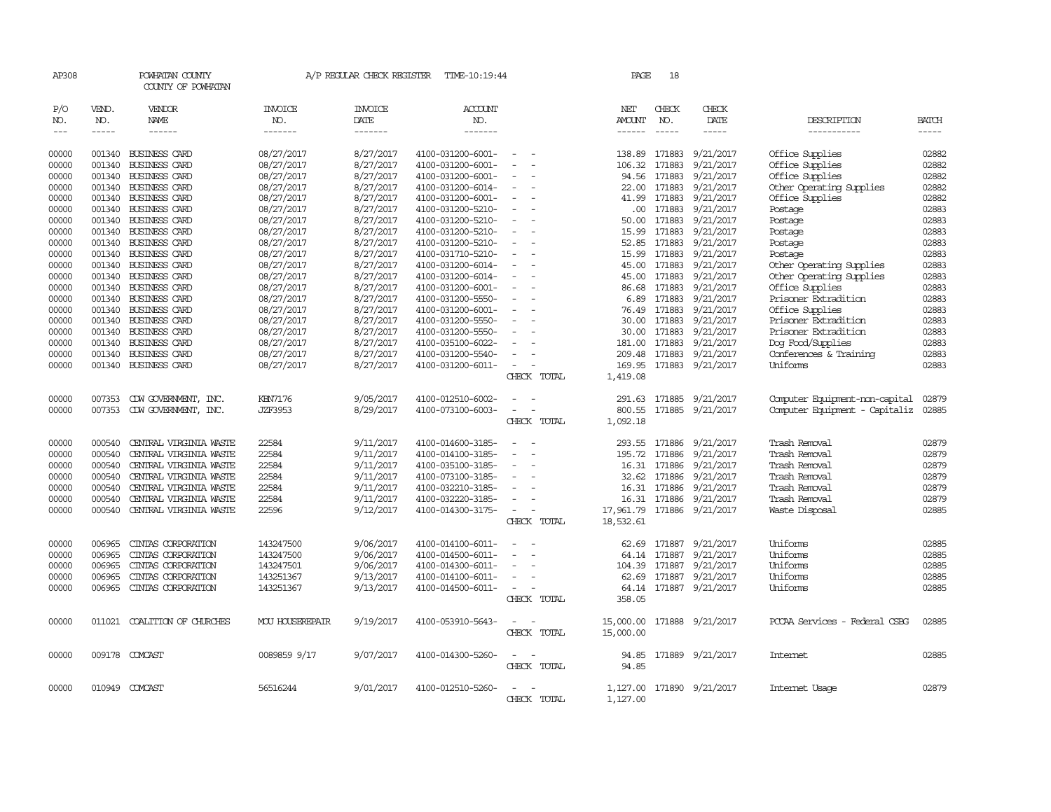AP308 POWHATAN COUNTY A/P REGULAR CHECK REGISTER TIME-10:19:44

COUNTY OF POWHATAN

| P/O NO. | VEND. NO. | VENDOR NAME | INVOICE NO. | INVOICE DATE | ACCOUNT NO. | | NET AMOUNT | CHECK NO. | CHECK DATE | DESCRIPTION | BATCH |
|---|---|---|---|---|---|---|---|---|---|---|---|
| 00000 | 001340 | BUSINESS CARD | 08/27/2017 | 8/27/2017 | 4100-031200-6001- | - - | 138.89 | 171883 | 9/21/2017 | Office Supplies | 02882 |
| 00000 | 001340 | BUSINESS CARD | 08/27/2017 | 8/27/2017 | 4100-031200-6001- | - - | 106.32 | 171883 | 9/21/2017 | Office Supplies | 02882 |
| 00000 | 001340 | BUSINESS CARD | 08/27/2017 | 8/27/2017 | 4100-031200-6001- | - - | 94.56 | 171883 | 9/21/2017 | Office Supplies | 02882 |
| 00000 | 001340 | BUSINESS CARD | 08/27/2017 | 8/27/2017 | 4100-031200-6014- | - - | 22.00 | 171883 | 9/21/2017 | Other Operating Supplies | 02882 |
| 00000 | 001340 | BUSINESS CARD | 08/27/2017 | 8/27/2017 | 4100-031200-6001- | - - | 41.99 | 171883 | 9/21/2017 | Office Supplies | 02882 |
| 00000 | 001340 | BUSINESS CARD | 08/27/2017 | 8/27/2017 | 4100-031200-5210- | - - | .00 | 171883 | 9/21/2017 | Postage | 02883 |
| 00000 | 001340 | BUSINESS CARD | 08/27/2017 | 8/27/2017 | 4100-031200-5210- | - - | 50.00 | 171883 | 9/21/2017 | Postage | 02883 |
| 00000 | 001340 | BUSINESS CARD | 08/27/2017 | 8/27/2017 | 4100-031200-5210- | - - | 15.99 | 171883 | 9/21/2017 | Postage | 02883 |
| 00000 | 001340 | BUSINESS CARD | 08/27/2017 | 8/27/2017 | 4100-031200-5210- | - - | 52.85 | 171883 | 9/21/2017 | Postage | 02883 |
| 00000 | 001340 | BUSINESS CARD | 08/27/2017 | 8/27/2017 | 4100-031710-5210- | - - | 15.99 | 171883 | 9/21/2017 | Postage | 02883 |
| 00000 | 001340 | BUSINESS CARD | 08/27/2017 | 8/27/2017 | 4100-031200-6014- | - - | 45.00 | 171883 | 9/21/2017 | Other Operating Supplies | 02883 |
| 00000 | 001340 | BUSINESS CARD | 08/27/2017 | 8/27/2017 | 4100-031200-6014- | - - | 45.00 | 171883 | 9/21/2017 | Other Operating Supplies | 02883 |
| 00000 | 001340 | BUSINESS CARD | 08/27/2017 | 8/27/2017 | 4100-031200-6001- | - - | 86.68 | 171883 | 9/21/2017 | Office Supplies | 02883 |
| 00000 | 001340 | BUSINESS CARD | 08/27/2017 | 8/27/2017 | 4100-031200-5550- | - - | 6.89 | 171883 | 9/21/2017 | Prisoner Extradition | 02883 |
| 00000 | 001340 | BUSINESS CARD | 08/27/2017 | 8/27/2017 | 4100-031200-6001- | - - | 76.49 | 171883 | 9/21/2017 | Office Supplies | 02883 |
| 00000 | 001340 | BUSINESS CARD | 08/27/2017 | 8/27/2017 | 4100-031200-5550- | - - | 30.00 | 171883 | 9/21/2017 | Prisoner Extradition | 02883 |
| 00000 | 001340 | BUSINESS CARD | 08/27/2017 | 8/27/2017 | 4100-031200-5550- | - - | 30.00 | 171883 | 9/21/2017 | Prisoner Extradition | 02883 |
| 00000 | 001340 | BUSINESS CARD | 08/27/2017 | 8/27/2017 | 4100-035100-6022- | - - | 181.00 | 171883 | 9/21/2017 | Dog Food/Supplies | 02883 |
| 00000 | 001340 | BUSINESS CARD | 08/27/2017 | 8/27/2017 | 4100-031200-5540- | - - | 209.48 | 171883 | 9/21/2017 | Conferences & Training | 02883 |
| 00000 | 001340 | BUSINESS CARD | 08/27/2017 | 8/27/2017 | 4100-031200-6011- | - - | 169.95 | 171883 | 9/21/2017 | Uniforms | 02883 |
| | | | | | | CHECK TOTAL | 1,419.08 | | | | |
| 00000 | 007353 | CDW GOVERNMENT, INC. | KBN7176 | 9/05/2017 | 4100-012510-6002- | - - | 291.63 | 171885 | 9/21/2017 | Computer Equipment-non-capital | 02879 |
| 00000 | 007353 | CDW GOVERNMENT, INC. | JZF3953 | 8/29/2017 | 4100-073100-6003- | - - | 800.55 | 171885 | 9/21/2017 | Computer Equipment - Capitaliz | 02885 |
| | | | | | | CHECK TOTAL | 1,092.18 | | | | |
| 00000 | 000540 | CENTRAL VIRGINIA WASTE | 22584 | 9/11/2017 | 4100-014600-3185- | - - | 293.55 | 171886 | 9/21/2017 | Trash Removal | 02879 |
| 00000 | 000540 | CENTRAL VIRGINIA WASTE | 22584 | 9/11/2017 | 4100-014100-3185- | - - | 195.72 | 171886 | 9/21/2017 | Trash Removal | 02879 |
| 00000 | 000540 | CENTRAL VIRGINIA WASTE | 22584 | 9/11/2017 | 4100-035100-3185- | - - | 16.31 | 171886 | 9/21/2017 | Trash Removal | 02879 |
| 00000 | 000540 | CENTRAL VIRGINIA WASTE | 22584 | 9/11/2017 | 4100-073100-3185- | - - | 32.62 | 171886 | 9/21/2017 | Trash Removal | 02879 |
| 00000 | 000540 | CENTRAL VIRGINIA WASTE | 22584 | 9/11/2017 | 4100-032210-3185- | - - | 16.31 | 171886 | 9/21/2017 | Trash Removal | 02879 |
| 00000 | 000540 | CENTRAL VIRGINIA WASTE | 22584 | 9/11/2017 | 4100-032220-3185- | - - | 16.31 | 171886 | 9/21/2017 | Trash Removal | 02879 |
| 00000 | 000540 | CENTRAL VIRGINIA WASTE | 22596 | 9/12/2017 | 4100-014300-3175- | - - | 17,961.79 | 171886 | 9/21/2017 | Waste Disposal | 02885 |
| | | | | | | CHECK TOTAL | 18,532.61 | | | | |
| 00000 | 006965 | CINTAS CORPORATION | 143247500 | 9/06/2017 | 4100-014100-6011- | - - | 62.69 | 171887 | 9/21/2017 | Uniforms | 02885 |
| 00000 | 006965 | CINTAS CORPORATION | 143247500 | 9/06/2017 | 4100-014500-6011- | - - | 64.14 | 171887 | 9/21/2017 | Uniforms | 02885 |
| 00000 | 006965 | CINTAS CORPORATION | 143247501 | 9/06/2017 | 4100-014300-6011- | - - | 104.39 | 171887 | 9/21/2017 | Uniforms | 02885 |
| 00000 | 006965 | CINTAS CORPORATION | 143251367 | 9/13/2017 | 4100-014100-6011- | - - | 62.69 | 171887 | 9/21/2017 | Uniforms | 02885 |
| 00000 | 006965 | CINTAS CORPORATION | 143251367 | 9/13/2017 | 4100-014500-6011- | - - | 64.14 | 171887 | 9/21/2017 | Uniforms | 02885 |
| | | | | | | CHECK TOTAL | 358.05 | | | | |
| 00000 | 011021 | COALITION OF CHURCHES | MOU HOUSEREPAIR | 9/19/2017 | 4100-053910-5643- | - - | 15,000.00 | 171888 | 9/21/2017 | PCCAA Services - Federal CSBG | 02885 |
| | | | | | | CHECK TOTAL | 15,000.00 | | | | |
| 00000 | 009178 | COMCAST | 0089859 9/17 | 9/07/2017 | 4100-014300-5260- | - - | 94.85 | 171889 | 9/21/2017 | Internet | 02885 |
| | | | | | | CHECK TOTAL | 94.85 | | | | |
| 00000 | 010949 | COMCAST | 56516244 | 9/01/2017 | 4100-012510-5260- | - - | 1,127.00 | 171890 | 9/21/2017 | Internet Usage | 02879 |
| | | | | | | CHECK TOTAL | 1,127.00 | | | | |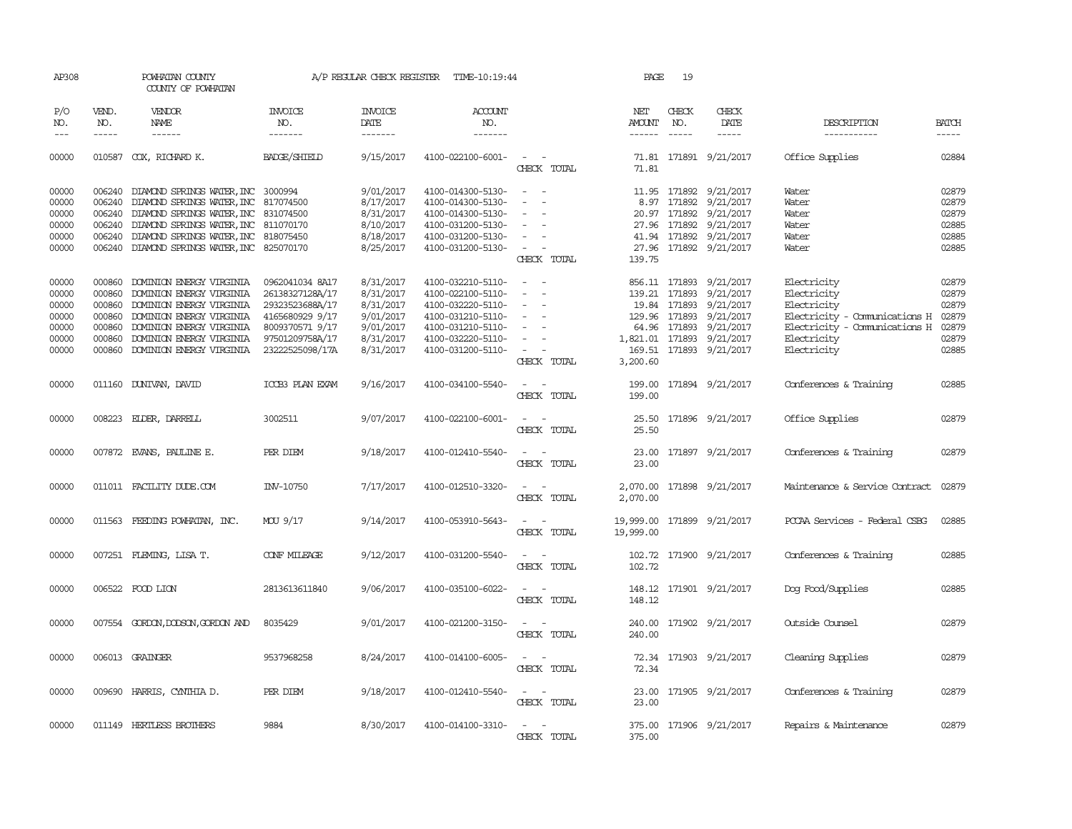AP308 POWHATAN COUNTY A/P REGULAR CHECK REGISTER TIME-10:19:44 PAGE 19

COUNTY OF POWHATAN

| P/O NO. | VEND. NO. | VENDOR NAME | INVOICE NO. | INVOICE DATE | ACCOUNT NO. | | NET AMOUNT | CHECK NO. | CHECK DATE | DESCRIPTION | BATCH |
|---|---|---|---|---|---|---|---|---|---|---|---|
| --- | ----- | ------ | ------- | ------- | ------- | | ------ | ----- | ----- | ----------- | ----- |
| 00000 | 010587 | COX, RICHARD K. | BADGE/SHIELD | 9/15/2017 | 4100-022100-6001- | - - | 71.81 | 171891 | 9/21/2017 | Office Supplies | 02884 |
| | | | | | | CHECK TOTAL | 71.81 | | | | |
| 00000 | 006240 | DIAMOND SPRINGS WATER,INC | 3000994 | 9/01/2017 | 4100-014300-5130- | - - | 11.95 | 171892 | 9/21/2017 | Water | 02879 |
| 00000 | 006240 | DIAMOND SPRINGS WATER,INC | 817074500 | 8/17/2017 | 4100-014300-5130- | - - | 8.97 | 171892 | 9/21/2017 | Water | 02879 |
| 00000 | 006240 | DIAMOND SPRINGS WATER,INC | 831074500 | 8/31/2017 | 4100-014300-5130- | - - | 20.97 | 171892 | 9/21/2017 | Water | 02879 |
| 00000 | 006240 | DIAMOND SPRINGS WATER,INC | 811070170 | 8/10/2017 | 4100-031200-5130- | - - | 27.96 | 171892 | 9/21/2017 | Water | 02885 |
| 00000 | 006240 | DIAMOND SPRINGS WATER,INC | 818075450 | 8/18/2017 | 4100-031200-5130- | - - | 41.94 | 171892 | 9/21/2017 | Water | 02885 |
| 00000 | 006240 | DIAMOND SPRINGS WATER,INC | 825070170 | 8/25/2017 | 4100-031200-5130- | - - | 27.96 | 171892 | 9/21/2017 | Water | 02885 |
| | | | | | | CHECK TOTAL | 139.75 | | | | |
| 00000 | 000860 | DOMINION ENERGY VIRGINIA | 0962041034 8A17 | 8/31/2017 | 4100-032210-5110- | - - | 856.11 | 171893 | 9/21/2017 | Electricity | 02879 |
| 00000 | 000860 | DOMINION ENERGY VIRGINIA | 26138327128A/17 | 8/31/2017 | 4100-022100-5110- | - - | 139.21 | 171893 | 9/21/2017 | Electricity | 02879 |
| 00000 | 000860 | DOMINION ENERGY VIRGINIA | 29323523688A/17 | 8/31/2017 | 4100-032220-5110- | - - | 19.84 | 171893 | 9/21/2017 | Electricity | 02879 |
| 00000 | 000860 | DOMINION ENERGY VIRGINIA | 4165680929 9/17 | 9/01/2017 | 4100-031210-5110- | - - | 129.96 | 171893 | 9/21/2017 | Electricity - Communications H | 02879 |
| 00000 | 000860 | DOMINION ENERGY VIRGINIA | 8009370571 9/17 | 9/01/2017 | 4100-031210-5110- | - - | 64.96 | 171893 | 9/21/2017 | Electricity - Communications H | 02879 |
| 00000 | 000860 | DOMINION ENERGY VIRGINIA | 97501209758A/17 | 8/31/2017 | 4100-032220-5110- | - - | 1,821.01 | 171893 | 9/21/2017 | Electricity | 02879 |
| 00000 | 000860 | DOMINION ENERGY VIRGINIA | 23222525098/17A | 8/31/2017 | 4100-031200-5110- | - - | 169.51 | 171893 | 9/21/2017 | Electricity | 02885 |
| | | | | | | CHECK TOTAL | 3,200.60 | | | | |
| 00000 | 011160 | DUNIVAN, DAVID | ICCB3 PLAN EXAM | 9/16/2017 | 4100-034100-5540- | - - | 199.00 | 171894 | 9/21/2017 | Conferences & Training | 02885 |
| | | | | | | CHECK TOTAL | 199.00 | | | | |
| 00000 | 008223 | ELDER, DARRELL | 3002511 | 9/07/2017 | 4100-022100-6001- | - - | 25.50 | 171896 | 9/21/2017 | Office Supplies | 02879 |
| | | | | | | CHECK TOTAL | 25.50 | | | | |
| 00000 | 007872 | EVANS, PAULINE E. | PER DIEM | 9/18/2017 | 4100-012410-5540- | - - | 23.00 | 171897 | 9/21/2017 | Conferences & Training | 02879 |
| | | | | | | CHECK TOTAL | 23.00 | | | | |
| 00000 | 011011 | FACILITY DUDE.COM | INV-10750 | 7/17/2017 | 4100-012510-3320- | - - | 2,070.00 | 171898 | 9/21/2017 | Maintenance & Service Contract | 02879 |
| | | | | | | CHECK TOTAL | 2,070.00 | | | | |
| 00000 | 011563 | FEEDING POWHATAN, INC. | MOU 9/17 | 9/14/2017 | 4100-053910-5643- | - - | 19,999.00 | 171899 | 9/21/2017 | PCCAA Services - Federal CSBG | 02885 |
| | | | | | | CHECK TOTAL | 19,999.00 | | | | |
| 00000 | 007251 | FLEMING, LISA T. | CONF MILEAGE | 9/12/2017 | 4100-031200-5540- | - - | 102.72 | 171900 | 9/21/2017 | Conferences & Training | 02885 |
| | | | | | | CHECK TOTAL | 102.72 | | | | |
| 00000 | 006522 | FOOD LION | 2813613611840 | 9/06/2017 | 4100-035100-6022- | - - | 148.12 | 171901 | 9/21/2017 | Dog Food/Supplies | 02885 |
| | | | | | | CHECK TOTAL | 148.12 | | | | |
| 00000 | 007554 | GORDON,DODSON,GORDON AND | 8035429 | 9/01/2017 | 4100-021200-3150- | - - | 240.00 | 171902 | 9/21/2017 | Outside Counsel | 02879 |
| | | | | | | CHECK TOTAL | 240.00 | | | | |
| 00000 | 006013 | GRAINGER | 9537968258 | 8/24/2017 | 4100-014100-6005- | - - | 72.34 | 171903 | 9/21/2017 | Cleaning Supplies | 02879 |
| | | | | | | CHECK TOTAL | 72.34 | | | | |
| 00000 | 009690 | HARRIS, CYNTHIA D. | PER DIEM | 9/18/2017 | 4100-012410-5540- | - - | 23.00 | 171905 | 9/21/2017 | Conferences & Training | 02879 |
| | | | | | | CHECK TOTAL | 23.00 | | | | |
| 00000 | 011149 | HERTLESS BROTHERS | 9884 | 8/30/2017 | 4100-014100-3310- | - - | 375.00 | 171906 | 9/21/2017 | Repairs & Maintenance | 02879 |
| | | | | | | CHECK TOTAL | 375.00 | | | | |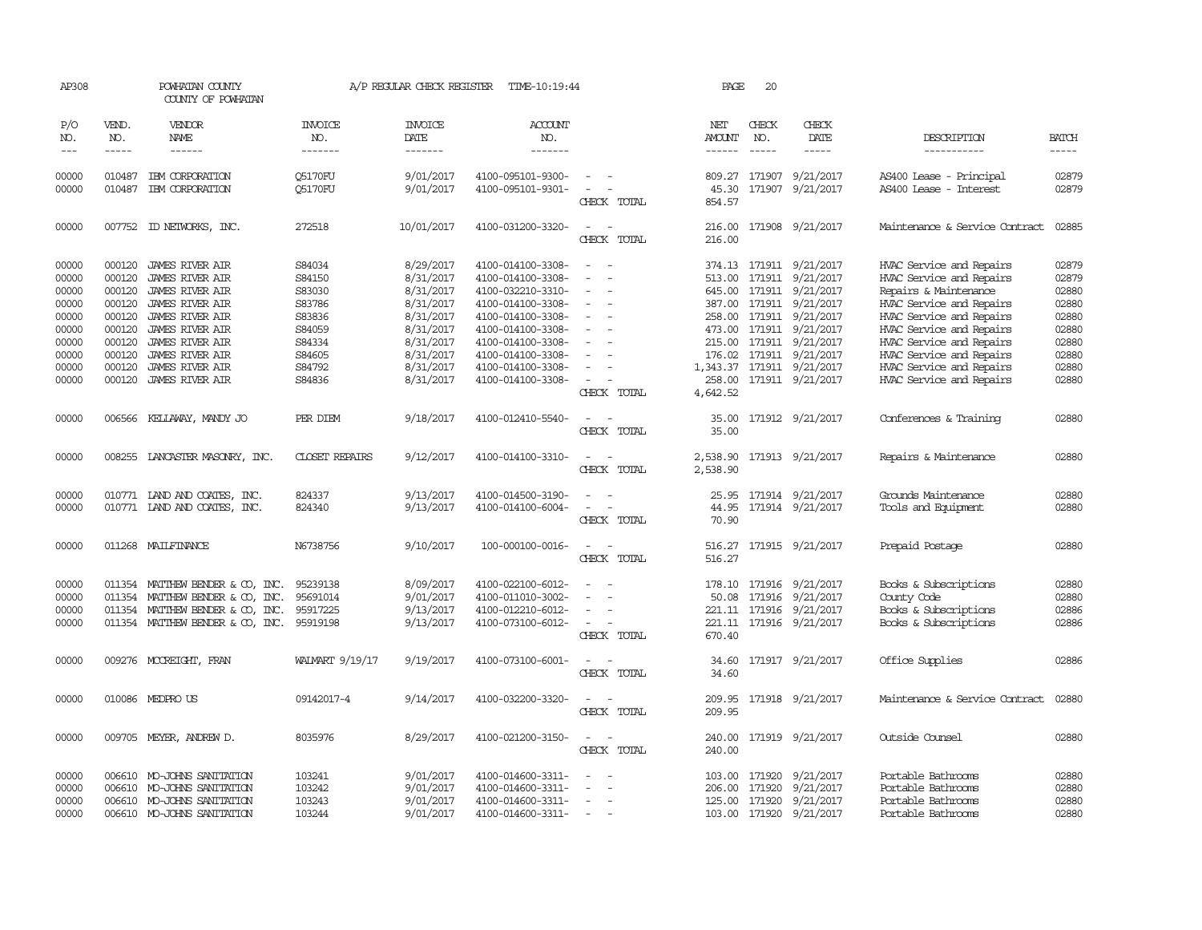AP308 POWHATAN COUNTY A/P REGULAR CHECK REGISTER TIME-10:19:44

COUNTY OF POWHATAN

| P/O NO. | VEND. NO. | VENDOR NAME | INVOICE NO. | INVOICE DATE | ACCOUNT NO. | | NET AMOUNT | CHECK NO. | CHECK DATE | DESCRIPTION | BATCH |
|---|---|---|---|---|---|---|---|---|---|---|---|
| 00000 | 010487 | IBM CORPORATION | Q5170FU | 9/01/2017 | 4100-095101-9300- | - - | 809.27 | 171907 | 9/21/2017 | AS400 Lease - Principal | 02879 |
| 00000 | 010487 | IBM CORPORATION | Q5170FU | 9/01/2017 | 4100-095101-9301- | - - | 45.30 | 171907 | 9/21/2017 | AS400 Lease - Interest | 02879 |
| | | | | | | CHECK TOTAL | 854.57 | | | | |
| 00000 | 007752 | ID NETWORKS, INC. | 272518 | 10/01/2017 | 4100-031200-3320- | - - | 216.00 | 171908 | 9/21/2017 | Maintenance & Service Contract | 02885 |
| | | | | | | CHECK TOTAL | 216.00 | | | | |
| 00000 | 000120 | JAMES RIVER AIR | S84034 | 8/29/2017 | 4100-014100-3308- | - - | 374.13 | 171911 | 9/21/2017 | HVAC Service and Repairs | 02879 |
| 00000 | 000120 | JAMES RIVER AIR | S84150 | 8/31/2017 | 4100-014100-3308- | - - | 513.00 | 171911 | 9/21/2017 | HVAC Service and Repairs | 02879 |
| 00000 | 000120 | JAMES RIVER AIR | S83030 | 8/31/2017 | 4100-032210-3310- | - - | 645.00 | 171911 | 9/21/2017 | Repairs & Maintenance | 02880 |
| 00000 | 000120 | JAMES RIVER AIR | S83786 | 8/31/2017 | 4100-014100-3308- | - - | 387.00 | 171911 | 9/21/2017 | HVAC Service and Repairs | 02880 |
| 00000 | 000120 | JAMES RIVER AIR | S83836 | 8/31/2017 | 4100-014100-3308- | - - | 258.00 | 171911 | 9/21/2017 | HVAC Service and Repairs | 02880 |
| 00000 | 000120 | JAMES RIVER AIR | S84059 | 8/31/2017 | 4100-014100-3308- | - - | 473.00 | 171911 | 9/21/2017 | HVAC Service and Repairs | 02880 |
| 00000 | 000120 | JAMES RIVER AIR | S84334 | 8/31/2017 | 4100-014100-3308- | - - | 215.00 | 171911 | 9/21/2017 | HVAC Service and Repairs | 02880 |
| 00000 | 000120 | JAMES RIVER AIR | S84605 | 8/31/2017 | 4100-014100-3308- | - - | 176.02 | 171911 | 9/21/2017 | HVAC Service and Repairs | 02880 |
| 00000 | 000120 | JAMES RIVER AIR | S84792 | 8/31/2017 | 4100-014100-3308- | - - | 1,343.37 | 171911 | 9/21/2017 | HVAC Service and Repairs | 02880 |
| 00000 | 000120 | JAMES RIVER AIR | S84836 | 8/31/2017 | 4100-014100-3308- | - - | 258.00 | 171911 | 9/21/2017 | HVAC Service and Repairs | 02880 |
| | | | | | | CHECK TOTAL | 4,642.52 | | | | |
| 00000 | 006566 | KELLAWAY, MANDY JO | PER DIEM | 9/18/2017 | 4100-012410-5540- | - - | 35.00 | 171912 | 9/21/2017 | Conferences & Training | 02880 |
| | | | | | | CHECK TOTAL | 35.00 | | | | |
| 00000 | 008255 | LANCASTER MASONRY, INC. | CLOSET REPAIRS | 9/12/2017 | 4100-014100-3310- | - - | 2,538.90 | 171913 | 9/21/2017 | Repairs & Maintenance | 02880 |
| | | | | | | CHECK TOTAL | 2,538.90 | | | | |
| 00000 | 010771 | LAND AND COATES, INC. | 824337 | 9/13/2017 | 4100-014500-3190- | - - | 25.95 | 171914 | 9/21/2017 | Grounds Maintenance | 02880 |
| 00000 | 010771 | LAND AND COATES, INC. | 824340 | 9/13/2017 | 4100-014100-6004- | - - | 44.95 | 171914 | 9/21/2017 | Tools and Equipment | 02880 |
| | | | | | | CHECK TOTAL | 70.90 | | | | |
| 00000 | 011268 | MAILFINANCE | N6738756 | 9/10/2017 | 100-000100-0016- | - - | 516.27 | 171915 | 9/21/2017 | Prepaid Postage | 02880 |
| | | | | | | CHECK TOTAL | 516.27 | | | | |
| 00000 | 011354 | MATTHEW BENDER & CO, INC. | 95239138 | 8/09/2017 | 4100-022100-6012- | - - | 178.10 | 171916 | 9/21/2017 | Books & Subscriptions | 02880 |
| 00000 | 011354 | MATTHEW BENDER & CO, INC. | 95691014 | 9/01/2017 | 4100-011010-3002- | - - | 50.08 | 171916 | 9/21/2017 | County Code | 02880 |
| 00000 | 011354 | MATTHEW BENDER & CO, INC. | 95917225 | 9/13/2017 | 4100-012210-6012- | - - | 221.11 | 171916 | 9/21/2017 | Books & Subscriptions | 02886 |
| 00000 | 011354 | MATTHEW BENDER & CO, INC. | 95919198 | 9/13/2017 | 4100-073100-6012- | - - | 221.11 | 171916 | 9/21/2017 | Books & Subscriptions | 02886 |
| | | | | | | CHECK TOTAL | 670.40 | | | | |
| 00000 | 009276 | MCCREIGHT, FRAN | WALMART 9/19/17 | 9/19/2017 | 4100-073100-6001- | - - | 34.60 | 171917 | 9/21/2017 | Office Supplies | 02886 |
| | | | | | | CHECK TOTAL | 34.60 | | | | |
| 00000 | 010086 | MEDPRO US | 09142017-4 | 9/14/2017 | 4100-032200-3320- | - - | 209.95 | 171918 | 9/21/2017 | Maintenance & Service Contract | 02880 |
| | | | | | | CHECK TOTAL | 209.95 | | | | |
| 00000 | 009705 | MEYER, ANDREW D. | 8035976 | 8/29/2017 | 4100-021200-3150- | - - | 240.00 | 171919 | 9/21/2017 | Outside Counsel | 02880 |
| | | | | | | CHECK TOTAL | 240.00 | | | | |
| 00000 | 006610 | MO-JOHNS SANITATION | 103241 | 9/01/2017 | 4100-014600-3311- | - - | 103.00 | 171920 | 9/21/2017 | Portable Bathrooms | 02880 |
| 00000 | 006610 | MO-JOHNS SANITATION | 103242 | 9/01/2017 | 4100-014600-3311- | - - | 206.00 | 171920 | 9/21/2017 | Portable Bathrooms | 02880 |
| 00000 | 006610 | MO-JOHNS SANITATION | 103243 | 9/01/2017 | 4100-014600-3311- | - - | 125.00 | 171920 | 9/21/2017 | Portable Bathrooms | 02880 |
| 00000 | 006610 | MO-JOHNS SANITATION | 103244 | 9/01/2017 | 4100-014600-3311- | - - | 103.00 | 171920 | 9/21/2017 | Portable Bathrooms | 02880 |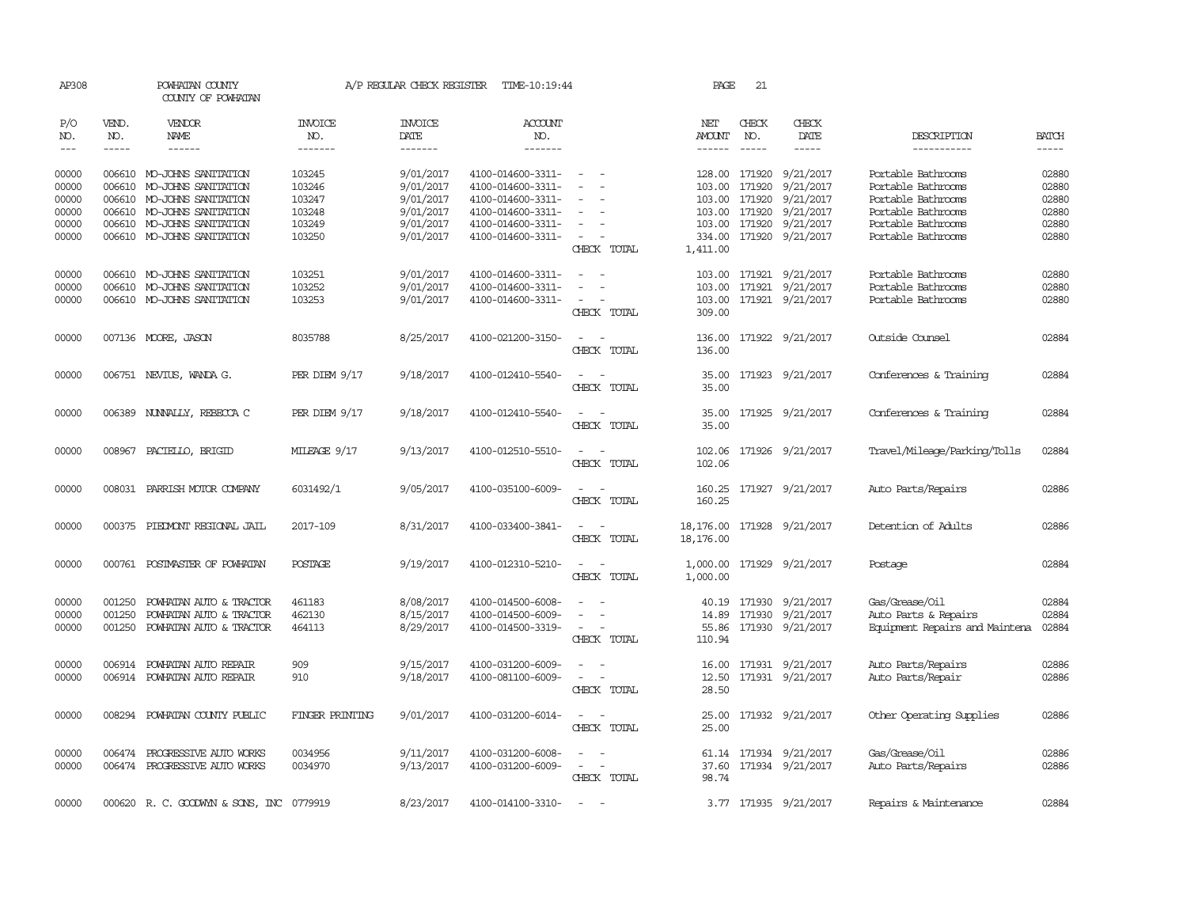AP308 POWHATAN COUNTY A/P REGULAR CHECK REGISTER TIME-10:19:44 PAGE 21
COUNTY OF POWHATAN

| P/O NO. | VEND. NO. | VENDOR NAME | INVOICE NO. | INVOICE DATE | ACCOUNT NO. | | NET AMOUNT | CHECK NO. | CHECK DATE | DESCRIPTION | BATCH |
|---|---|---|---|---|---|---|---|---|---|---|---|
| 00000 | 006610 | MO-JOHNS SANITATION | 103245 | 9/01/2017 | 4100-014600-3311- | - - | 128.00 | 171920 | 9/21/2017 | Portable Bathrooms | 02880 |
| 00000 | 006610 | MO-JOHNS SANITATION | 103246 | 9/01/2017 | 4100-014600-3311- | - - | 103.00 | 171920 | 9/21/2017 | Portable Bathrooms | 02880 |
| 00000 | 006610 | MO-JOHNS SANITATION | 103247 | 9/01/2017 | 4100-014600-3311- | - - | 103.00 | 171920 | 9/21/2017 | Portable Bathrooms | 02880 |
| 00000 | 006610 | MO-JOHNS SANITATION | 103248 | 9/01/2017 | 4100-014600-3311- | - - | 103.00 | 171920 | 9/21/2017 | Portable Bathrooms | 02880 |
| 00000 | 006610 | MO-JOHNS SANITATION | 103249 | 9/01/2017 | 4100-014600-3311- | - - | 103.00 | 171920 | 9/21/2017 | Portable Bathrooms | 02880 |
| 00000 | 006610 | MO-JOHNS SANITATION | 103250 | 9/01/2017 | 4100-014600-3311- | - - | 334.00 | 171920 | 9/21/2017 | Portable Bathrooms | 02880 |
| | | | | | | CHECK TOTAL | 1,411.00 | | | | |
| 00000 | 006610 | MO-JOHNS SANITATION | 103251 | 9/01/2017 | 4100-014600-3311- | - - | 103.00 | 171921 | 9/21/2017 | Portable Bathrooms | 02880 |
| 00000 | 006610 | MO-JOHNS SANITATION | 103252 | 9/01/2017 | 4100-014600-3311- | - - | 103.00 | 171921 | 9/21/2017 | Portable Bathrooms | 02880 |
| 00000 | 006610 | MO-JOHNS SANITATION | 103253 | 9/01/2017 | 4100-014600-3311- | - - | 103.00 | 171921 | 9/21/2017 | Portable Bathrooms | 02880 |
| | | | | | | CHECK TOTAL | 309.00 | | | | |
| 00000 | 007136 | MOORE, JASON | 8035788 | 8/25/2017 | 4100-021200-3150- | - - | 136.00 | 171922 | 9/21/2017 | Outside Counsel | 02884 |
| | | | | | | CHECK TOTAL | 136.00 | | | | |
| 00000 | 006751 | NEVIUS, WANDA G. | PER DIEM 9/17 | 9/18/2017 | 4100-012410-5540- | - - | 35.00 | 171923 | 9/21/2017 | Conferences & Training | 02884 |
| | | | | | | CHECK TOTAL | 35.00 | | | | |
| 00000 | 006389 | NUNNALLY, REBECCA C | PER DIEM 9/17 | 9/18/2017 | 4100-012410-5540- | - - | 35.00 | 171925 | 9/21/2017 | Conferences & Training | 02884 |
| | | | | | | CHECK TOTAL | 35.00 | | | | |
| 00000 | 008967 | PACIELLO, BRIGID | MILEAGE 9/17 | 9/13/2017 | 4100-012510-5510- | - - | 102.06 | 171926 | 9/21/2017 | Travel/Mileage/Parking/Tolls | 02884 |
| | | | | | | CHECK TOTAL | 102.06 | | | | |
| 00000 | 008031 | PARRISH MOTOR COMPANY | 6031492/1 | 9/05/2017 | 4100-035100-6009- | - - | 160.25 | 171927 | 9/21/2017 | Auto Parts/Repairs | 02886 |
| | | | | | | CHECK TOTAL | 160.25 | | | | |
| 00000 | 000375 | PIEDMONT REGIONAL JAIL | 2017-109 | 8/31/2017 | 4100-033400-3841- | - - | 18,176.00 | 171928 | 9/21/2017 | Detention of Adults | 02886 |
| | | | | | | CHECK TOTAL | 18,176.00 | | | | |
| 00000 | 000761 | POSTMASTER OF POWHATAN | POSTAGE | 9/19/2017 | 4100-012310-5210- | - - | 1,000.00 | 171929 | 9/21/2017 | Postage | 02884 |
| | | | | | | CHECK TOTAL | 1,000.00 | | | | |
| 00000 | 001250 | POWHATAN AUTO & TRACTOR | 461183 | 8/08/2017 | 4100-014500-6008- | - - | 40.19 | 171930 | 9/21/2017 | Gas/Grease/Oil | 02884 |
| 00000 | 001250 | POWHATAN AUTO & TRACTOR | 462130 | 8/15/2017 | 4100-014500-6009- | - - | 14.89 | 171930 | 9/21/2017 | Auto Parts & Repairs | 02884 |
| 00000 | 001250 | POWHATAN AUTO & TRACTOR | 464113 | 8/29/2017 | 4100-014500-3319- | - - | 55.86 | 171930 | 9/21/2017 | Equipment Repairs and Maintena | 02884 |
| | | | | | | CHECK TOTAL | 110.94 | | | | |
| 00000 | 006914 | POWHATAN AUTO REPAIR | 909 | 9/15/2017 | 4100-031200-6009- | - - | 16.00 | 171931 | 9/21/2017 | Auto Parts/Repairs | 02886 |
| 00000 | 006914 | POWHATAN AUTO REPAIR | 910 | 9/18/2017 | 4100-081100-6009- | - - | 12.50 | 171931 | 9/21/2017 | Auto Parts/Repair | 02886 |
| | | | | | | CHECK TOTAL | 28.50 | | | | |
| 00000 | 008294 | POWHATAN COUNTY PUBLIC | FINGER PRINTING | 9/01/2017 | 4100-031200-6014- | - - | 25.00 | 171932 | 9/21/2017 | Other Operating Supplies | 02886 |
| | | | | | | CHECK TOTAL | 25.00 | | | | |
| 00000 | 006474 | PROGRESSIVE AUTO WORKS | 0034956 | 9/11/2017 | 4100-031200-6008- | - - | 61.14 | 171934 | 9/21/2017 | Gas/Grease/Oil | 02886 |
| 00000 | 006474 | PROGRESSIVE AUTO WORKS | 0034970 | 9/13/2017 | 4100-031200-6009- | - - | 37.60 | 171934 | 9/21/2017 | Auto Parts/Repairs | 02886 |
| | | | | | | CHECK TOTAL | 98.74 | | | | |
| 00000 | 000620 | R. C. GOODWYN & SONS, INC | 0779919 | 8/23/2017 | 4100-014100-3310- | - - | 3.77 | 171935 | 9/21/2017 | Repairs & Maintenance | 02884 |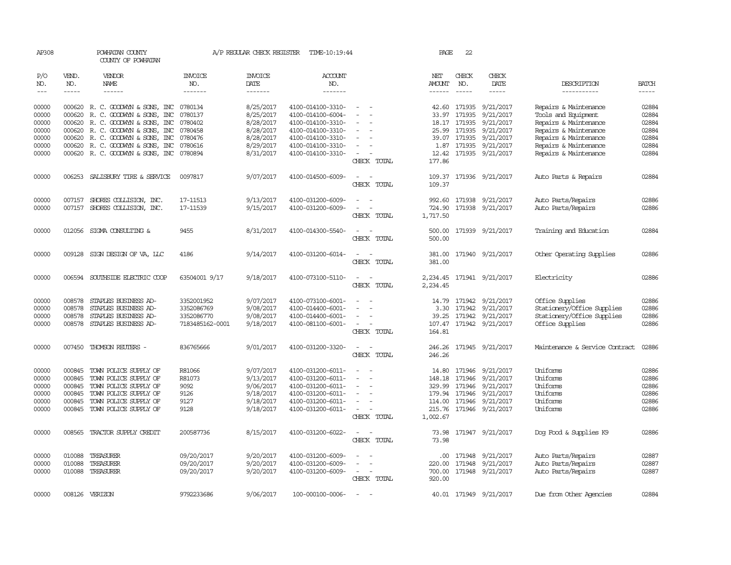AP308 POWHATAN COUNTY A/P REGULAR CHECK REGISTER TIME-10:19:44 PAGE 22

COUNTY OF POWHATAN

| P/O NO. | VEND. NO. | VENDOR NAME | INVOICE NO. | INVOICE DATE | ACCOUNT NO. | | NET AMOUNT | CHECK NO. | CHECK DATE | DESCRIPTION | BATCH |
|---|---|---|---|---|---|---|---|---|---|---|---|
| 00000 | 000620 | R. C. GOODWYN & SONS, INC | 0780134 | 8/25/2017 | 4100-014100-3310- | - - | 42.60 | 171935 | 9/21/2017 | Repairs & Maintenance | 02884 |
| 00000 | 000620 | R. C. GOODWYN & SONS, INC | 0780137 | 8/25/2017 | 4100-014100-6004- | - - | 33.97 | 171935 | 9/21/2017 | Tools and Equipment | 02884 |
| 00000 | 000620 | R. C. GOODWYN & SONS, INC | 0780402 | 8/28/2017 | 4100-014100-3310- | - - | 18.17 | 171935 | 9/21/2017 | Repairs & Maintenance | 02884 |
| 00000 | 000620 | R. C. GOODWYN & SONS, INC | 0780458 | 8/28/2017 | 4100-014100-3310- | - - | 25.99 | 171935 | 9/21/2017 | Repairs & Maintenance | 02884 |
| 00000 | 000620 | R. C. GOODWYN & SONS, INC | 0780476 | 8/28/2017 | 4100-014100-3310- | - - | 39.07 | 171935 | 9/21/2017 | Repairs & Maintenance | 02884 |
| 00000 | 000620 | R. C. GOODWYN & SONS, INC | 0780616 | 8/29/2017 | 4100-014100-3310- | - - | 1.87 | 171935 | 9/21/2017 | Repairs & Maintenance | 02884 |
| 00000 | 000620 | R. C. GOODWYN & SONS, INC | 0780894 | 8/31/2017 | 4100-014100-3310- | - - | 12.42 | 171935 | 9/21/2017 | Repairs & Maintenance | 02884 |
| | | | | | | CHECK TOTAL | 177.86 | | | | |
| 00000 | 006253 | SALISBURY TIRE & SERVICE | 0097817 | 9/07/2017 | 4100-014500-6009- | - - | 109.37 | 171936 | 9/21/2017 | Auto Parts & Repairs | 02884 |
| | | | | | | CHECK TOTAL | 109.37 | | | | |
| 00000 | 007157 | SHORES COLLISION, INC. | 17-11513 | 9/13/2017 | 4100-031200-6009- | - - | 992.60 | 171938 | 9/21/2017 | Auto Parts/Repairs | 02886 |
| 00000 | 007157 | SHORES COLLISION, INC. | 17-11539 | 9/15/2017 | 4100-031200-6009- | - - | 724.90 | 171938 | 9/21/2017 | Auto Parts/Repairs | 02886 |
| | | | | | | CHECK TOTAL | 1,717.50 | | | | |
| 00000 | 012056 | SIGMA CONSULTING & | 9455 | 8/31/2017 | 4100-014300-5540- | - - | 500.00 | 171939 | 9/21/2017 | Training and Education | 02884 |
| | | | | | | CHECK TOTAL | 500.00 | | | | |
| 00000 | 009128 | SIGN DESIGN OF VA, LLC | 4186 | 9/14/2017 | 4100-031200-6014- | - - | 381.00 | 171940 | 9/21/2017 | Other Operating Supplies | 02886 |
| | | | | | | CHECK TOTAL | 381.00 | | | | |
| 00000 | 006594 | SOUTHSIDE ELECTRIC COOP | 63504001 9/17 | 9/18/2017 | 4100-073100-5110- | - - | 2,234.45 | 171941 | 9/21/2017 | Electricity | 02886 |
| | | | | | | CHECK TOTAL | 2,234.45 | | | | |
| 00000 | 008578 | STAPLES BUSINESS AD- | 3352001952 | 9/07/2017 | 4100-073100-6001- | - - | 14.79 | 171942 | 9/21/2017 | Office Supplies | 02886 |
| 00000 | 008578 | STAPLES BUSINESS AD- | 3352086769 | 9/08/2017 | 4100-014400-6001- | - - | 3.30 | 171942 | 9/21/2017 | Stationery/Office Supplies | 02886 |
| 00000 | 008578 | STAPLES BUSINESS AD- | 3352086770 | 9/08/2017 | 4100-014400-6001- | - - | 39.25 | 171942 | 9/21/2017 | Stationery/Office Supplies | 02886 |
| 00000 | 008578 | STAPLES BUSINESS AD- | 7183485162-0001 | 9/18/2017 | 4100-081100-6001- | - - | 107.47 | 171942 | 9/21/2017 | Office Supplies | 02886 |
| | | | | | | CHECK TOTAL | 164.81 | | | | |
| 00000 | 007450 | THOMSON REUTERS - | 836765666 | 9/01/2017 | 4100-031200-3320- | - - | 246.26 | 171945 | 9/21/2017 | Maintenance & Service Contract | 02886 |
| | | | | | | CHECK TOTAL | 246.26 | | | | |
| 00000 | 000845 | TOWN POLICE SUPPLY OF | R81066 | 9/07/2017 | 4100-031200-6011- | - - | 14.80 | 171946 | 9/21/2017 | Uniforms | 02886 |
| 00000 | 000845 | TOWN POLICE SUPPLY OF | R81073 | 9/13/2017 | 4100-031200-6011- | - - | 148.18 | 171946 | 9/21/2017 | Uniforms | 02886 |
| 00000 | 000845 | TOWN POLICE SUPPLY OF | 9092 | 9/06/2017 | 4100-031200-6011- | - - | 329.99 | 171946 | 9/21/2017 | Uniforms | 02886 |
| 00000 | 000845 | TOWN POLICE SUPPLY OF | 9126 | 9/18/2017 | 4100-031200-6011- | - - | 179.94 | 171946 | 9/21/2017 | Uniforms | 02886 |
| 00000 | 000845 | TOWN POLICE SUPPLY OF | 9127 | 9/18/2017 | 4100-031200-6011- | - - | 114.00 | 171946 | 9/21/2017 | Uniforms | 02886 |
| 00000 | 000845 | TOWN POLICE SUPPLY OF | 9128 | 9/18/2017 | 4100-031200-6011- | - - | 215.76 | 171946 | 9/21/2017 | Uniforms | 02886 |
| | | | | | | CHECK TOTAL | 1,002.67 | | | | |
| 00000 | 008565 | TRACTOR SUPPLY CREDIT | 200587736 | 8/15/2017 | 4100-031200-6022- | - - | 73.98 | 171947 | 9/21/2017 | Dog Food & Supplies K9 | 02886 |
| | | | | | | CHECK TOTAL | 73.98 | | | | |
| 00000 | 010088 | TREASURER | 09/20/2017 | 9/20/2017 | 4100-031200-6009- | - - | .00 | 171948 | 9/21/2017 | Auto Parts/Repairs | 02887 |
| 00000 | 010088 | TREASURER | 09/20/2017 | 9/20/2017 | 4100-031200-6009- | - - | 220.00 | 171948 | 9/21/2017 | Auto Parts/Repairs | 02887 |
| 00000 | 010088 | TREASURER | 09/20/2017 | 9/20/2017 | 4100-031200-6009- | - - | 700.00 | 171948 | 9/21/2017 | Auto Parts/Repairs | 02887 |
| | | | | | | CHECK TOTAL | 920.00 | | | | |
| 00000 | 008126 | VERIZON | 9792233686 | 9/06/2017 | 100-000100-0006- | - - | 40.01 | 171949 | 9/21/2017 | Due from Other Agencies | 02884 |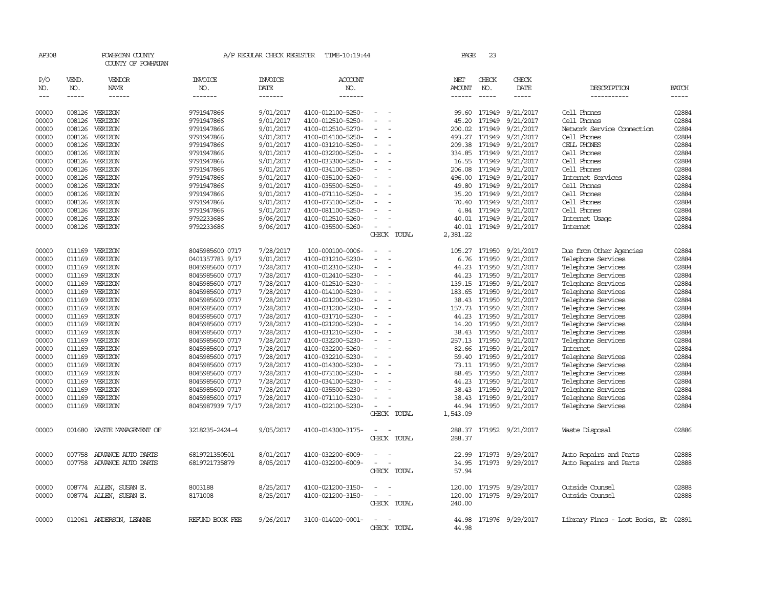AP308 POWHATAN COUNTY A/P REGULAR CHECK REGISTER TIME-10:19:44 PAGE 23

COUNTY OF POWHATAN

| P/O NO. | VEND. NO. | VENDOR NAME | INVOICE NO. | INVOICE DATE | ACCOUNT NO. | | NET AMOUNT | CHECK NO. | CHECK DATE | DESCRIPTION | BATCH |
|---|---|---|---|---|---|---|---|---|---|---|---|
| 00000 | 008126 | VERIZON | 9791947866 | 9/01/2017 | 4100-012100-5250- | - - | 99.60 | 171949 | 9/21/2017 | Cell Phones | 02884 |
| 00000 | 008126 | VERIZON | 9791947866 | 9/01/2017 | 4100-012510-5250- | - - | 45.20 | 171949 | 9/21/2017 | Cell Phones | 02884 |
| 00000 | 008126 | VERIZON | 9791947866 | 9/01/2017 | 4100-012510-5270- | - - | 200.02 | 171949 | 9/21/2017 | Network Service Connection | 02884 |
| 00000 | 008126 | VERIZON | 9791947866 | 9/01/2017 | 4100-014100-5250- | - - | 493.27 | 171949 | 9/21/2017 | Cell Phones | 02884 |
| 00000 | 008126 | VERIZON | 9791947866 | 9/01/2017 | 4100-031210-5250- | - - | 209.38 | 171949 | 9/21/2017 | CELL PHONES | 02884 |
| 00000 | 008126 | VERIZON | 9791947866 | 9/01/2017 | 4100-032200-5250- | - - | 334.85 | 171949 | 9/21/2017 | Cell Phones | 02884 |
| 00000 | 008126 | VERIZON | 9791947866 | 9/01/2017 | 4100-033300-5250- | - - | 16.55 | 171949 | 9/21/2017 | Cell Phones | 02884 |
| 00000 | 008126 | VERIZON | 9791947866 | 9/01/2017 | 4100-034100-5250- | - - | 206.08 | 171949 | 9/21/2017 | Cell Phones | 02884 |
| 00000 | 008126 | VERIZON | 9791947866 | 9/01/2017 | 4100-035100-5260- | - - | 496.00 | 171949 | 9/21/2017 | Internet Services | 02884 |
| 00000 | 008126 | VERIZON | 9791947866 | 9/01/2017 | 4100-035500-5250- | - - | 49.80 | 171949 | 9/21/2017 | Cell Phones | 02884 |
| 00000 | 008126 | VERIZON | 9791947866 | 9/01/2017 | 4100-071110-5250- | - - | 35.20 | 171949 | 9/21/2017 | Cell Phones | 02884 |
| 00000 | 008126 | VERIZON | 9791947866 | 9/01/2017 | 4100-073100-5250- | - - | 70.40 | 171949 | 9/21/2017 | Cell Phones | 02884 |
| 00000 | 008126 | VERIZON | 9791947866 | 9/01/2017 | 4100-081100-5250- | - - | 4.84 | 171949 | 9/21/2017 | Cell Phones | 02884 |
| 00000 | 008126 | VERIZON | 9792233686 | 9/06/2017 | 4100-012510-5260- | - - | 40.01 | 171949 | 9/21/2017 | Internet Usage | 02884 |
| 00000 | 008126 | VERIZON | 9792233686 | 9/06/2017 | 4100-035500-5260- | - - | 40.01 | 171949 | 9/21/2017 | Internet | 02884 |
| | | | | | | CHECK TOTAL | 2,381.22 | | | | |
| 00000 | 011169 | VERIZON | 8045985600 0717 | 7/28/2017 | 100-000100-0006- | - - | 105.27 | 171950 | 9/21/2017 | Due from Other Agencies | 02884 |
| 00000 | 011169 | VERIZON | 0401357783 9/17 | 9/01/2017 | 4100-031210-5230- | - - | 6.76 | 171950 | 9/21/2017 | Telephone Services | 02884 |
| 00000 | 011169 | VERIZON | 8045985600 0717 | 7/28/2017 | 4100-012310-5230- | - - | 44.23 | 171950 | 9/21/2017 | Telephone Services | 02884 |
| 00000 | 011169 | VERIZON | 8045985600 0717 | 7/28/2017 | 4100-012410-5230- | - - | 44.23 | 171950 | 9/21/2017 | Telephone Services | 02884 |
| 00000 | 011169 | VERIZON | 8045985600 0717 | 7/28/2017 | 4100-012510-5230- | - - | 139.15 | 171950 | 9/21/2017 | Telephone Services | 02884 |
| 00000 | 011169 | VERIZON | 8045985600 0717 | 7/28/2017 | 4100-014100-5230- | - - | 183.65 | 171950 | 9/21/2017 | Telephone Services | 02884 |
| 00000 | 011169 | VERIZON | 8045985600 0717 | 7/28/2017 | 4100-021200-5230- | - - | 38.43 | 171950 | 9/21/2017 | Telephone Services | 02884 |
| 00000 | 011169 | VERIZON | 8045985600 0717 | 7/28/2017 | 4100-031200-5230- | - - | 157.73 | 171950 | 9/21/2017 | Telephone Services | 02884 |
| 00000 | 011169 | VERIZON | 8045985600 0717 | 7/28/2017 | 4100-031710-5230- | - - | 44.23 | 171950 | 9/21/2017 | Telephone Services | 02884 |
| 00000 | 011169 | VERIZON | 8045985600 0717 | 7/28/2017 | 4100-021200-5230- | - - | 14.20 | 171950 | 9/21/2017 | Telephone Services | 02884 |
| 00000 | 011169 | VERIZON | 8045985600 0717 | 7/28/2017 | 4100-031210-5230- | - - | 38.43 | 171950 | 9/21/2017 | Telephone Services | 02884 |
| 00000 | 011169 | VERIZON | 8045985600 0717 | 7/28/2017 | 4100-032200-5230- | - - | 257.13 | 171950 | 9/21/2017 | Telephone Services | 02884 |
| 00000 | 011169 | VERIZON | 8045985600 0717 | 7/28/2017 | 4100-032200-5260- | - - | 82.66 | 171950 | 9/21/2017 | Internet | 02884 |
| 00000 | 011169 | VERIZON | 8045985600 0717 | 7/28/2017 | 4100-032210-5230- | - - | 59.40 | 171950 | 9/21/2017 | Telephone Services | 02884 |
| 00000 | 011169 | VERIZON | 8045985600 0717 | 7/28/2017 | 4100-014300-5230- | - - | 73.11 | 171950 | 9/21/2017 | Telephone Services | 02884 |
| 00000 | 011169 | VERIZON | 8045985600 0717 | 7/28/2017 | 4100-073100-5230- | - - | 88.45 | 171950 | 9/21/2017 | Telephone Services | 02884 |
| 00000 | 011169 | VERIZON | 8045985600 0717 | 7/28/2017 | 4100-034100-5230- | - - | 44.23 | 171950 | 9/21/2017 | Telephone Services | 02884 |
| 00000 | 011169 | VERIZON | 8045985600 0717 | 7/28/2017 | 4100-035500-5230- | - - | 38.43 | 171950 | 9/21/2017 | Telephone Services | 02884 |
| 00000 | 011169 | VERIZON | 8045985600 0717 | 7/28/2017 | 4100-071110-5230- | - - | 38.43 | 171950 | 9/21/2017 | Telephone Services | 02884 |
| 00000 | 011169 | VERIZON | 8045987939 7/17 | 7/28/2017 | 4100-022100-5230- | - - | 44.94 | 171950 | 9/21/2017 | Telephone Services | 02884 |
| | | | | | | CHECK TOTAL | 1,543.09 | | | | |
| 00000 | 001680 | WASTE MANAGEMENT OF | 3218235-2424-4 | 9/05/2017 | 4100-014300-3175- | - - | 288.37 | 171952 | 9/21/2017 | Waste Disposal | 02886 |
| | | | | | | CHECK TOTAL | 288.37 | | | | |
| 00000 | 007758 | ADVANCE AUTO PARTS | 6819721350501 | 8/01/2017 | 4100-032200-6009- | - - | 22.99 | 171973 | 9/29/2017 | Auto Repairs and Parts | 02888 |
| 00000 | 007758 | ADVANCE AUTO PARTS | 6819721735879 | 8/05/2017 | 4100-032200-6009- | - - | 34.95 | 171973 | 9/29/2017 | Auto Repairs and Parts | 02888 |
| | | | | | | CHECK TOTAL | 57.94 | | | | |
| 00000 | 008774 | ALLEN, SUSAN E. | 8003188 | 8/25/2017 | 4100-021200-3150- | - - | 120.00 | 171975 | 9/29/2017 | Outside Counsel | 02888 |
| 00000 | 008774 | ALLEN, SUSAN E. | 8171008 | 8/25/2017 | 4100-021200-3150- | - - | 120.00 | 171975 | 9/29/2017 | Outside Counsel | 02888 |
| | | | | | | CHECK TOTAL | 240.00 | | | | |
| 00000 | 012061 | ANDERSON, LEANNE | REFUND BOOK FEE | 9/26/2017 | 3100-014020-0001- | - - | 44.98 | 171976 | 9/29/2017 | Library Fines - Lost Books, Et | 02891 |
| | | | | | | CHECK TOTAL | 44.98 | | | | |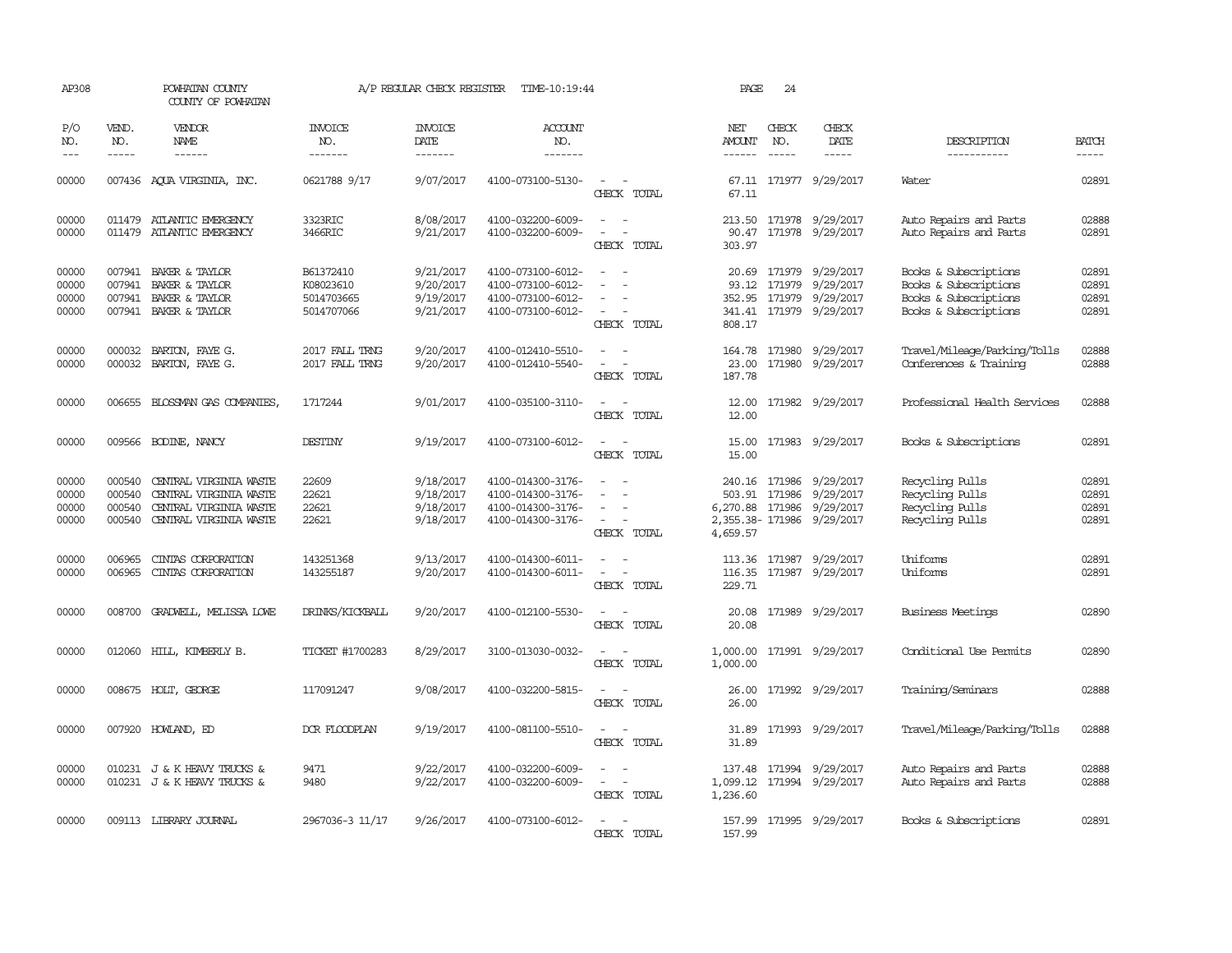AP308 POWHATAN COUNTY A/P REGULAR CHECK REGISTER TIME-10:19:44 PAGE 24

COUNTY OF POWHATAN

| P/O NO. | VEND. NO. | VENDOR NAME | INVOICE NO. | INVOICE DATE | ACCOUNT NO. | | NET AMOUNT | CHECK NO. | CHECK DATE | DESCRIPTION | BATCH |
|---|---|---|---|---|---|---|---|---|---|---|---|
| 00000 | 007436 | AQUA VIRGINIA, INC. | 0621788 9/17 | 9/07/2017 | 4100-073100-5130- | - - | 67.11 | 171977 | 9/29/2017 | Water | 02891 |
| | | | | | | CHECK TOTAL | 67.11 | | | | |
| 00000 | 011479 | ATLANTIC EMERGENCY | 3323RIC | 8/08/2017 | 4100-032200-6009- | - - | 213.50 | 171978 | 9/29/2017 | Auto Repairs and Parts | 02888 |
| 00000 | 011479 | ATLANTIC EMERGENCY | 3466RIC | 9/21/2017 | 4100-032200-6009- | - - | 90.47 | 171978 | 9/29/2017 | Auto Repairs and Parts | 02891 |
| | | | | | | CHECK TOTAL | 303.97 | | | | |
| 00000 | 007941 | BAKER & TAYLOR | B61372410 | 9/21/2017 | 4100-073100-6012- | - - | 20.69 | 171979 | 9/29/2017 | Books & Subscriptions | 02891 |
| 00000 | 007941 | BAKER & TAYLOR | K08023610 | 9/20/2017 | 4100-073100-6012- | - - | 93.12 | 171979 | 9/29/2017 | Books & Subscriptions | 02891 |
| 00000 | 007941 | BAKER & TAYLOR | 5014703665 | 9/19/2017 | 4100-073100-6012- | - - | 352.95 | 171979 | 9/29/2017 | Books & Subscriptions | 02891 |
| 00000 | 007941 | BAKER & TAYLOR | 5014707066 | 9/21/2017 | 4100-073100-6012- | - - | 341.41 | 171979 | 9/29/2017 | Books & Subscriptions | 02891 |
| | | | | | | CHECK TOTAL | 808.17 | | | | |
| 00000 | 000032 | BARTON, FAYE G. | 2017 FALL TRNG | 9/20/2017 | 4100-012410-5510- | - - | 164.78 | 171980 | 9/29/2017 | Travel/Mileage/Parking/Tolls | 02888 |
| 00000 | 000032 | BARTON, FAYE G. | 2017 FALL TRNG | 9/20/2017 | 4100-012410-5540- | - - | 23.00 | 171980 | 9/29/2017 | Conferences & Training | 02888 |
| | | | | | | CHECK TOTAL | 187.78 | | | | |
| 00000 | 006655 | BLOSSMAN GAS COMPANIES, | 1717244 | 9/01/2017 | 4100-035100-3110- | - - | 12.00 | 171982 | 9/29/2017 | Professional Health Services | 02888 |
| | | | | | | CHECK TOTAL | 12.00 | | | | |
| 00000 | 009566 | BODINE, NANCY | DESTINY | 9/19/2017 | 4100-073100-6012- | - - | 15.00 | 171983 | 9/29/2017 | Books & Subscriptions | 02891 |
| | | | | | | CHECK TOTAL | 15.00 | | | | |
| 00000 | 000540 | CENTRAL VIRGINIA WASTE | 22609 | 9/18/2017 | 4100-014300-3176- | - - | 240.16 | 171986 | 9/29/2017 | Recycling Pulls | 02891 |
| 00000 | 000540 | CENTRAL VIRGINIA WASTE | 22621 | 9/18/2017 | 4100-014300-3176- | - - | 503.91 | 171986 | 9/29/2017 | Recycling Pulls | 02891 |
| 00000 | 000540 | CENTRAL VIRGINIA WASTE | 22621 | 9/18/2017 | 4100-014300-3176- | - - | 6,270.88 | 171986 | 9/29/2017 | Recycling Pulls | 02891 |
| 00000 | 000540 | CENTRAL VIRGINIA WASTE | 22621 | 9/18/2017 | 4100-014300-3176- | - - | 2,355.38- | 171986 | 9/29/2017 | Recycling Pulls | 02891 |
| | | | | | | CHECK TOTAL | 4,659.57 | | | | |
| 00000 | 006965 | CINTAS CORPORATION | 143251368 | 9/13/2017 | 4100-014300-6011- | - - | 113.36 | 171987 | 9/29/2017 | Uniforms | 02891 |
| 00000 | 006965 | CINTAS CORPORATION | 143255187 | 9/20/2017 | 4100-014300-6011- | - - | 116.35 | 171987 | 9/29/2017 | Uniforms | 02891 |
| | | | | | | CHECK TOTAL | 229.71 | | | | |
| 00000 | 008700 | GRADWELL, MELISSA LOWE | DRINKS/KICKBALL | 9/20/2017 | 4100-012100-5530- | - - | 20.08 | 171989 | 9/29/2017 | Business Meetings | 02890 |
| | | | | | | CHECK TOTAL | 20.08 | | | | |
| 00000 | 012060 | HILL, KIMBERLY B. | TICKET #1700283 | 8/29/2017 | 3100-013030-0032- | - - | 1,000.00 | 171991 | 9/29/2017 | Conditional Use Permits | 02890 |
| | | | | | | CHECK TOTAL | 1,000.00 | | | | |
| 00000 | 008675 | HOLT, GEORGE | 117091247 | 9/08/2017 | 4100-032200-5815- | - - | 26.00 | 171992 | 9/29/2017 | Training/Seminars | 02888 |
| | | | | | | CHECK TOTAL | 26.00 | | | | |
| 00000 | 007920 | HOWLAND, ED | DCR FLOODPLAN | 9/19/2017 | 4100-081100-5510- | - - | 31.89 | 171993 | 9/29/2017 | Travel/Mileage/Parking/Tolls | 02888 |
| | | | | | | CHECK TOTAL | 31.89 | | | | |
| 00000 | 010231 | J & K HEAVY TRUCKS & | 9471 | 9/22/2017 | 4100-032200-6009- | - - | 137.48 | 171994 | 9/29/2017 | Auto Repairs and Parts | 02888 |
| 00000 | 010231 | J & K HEAVY TRUCKS & | 9480 | 9/22/2017 | 4100-032200-6009- | - - | 1,099.12 | 171994 | 9/29/2017 | Auto Repairs and Parts | 02888 |
| | | | | | | CHECK TOTAL | 1,236.60 | | | | |
| 00000 | 009113 | LIBRARY JOURNAL | 2967036-3 11/17 | 9/26/2017 | 4100-073100-6012- | - - | 157.99 | 171995 | 9/29/2017 | Books & Subscriptions | 02891 |
| | | | | | | CHECK TOTAL | 157.99 | | | | |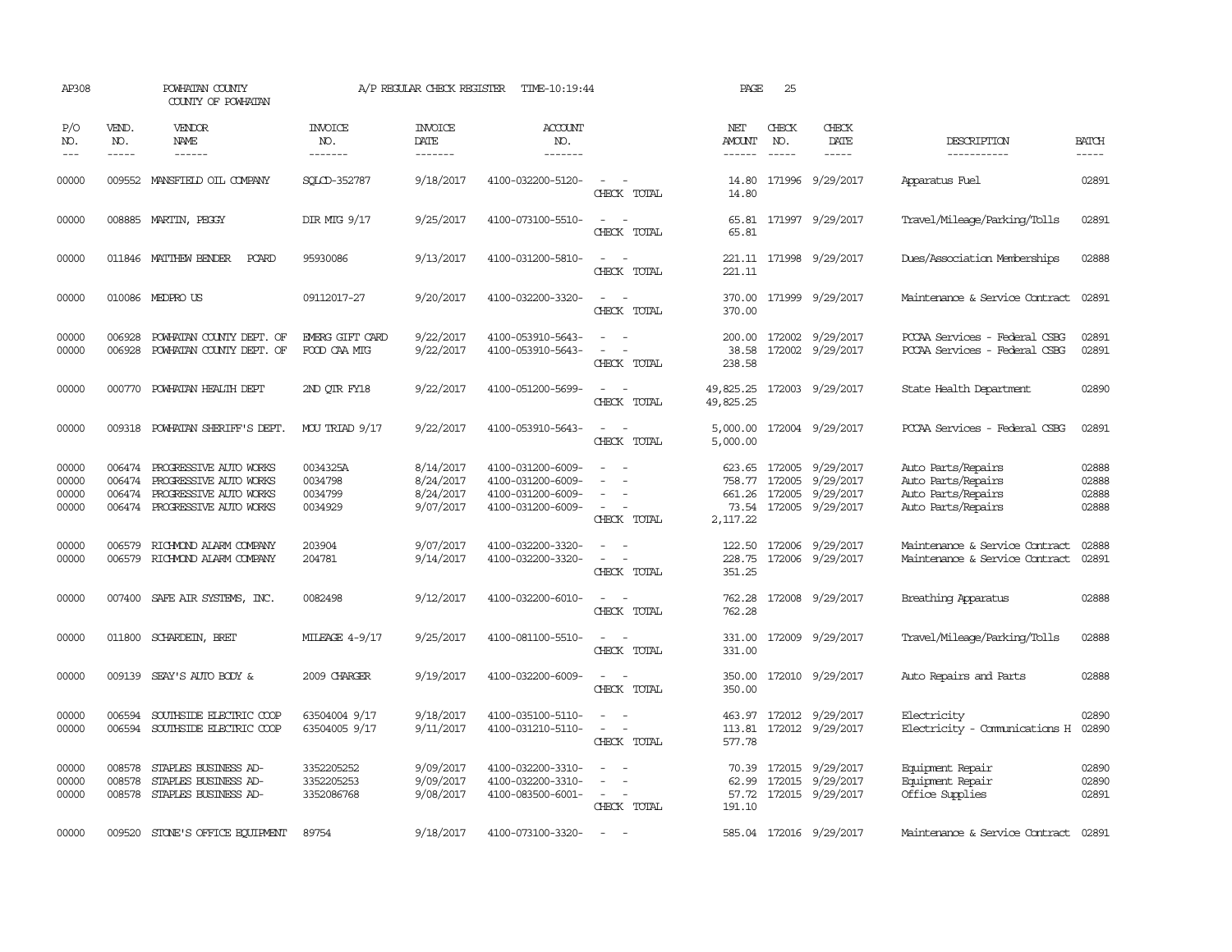AP308 POWHATAN COUNTY COUNTY OF POWHATAN — A/P REGULAR CHECK REGISTER TIME-10:19:44 PAGE 25

| P/O NO. | VEND. NO. | VENDOR NAME | INVOICE NO. | INVOICE DATE | ACCOUNT NO. | | NET AMOUNT | CHECK NO. | CHECK DATE | DESCRIPTION | BATCH |
|---|---|---|---|---|---|---|---|---|---|---|---|
| 00000 | 009552 | MANSFIELD OIL COMPANY | SQLCD-352787 | 9/18/2017 | 4100-032200-5120- | - - | 14.80 | 171996 | 9/29/2017 | Apparatus Fuel | 02891 |
| | | | | | | CHECK TOTAL | 14.80 | | | | |
| 00000 | 008885 | MARTIN, PEGGY | DIR MTG 9/17 | 9/25/2017 | 4100-073100-5510- | - - | 65.81 | 171997 | 9/29/2017 | Travel/Mileage/Parking/Tolls | 02891 |
| | | | | | | CHECK TOTAL | 65.81 | | | | |
| 00000 | 011846 | MATTHEW BENDER PCARD | 95930086 | 9/13/2017 | 4100-031200-5810- | - - | 221.11 | 171998 | 9/29/2017 | Dues/Association Memberships | 02888 |
| | | | | | | CHECK TOTAL | 221.11 | | | | |
| 00000 | 010086 | MEDPRO US | 09112017-27 | 9/20/2017 | 4100-032200-3320- | - - | 370.00 | 171999 | 9/29/2017 | Maintenance & Service Contract | 02891 |
| | | | | | | CHECK TOTAL | 370.00 | | | | |
| 00000 | 006928 | POWHATAN COUNTY DEPT. OF | EMERG GIFT CARD | 9/22/2017 | 4100-053910-5643- | - - | 200.00 | 172002 | 9/29/2017 | PCCAA Services - Federal CSBG | 02891 |
| 00000 | 006928 | POWHATAN COUNTY DEPT. OF | FOOD CAA MTG | 9/22/2017 | 4100-053910-5643- | - - | 38.58 | 172002 | 9/29/2017 | PCCAA Services - Federal CSBG | 02891 |
| | | | | | | CHECK TOTAL | 238.58 | | | | |
| 00000 | 000770 | POWHATAN HEALTH DEPT | 2ND QTR FY18 | 9/22/2017 | 4100-051200-5699- | - - | 49,825.25 | 172003 | 9/29/2017 | State Health Department | 02890 |
| | | | | | | CHECK TOTAL | 49,825.25 | | | | |
| 00000 | 009318 | POWHATAN SHERIFF'S DEPT. | MOU TRIAD 9/17 | 9/22/2017 | 4100-053910-5643- | - - | 5,000.00 | 172004 | 9/29/2017 | PCCAA Services - Federal CSBG | 02891 |
| | | | | | | CHECK TOTAL | 5,000.00 | | | | |
| 00000 | 006474 | PROGRESSIVE AUTO WORKS | 0034325A | 8/14/2017 | 4100-031200-6009- | - - | 623.65 | 172005 | 9/29/2017 | Auto Parts/Repairs | 02888 |
| 00000 | 006474 | PROGRESSIVE AUTO WORKS | 0034798 | 8/24/2017 | 4100-031200-6009- | - - | 758.77 | 172005 | 9/29/2017 | Auto Parts/Repairs | 02888 |
| 00000 | 006474 | PROGRESSIVE AUTO WORKS | 0034799 | 8/24/2017 | 4100-031200-6009- | - - | 661.26 | 172005 | 9/29/2017 | Auto Parts/Repairs | 02888 |
| 00000 | 006474 | PROGRESSIVE AUTO WORKS | 0034929 | 9/07/2017 | 4100-031200-6009- | - - | 73.54 | 172005 | 9/29/2017 | Auto Parts/Repairs | 02888 |
| | | | | | | CHECK TOTAL | 2,117.22 | | | | |
| 00000 | 006579 | RICHMOND ALARM COMPANY | 203904 | 9/07/2017 | 4100-032200-3320- | - - | 122.50 | 172006 | 9/29/2017 | Maintenance & Service Contract | 02888 |
| 00000 | 006579 | RICHMOND ALARM COMPANY | 204781 | 9/14/2017 | 4100-032200-3320- | - - | 228.75 | 172006 | 9/29/2017 | Maintenance & Service Contract | 02891 |
| | | | | | | CHECK TOTAL | 351.25 | | | | |
| 00000 | 007400 | SAFE AIR SYSTEMS, INC. | 0082498 | 9/12/2017 | 4100-032200-6010- | - - | 762.28 | 172008 | 9/29/2017 | Breathing Apparatus | 02888 |
| | | | | | | CHECK TOTAL | 762.28 | | | | |
| 00000 | 011800 | SCHARDEIN, BRET | MILEAGE 4-9/17 | 9/25/2017 | 4100-081100-5510- | - - | 331.00 | 172009 | 9/29/2017 | Travel/Mileage/Parking/Tolls | 02888 |
| | | | | | | CHECK TOTAL | 331.00 | | | | |
| 00000 | 009139 | SEAY'S AUTO BODY & | 2009 CHARGER | 9/19/2017 | 4100-032200-6009- | - - | 350.00 | 172010 | 9/29/2017 | Auto Repairs and Parts | 02888 |
| | | | | | | CHECK TOTAL | 350.00 | | | | |
| 00000 | 006594 | SOUTHSIDE ELECTRIC COOP | 63504004 9/17 | 9/18/2017 | 4100-035100-5110- | - - | 463.97 | 172012 | 9/29/2017 | Electricity | 02890 |
| 00000 | 006594 | SOUTHSIDE ELECTRIC COOP | 63504005 9/17 | 9/11/2017 | 4100-031210-5110- | - - | 113.81 | 172012 | 9/29/2017 | Electricity - Communications H | 02890 |
| | | | | | | CHECK TOTAL | 577.78 | | | | |
| 00000 | 008578 | STAPLES BUSINESS AD- | 3352205252 | 9/09/2017 | 4100-032200-3310- | - - | 70.39 | 172015 | 9/29/2017 | Equipment Repair | 02890 |
| 00000 | 008578 | STAPLES BUSINESS AD- | 3352205253 | 9/09/2017 | 4100-032200-3310- | - - | 62.99 | 172015 | 9/29/2017 | Equipment Repair | 02890 |
| 00000 | 008578 | STAPLES BUSINESS AD- | 3352086768 | 9/08/2017 | 4100-083500-6001- | - - | 57.72 | 172015 | 9/29/2017 | Office Supplies | 02891 |
| | | | | | | CHECK TOTAL | 191.10 | | | | |
| 00000 | 009520 | STONE'S OFFICE EQUIPMENT | 89754 | 9/18/2017 | 4100-073100-3320- | - - | 585.04 | 172016 | 9/29/2017 | Maintenance & Service Contract | 02891 |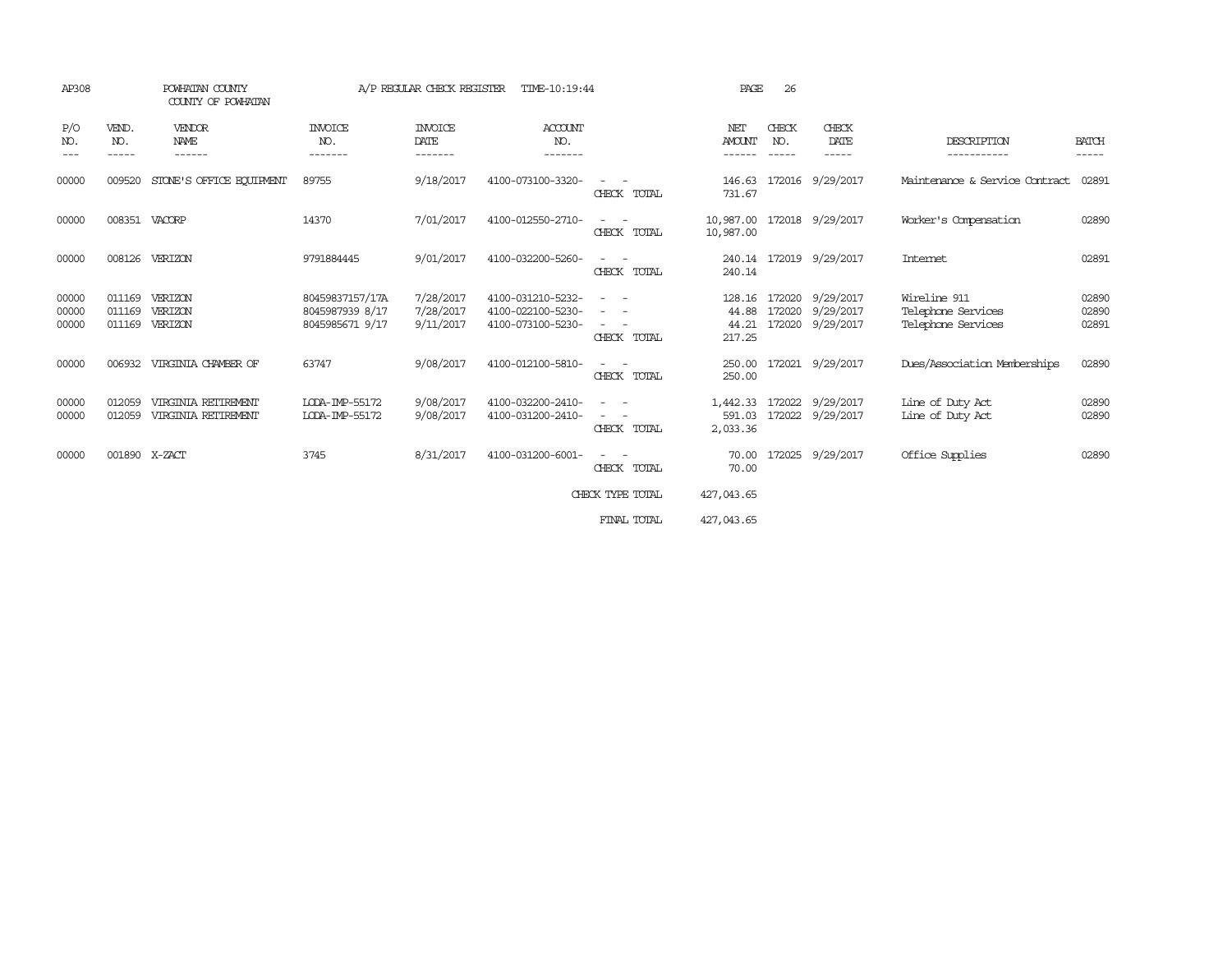AP308 POWHATAN COUNTY A/P REGULAR CHECK REGISTER TIME-10:19:44

COUNTY OF POWHATAN

| P/O NO. | VEND. NO. | VENDOR NAME | INVOICE NO. | INVOICE DATE | ACCOUNT NO. | | NET AMOUNT | CHECK NO. | CHECK DATE | DESCRIPTION | BATCH |
|---|---|---|---|---|---|---|---|---|---|---|---|
| 00000 | 009520 | STONE'S OFFICE EQUIPMENT | 89755 | 9/18/2017 | 4100-073100-3320- | - - | 146.63 | 172016 | 9/29/2017 | Maintenance & Service Contract | 02891 |
| | | | | | | CHECK TOTAL | 731.67 | | | | |
| 00000 | 008351 | VACORP | 14370 | 7/01/2017 | 4100-012550-2710- | - - | 10,987.00 | 172018 | 9/29/2017 | Worker's Compensation | 02890 |
| | | | | | | CHECK TOTAL | 10,987.00 | | | | |
| 00000 | 008126 | VERIZON | 9791884445 | 9/01/2017 | 4100-032200-5260- | - - | 240.14 | 172019 | 9/29/2017 | Internet | 02891 |
| | | | | | | CHECK TOTAL | 240.14 | | | | |
| 00000 | 011169 | VERIZON | 80459837157/17A | 7/28/2017 | 4100-031210-5232- | - - | 128.16 | 172020 | 9/29/2017 | Wireline 911 | 02890 |
| 00000 | 011169 | VERIZON | 8045987939 8/17 | 7/28/2017 | 4100-022100-5230- | - - | 44.88 | 172020 | 9/29/2017 | Telephone Services | 02890 |
| 00000 | 011169 | VERIZON | 8045985671 9/17 | 9/11/2017 | 4100-073100-5230- | - - | 44.21 | 172020 | 9/29/2017 | Telephone Services | 02891 |
| | | | | | | CHECK TOTAL | 217.25 | | | | |
| 00000 | 006932 | VIRGINIA CHAMBER OF | 63747 | 9/08/2017 | 4100-012100-5810- | - - | 250.00 | 172021 | 9/29/2017 | Dues/Association Memberships | 02890 |
| | | | | | | CHECK TOTAL | 250.00 | | | | |
| 00000 | 012059 | VIRGINIA RETIREMENT | LODA-IMP-55172 | 9/08/2017 | 4100-032200-2410- | - - | 1,442.33 | 172022 | 9/29/2017 | Line of Duty Act | 02890 |
| 00000 | 012059 | VIRGINIA RETIREMENT | LODA-IMP-55172 | 9/08/2017 | 4100-031200-2410- | - - | 591.03 | 172022 | 9/29/2017 | Line of Duty Act | 02890 |
| | | | | | | CHECK TOTAL | 2,033.36 | | | | |
| 00000 | 001890 | X-ZACT | 3745 | 8/31/2017 | 4100-031200-6001- | - - | 70.00 | 172025 | 9/29/2017 | Office Supplies | 02890 |
| | | | | | | CHECK TOTAL | 70.00 | | | | |
| | | | | | | CHECK TYPE TOTAL | 427,043.65 | | | | |
| | | | | | | FINAL TOTAL | 427,043.65 | | | | |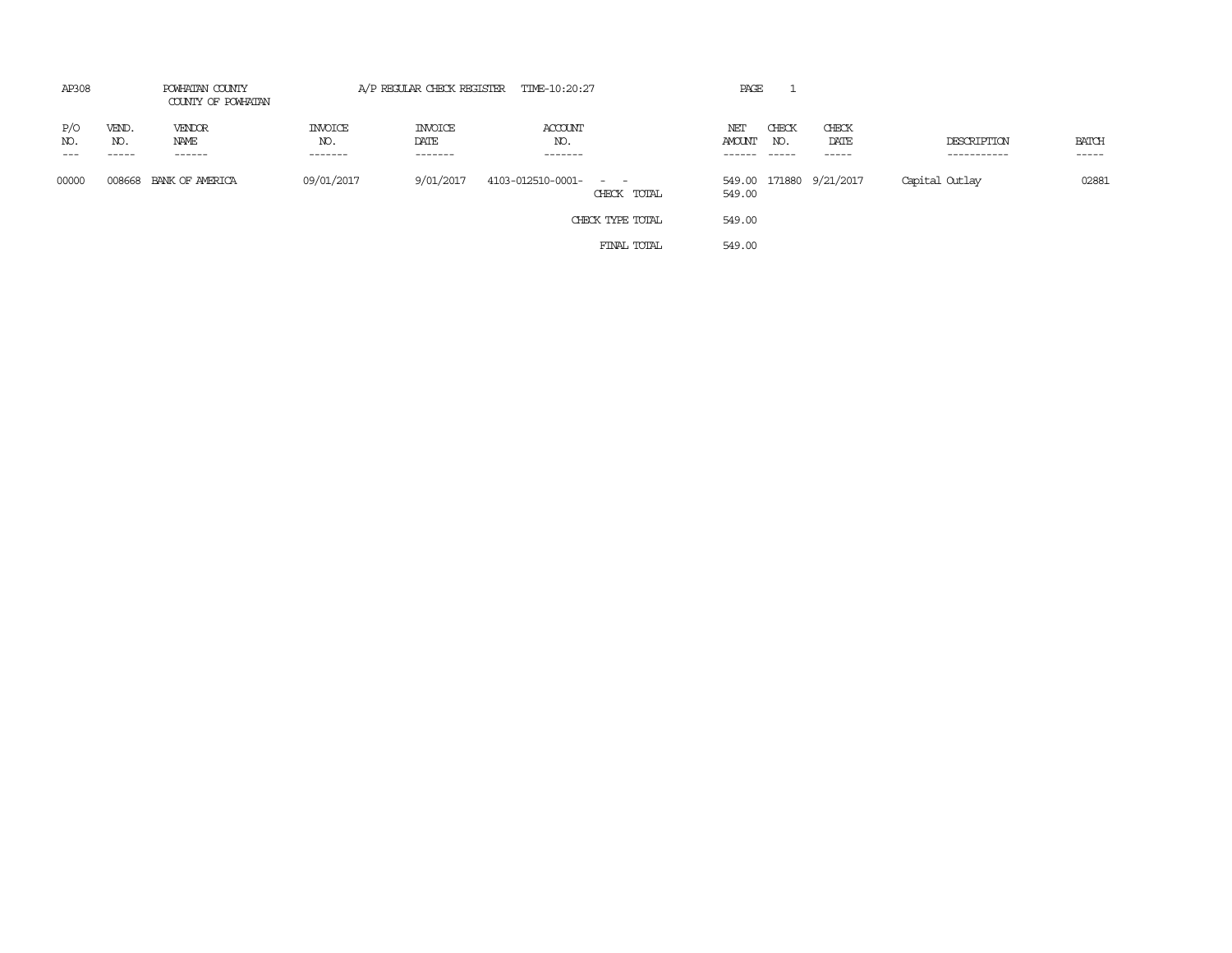AP308 POWHATAN COUNTY A/P REGULAR CHECK REGISTER TIME-10:20:27 PAGE 1

COUNTY OF POWHATAN

| P/O NO. | VEND. NO. | VENDOR NAME | INVOICE NO. | INVOICE DATE | ACCOUNT NO. | | NET AMOUNT | CHECK NO. | CHECK DATE | DESCRIPTION | BATCH |
|---|---|---|---|---|---|---|---|---|---|---|---|
| 00000 | 008668 | BANK OF AMERICA | 09/01/2017 | 9/01/2017 | 4103-012510-0001- - - | | 549.00 | 171880 | 9/21/2017 | Capital Outlay | 02881 |
| | | | | | | CHECK TOTAL | 549.00 | | | | |
| | | | | | | CHECK TYPE TOTAL | 549.00 | | | | |
| | | | | | | FINAL TOTAL | 549.00 | | | | |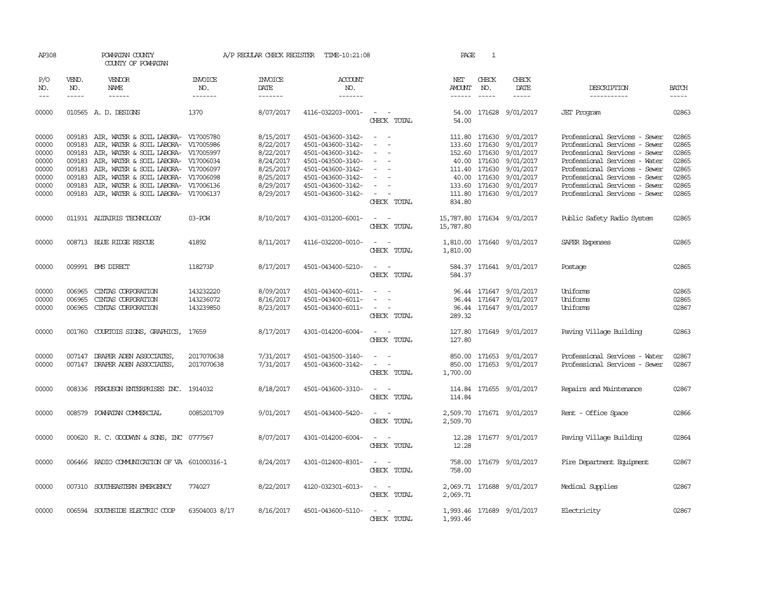AP308 POWHATAN COUNTY A/P REGULAR CHECK REGISTER TIME-10:21:08 PAGE 1

COUNTY OF POWHATAN

| P/O NO. | VEND. NO. | VENDOR NAME | INVOICE NO. | INVOICE DATE | ACCOUNT NO. | | NET AMOUNT | CHECK NO. | CHECK DATE | DESCRIPTION | BATCH |
|---|---|---|---|---|---|---|---|---|---|---|---|
| 00000 | 010565 | A. D. DESIGNS | 1370 | 8/07/2017 | 4116-032203-0001- | - - | 54.00 | 171628 | 9/01/2017 | JET Program | 02863 |
| | | | | | | CHECK TOTAL | 54.00 | | | | |
| 00000 | 009183 | AIR, WATER & SOIL LABORA- | V17005780 | 8/15/2017 | 4501-043600-3142- | - - | 111.80 | 171630 | 9/01/2017 | Professional Services - Sewer | 02865 |
| 00000 | 009183 | AIR, WATER & SOIL LABORA- | V17005986 | 8/22/2017 | 4501-043600-3142- | - - | 133.60 | 171630 | 9/01/2017 | Professional Services - Sewer | 02865 |
| 00000 | 009183 | AIR, WATER & SOIL LABORA- | V17005997 | 8/22/2017 | 4501-043600-3142- | - - | 152.60 | 171630 | 9/01/2017 | Professional Services - Sewer | 02865 |
| 00000 | 009183 | AIR, WATER & SOIL LABORA- | V17006034 | 8/24/2017 | 4501-043500-3140- | - - | 40.00 | 171630 | 9/01/2017 | Professional Services - Water | 02865 |
| 00000 | 009183 | AIR, WATER & SOIL LABORA- | V17006097 | 8/25/2017 | 4501-043600-3142- | - - | 111.40 | 171630 | 9/01/2017 | Professional Services - Sewer | 02865 |
| 00000 | 009183 | AIR, WATER & SOIL LABORA- | V17006098 | 8/25/2017 | 4501-043600-3142- | - - | 40.00 | 171630 | 9/01/2017 | Professional Services - Sewer | 02865 |
| 00000 | 009183 | AIR, WATER & SOIL LABORA- | V17006136 | 8/29/2017 | 4501-043600-3142- | - - | 133.60 | 171630 | 9/01/2017 | Professional Services - Sewer | 02865 |
| 00000 | 009183 | AIR, WATER & SOIL LABORA- | V17006137 | 8/29/2017 | 4501-043600-3142- | - - | 111.80 | 171630 | 9/01/2017 | Professional Services - Sewer | 02865 |
| | | | | | | CHECK TOTAL | 834.80 | | | | |
| 00000 | 011931 | ALTAIRIS TECHNOLOGY | 03-POW | 8/10/2017 | 4301-031200-6001- | - - | 15,787.80 | 171634 | 9/01/2017 | Public Safety Radio System | 02865 |
| | | | | | | CHECK TOTAL | 15,787.80 | | | | |
| 00000 | 008713 | BLUE RIDGE RESCUE | 41892 | 8/11/2017 | 4116-032200-0010- | - - | 1,810.00 | 171640 | 9/01/2017 | SAFER Expenses | 02865 |
| | | | | | | CHECK TOTAL | 1,810.00 | | | | |
| 00000 | 009991 | BMS DIRECT | 118273P | 8/17/2017 | 4501-043400-5210- | - - | 584.37 | 171641 | 9/01/2017 | Postage | 02865 |
| | | | | | | CHECK TOTAL | 584.37 | | | | |
| 00000 | 006965 | CINTAS CORPORATION | 143232220 | 8/09/2017 | 4501-043400-6011- | - - | 96.44 | 171647 | 9/01/2017 | Uniforms | 02865 |
| 00000 | 006965 | CINTAS CORPORATION | 143236072 | 8/16/2017 | 4501-043400-6011- | - - | 96.44 | 171647 | 9/01/2017 | Uniforms | 02865 |
| 00000 | 006965 | CINTAS CORPORATION | 143239850 | 8/23/2017 | 4501-043400-6011- | - - | 96.44 | 171647 | 9/01/2017 | Uniforms | 02867 |
| | | | | | | CHECK TOTAL | 289.32 | | | | |
| 00000 | 001760 | COURTOIS SIGNS, GRAPHICS, | 17659 | 8/17/2017 | 4301-014200-6004- | - - | 127.80 | 171649 | 9/01/2017 | Paving Village Building | 02863 |
| | | | | | | CHECK TOTAL | 127.80 | | | | |
| 00000 | 007147 | DRAPER ADEN ASSOCIATES, | 2017070638 | 7/31/2017 | 4501-043500-3140- | - - | 850.00 | 171653 | 9/01/2017 | Professional Services - Water | 02867 |
| 00000 | 007147 | DRAPER ADEN ASSOCIATES, | 2017070638 | 7/31/2017 | 4501-043600-3142- | - - | 850.00 | 171653 | 9/01/2017 | Professional Services - Sewer | 02867 |
| | | | | | | CHECK TOTAL | 1,700.00 | | | | |
| 00000 | 008336 | FERGUSON ENTERPRISES INC. | 1914032 | 8/18/2017 | 4501-043600-3310- | - - | 114.84 | 171655 | 9/01/2017 | Repairs and Maintenance | 02867 |
| | | | | | | CHECK TOTAL | 114.84 | | | | |
| 00000 | 008579 | POWHATAN COMMERCIAL | 0085201709 | 9/01/2017 | 4501-043400-5420- | - - | 2,509.70 | 171671 | 9/01/2017 | Rent - Office Space | 02866 |
| | | | | | | CHECK TOTAL | 2,509.70 | | | | |
| 00000 | 000620 | R. C. GOODWYN & SONS, INC | 0777567 | 8/07/2017 | 4301-014200-6004- | - - | 12.28 | 171677 | 9/01/2017 | Paving Village Building | 02864 |
| | | | | | | CHECK TOTAL | 12.28 | | | | |
| 00000 | 006466 | RADIO COMMUNICATION OF VA | 601000316-1 | 8/24/2017 | 4301-012400-8301- | - - | 758.00 | 171679 | 9/01/2017 | Fire Department Equipment | 02867 |
| | | | | | | CHECK TOTAL | 758.00 | | | | |
| 00000 | 007310 | SOUTHEASTERN EMERGENCY | 774027 | 8/22/2017 | 4120-032301-6013- | - - | 2,069.71 | 171688 | 9/01/2017 | Medical Supplies | 02867 |
| | | | | | | CHECK TOTAL | 2,069.71 | | | | |
| 00000 | 006594 | SOUTHSIDE ELECTRIC COOP | 63504003 8/17 | 8/16/2017 | 4501-043600-5110- | - - | 1,993.46 | 171689 | 9/01/2017 | Electricity | 02867 |
| | | | | | | CHECK TOTAL | 1,993.46 | | | | |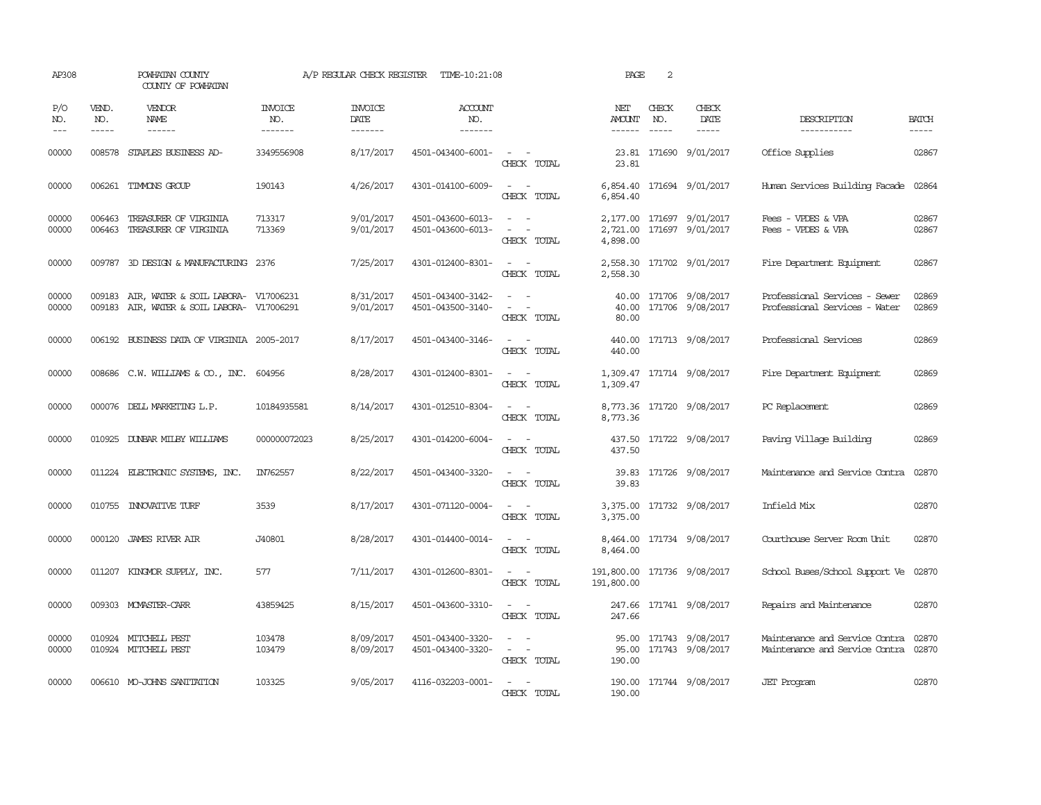AP308 POWHATAN COUNTY A/P REGULAR CHECK REGISTER TIME-10:21:08 PAGE 2

COUNTY OF POWHATAN

| P/O NO. | VEND. NO. | VENDOR NAME | INVOICE NO. | INVOICE DATE | ACCOUNT NO. | | NET AMOUNT | CHECK NO. | CHECK DATE | DESCRIPTION | BATCH |
|---|---|---|---|---|---|---|---|---|---|---|---|
| 00000 | 008578 | STAPLES BUSINESS AD- | 3349556908 | 8/17/2017 | 4501-043400-6001- | - - | 23.81 | 171690 | 9/01/2017 | Office Supplies | 02867 |
| | | | | | | CHECK TOTAL | 23.81 | | | | |
| 00000 | 006261 | TIMMONS GROUP | 190143 | 4/26/2017 | 4301-014100-6009- | - - | 6,854.40 | 171694 | 9/01/2017 | Human Services Building Facade | 02864 |
| | | | | | | CHECK TOTAL | 6,854.40 | | | | |
| 00000 | 006463 | TREASURER OF VIRGINIA | 713317 | 9/01/2017 | 4501-043600-6013- | - - | 2,177.00 | 171697 | 9/01/2017 | Fees - VPDES & VPA | 02867 |
| 00000 | 006463 | TREASURER OF VIRGINIA | 713369 | 9/01/2017 | 4501-043600-6013- | - - | 2,721.00 | 171697 | 9/01/2017 | Fees - VPDES & VPA | 02867 |
| | | | | | | CHECK TOTAL | 4,898.00 | | | | |
| 00000 | 009787 | 3D DESIGN & MANUFACTURING | 2376 | 7/25/2017 | 4301-012400-8301- | - - | 2,558.30 | 171702 | 9/01/2017 | Fire Department Equipment | 02867 |
| | | | | | | CHECK TOTAL | 2,558.30 | | | | |
| 00000 | 009183 | AIR, WATER & SOIL LABORA- | V17006231 | 8/31/2017 | 4501-043400-3142- | - - | 40.00 | 171706 | 9/08/2017 | Professional Services - Sewer | 02869 |
| 00000 | 009183 | AIR, WATER & SOIL LABORA- | V17006291 | 9/01/2017 | 4501-043500-3140- | - - | 40.00 | 171706 | 9/08/2017 | Professional Services - Water | 02869 |
| | | | | | | CHECK TOTAL | 80.00 | | | | |
| 00000 | 006192 | BUSINESS DATA OF VIRGINIA | 2005-2017 | 8/17/2017 | 4501-043400-3146- | - - | 440.00 | 171713 | 9/08/2017 | Professional Services | 02869 |
| | | | | | | CHECK TOTAL | 440.00 | | | | |
| 00000 | 008686 | C.W. WILLIAMS & CO., INC. | 604956 | 8/28/2017 | 4301-012400-8301- | - - | 1,309.47 | 171714 | 9/08/2017 | Fire Department Equipment | 02869 |
| | | | | | | CHECK TOTAL | 1,309.47 | | | | |
| 00000 | 000076 | DELL MARKETING L.P. | 10184935581 | 8/14/2017 | 4301-012510-8304- | - - | 8,773.36 | 171720 | 9/08/2017 | PC Replacement | 02869 |
| | | | | | | CHECK TOTAL | 8,773.36 | | | | |
| 00000 | 010925 | DUNBAR MILBY WILLIAMS | 000000072023 | 8/25/2017 | 4301-014200-6004- | - - | 437.50 | 171722 | 9/08/2017 | Paving Village Building | 02869 |
| | | | | | | CHECK TOTAL | 437.50 | | | | |
| 00000 | 011224 | ELECTRONIC SYSTEMS, INC. | IN762557 | 8/22/2017 | 4501-043400-3320- | - - | 39.83 | 171726 | 9/08/2017 | Maintenance and Service Contra | 02870 |
| | | | | | | CHECK TOTAL | 39.83 | | | | |
| 00000 | 010755 | INNOVATIVE TURF | 3539 | 8/17/2017 | 4301-071120-0004- | - - | 3,375.00 | 171732 | 9/08/2017 | Infield Mix | 02870 |
| | | | | | | CHECK TOTAL | 3,375.00 | | | | |
| 00000 | 000120 | JAMES RIVER AIR | J40801 | 8/28/2017 | 4301-014400-0014- | - - | 8,464.00 | 171734 | 9/08/2017 | Courthouse Server Room Unit | 02870 |
| | | | | | | CHECK TOTAL | 8,464.00 | | | | |
| 00000 | 011207 | KINGMOR SUPPLY, INC. | 577 | 7/11/2017 | 4301-012600-8301- | - - | 191,800.00 | 171736 | 9/08/2017 | School Buses/School Support Ve | 02870 |
| | | | | | | CHECK TOTAL | 191,800.00 | | | | |
| 00000 | 009303 | MCMASTER-CARR | 43859425 | 8/15/2017 | 4501-043600-3310- | - - | 247.66 | 171741 | 9/08/2017 | Repairs and Maintenance | 02870 |
| | | | | | | CHECK TOTAL | 247.66 | | | | |
| 00000 | 010924 | MITCHELL PEST | 103478 | 8/09/2017 | 4501-043400-3320- | - - | 95.00 | 171743 | 9/08/2017 | Maintenance and Service Contra | 02870 |
| 00000 | 010924 | MITCHELL PEST | 103479 | 8/09/2017 | 4501-043400-3320- | - - | 95.00 | 171743 | 9/08/2017 | Maintenance and Service Contra | 02870 |
| | | | | | | CHECK TOTAL | 190.00 | | | | |
| 00000 | 006610 | MO-JOHNS SANITATION | 103325 | 9/05/2017 | 4116-032203-0001- | - - | 190.00 | 171744 | 9/08/2017 | JET Program | 02870 |
| | | | | | | CHECK TOTAL | 190.00 | | | | |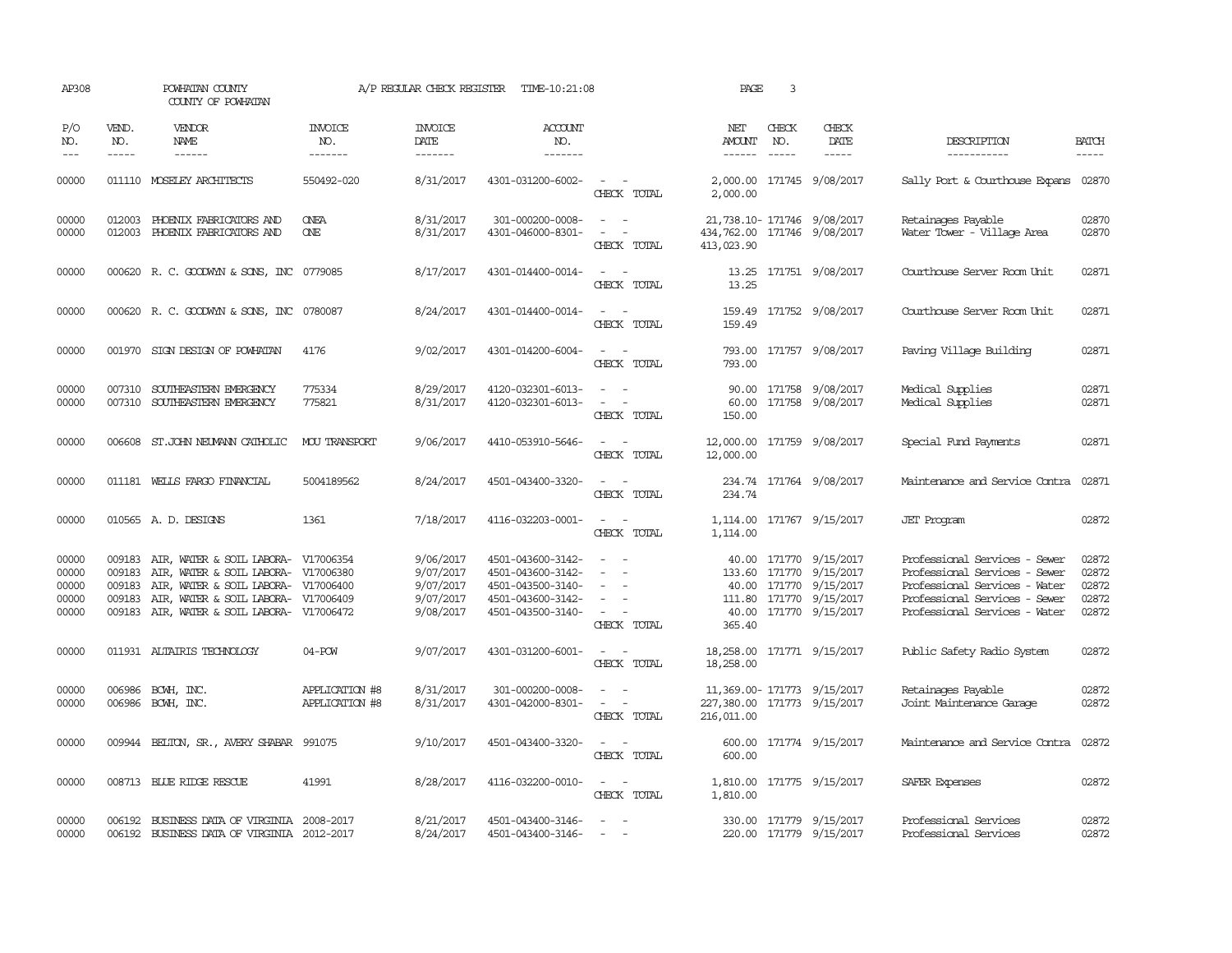AP308 POWHATAN COUNTY A/P REGULAR CHECK REGISTER TIME-10:21:08 PAGE 3

COUNTY OF POWHATAN

| P/O NO. | VEND. NO. | VENDOR NAME | INVOICE NO. | INVOICE DATE | ACCOUNT NO. | | NET AMOUNT | CHECK NO. | CHECK DATE | DESCRIPTION | BATCH |
|---|---|---|---|---|---|---|---|---|---|---|---|
| 00000 | 011110 | MOSELEY ARCHITECTS | 550492-020 | 8/31/2017 | 4301-031200-6002- | - - | 2,000.00 | 171745 | 9/08/2017 | Sally Port & Courthouse Expans | 02870 |
| | | | | | | CHECK TOTAL | 2,000.00 | | | | |
| 00000 | 012003 | PHOENIX FABRICATORS AND | ONEA | 8/31/2017 | 301-000200-0008- | - - | 21,738.10- | 171746 | 9/08/2017 | Retainages Payable | 02870 |
| 00000 | 012003 | PHOENIX FABRICATORS AND | ONE | 8/31/2017 | 4301-046000-8301- | - - | 434,762.00 | 171746 | 9/08/2017 | Water Tower - Village Area | 02870 |
| | | | | | | CHECK TOTAL | 413,023.90 | | | | |
| 00000 | 000620 | R. C. GOODWYN & SONS, INC | 0779085 | 8/17/2017 | 4301-014400-0014- | - - | 13.25 | 171751 | 9/08/2017 | Courthouse Server Room Unit | 02871 |
| | | | | | | CHECK TOTAL | 13.25 | | | | |
| 00000 | 000620 | R. C. GOODWYN & SONS, INC | 0780087 | 8/24/2017 | 4301-014400-0014- | - - | 159.49 | 171752 | 9/08/2017 | Courthouse Server Room Unit | 02871 |
| | | | | | | CHECK TOTAL | 159.49 | | | | |
| 00000 | 001970 | SIGN DESIGN OF POWHATAN | 4176 | 9/02/2017 | 4301-014200-6004- | - - | 793.00 | 171757 | 9/08/2017 | Paving Village Building | 02871 |
| | | | | | | CHECK TOTAL | 793.00 | | | | |
| 00000 | 007310 | SOUTHEASTERN EMERGENCY | 775334 | 8/29/2017 | 4120-032301-6013- | - - | 90.00 | 171758 | 9/08/2017 | Medical Supplies | 02871 |
| 00000 | 007310 | SOUTHEASTERN EMERGENCY | 775821 | 8/31/2017 | 4120-032301-6013- | - - | 60.00 | 171758 | 9/08/2017 | Medical Supplies | 02871 |
| | | | | | | CHECK TOTAL | 150.00 | | | | |
| 00000 | 006608 | ST.JOHN NEUMANN CATHOLIC | MOU TRANSPORT | 9/06/2017 | 4410-053910-5646- | - - | 12,000.00 | 171759 | 9/08/2017 | Special Fund Payments | 02871 |
| | | | | | | CHECK TOTAL | 12,000.00 | | | | |
| 00000 | 011181 | WELLS FARGO FINANCIAL | 5004189562 | 8/24/2017 | 4501-043400-3320- | - - | 234.74 | 171764 | 9/08/2017 | Maintenance and Service Contra | 02871 |
| | | | | | | CHECK TOTAL | 234.74 | | | | |
| 00000 | 010565 | A. D. DESIGNS | 1361 | 7/18/2017 | 4116-032203-0001- | - - | 1,114.00 | 171767 | 9/15/2017 | JET Program | 02872 |
| | | | | | | CHECK TOTAL | 1,114.00 | | | | |
| 00000 | 009183 | AIR, WATER & SOIL LABORA- | V17006354 | 9/06/2017 | 4501-043600-3142- | - - | 40.00 | 171770 | 9/15/2017 | Professional Services - Sewer | 02872 |
| 00000 | 009183 | AIR, WATER & SOIL LABORA- | V17006380 | 9/07/2017 | 4501-043600-3142- | - - | 133.60 | 171770 | 9/15/2017 | Professional Services - Sewer | 02872 |
| 00000 | 009183 | AIR, WATER & SOIL LABORA- | V17006400 | 9/07/2017 | 4501-043500-3140- | - - | 40.00 | 171770 | 9/15/2017 | Professional Services - Water | 02872 |
| 00000 | 009183 | AIR, WATER & SOIL LABORA- | V17006409 | 9/07/2017 | 4501-043600-3142- | - - | 111.80 | 171770 | 9/15/2017 | Professional Services - Sewer | 02872 |
| 00000 | 009183 | AIR, WATER & SOIL LABORA- | V17006472 | 9/08/2017 | 4501-043500-3140- | - - | 40.00 | 171770 | 9/15/2017 | Professional Services - Water | 02872 |
| | | | | | | CHECK TOTAL | 365.40 | | | | |
| 00000 | 011931 | ALTAIRIS TECHNOLOGY | 04-POW | 9/07/2017 | 4301-031200-6001- | - - | 18,258.00 | 171771 | 9/15/2017 | Public Safety Radio System | 02872 |
| | | | | | | CHECK TOTAL | 18,258.00 | | | | |
| 00000 | 006986 | BCWH, INC. | APPLICATION #8 | 8/31/2017 | 301-000200-0008- | - - | 11,369.00- | 171773 | 9/15/2017 | Retainages Payable | 02872 |
| 00000 | 006986 | BCWH, INC. | APPLICATION #8 | 8/31/2017 | 4301-042000-8301- | - - | 227,380.00 | 171773 | 9/15/2017 | Joint Maintenance Garage | 02872 |
| | | | | | | CHECK TOTAL | 216,011.00 | | | | |
| 00000 | 009944 | BELTON, SR., AVERY SHABAR | 991075 | 9/10/2017 | 4501-043400-3320- | - - | 600.00 | 171774 | 9/15/2017 | Maintenance and Service Contra | 02872 |
| | | | | | | CHECK TOTAL | 600.00 | | | | |
| 00000 | 008713 | BLUE RIDGE RESCUE | 41991 | 8/28/2017 | 4116-032200-0010- | - - | 1,810.00 | 171775 | 9/15/2017 | SAFER Expenses | 02872 |
| | | | | | | CHECK TOTAL | 1,810.00 | | | | |
| 00000 | 006192 | BUSINESS DATA OF VIRGINIA | 2008-2017 | 8/21/2017 | 4501-043400-3146- | - - | 330.00 | 171779 | 9/15/2017 | Professional Services | 02872 |
| 00000 | 006192 | BUSINESS DATA OF VIRGINIA | 2012-2017 | 8/24/2017 | 4501-043400-3146- | - - | 220.00 | 171779 | 9/15/2017 | Professional Services | 02872 |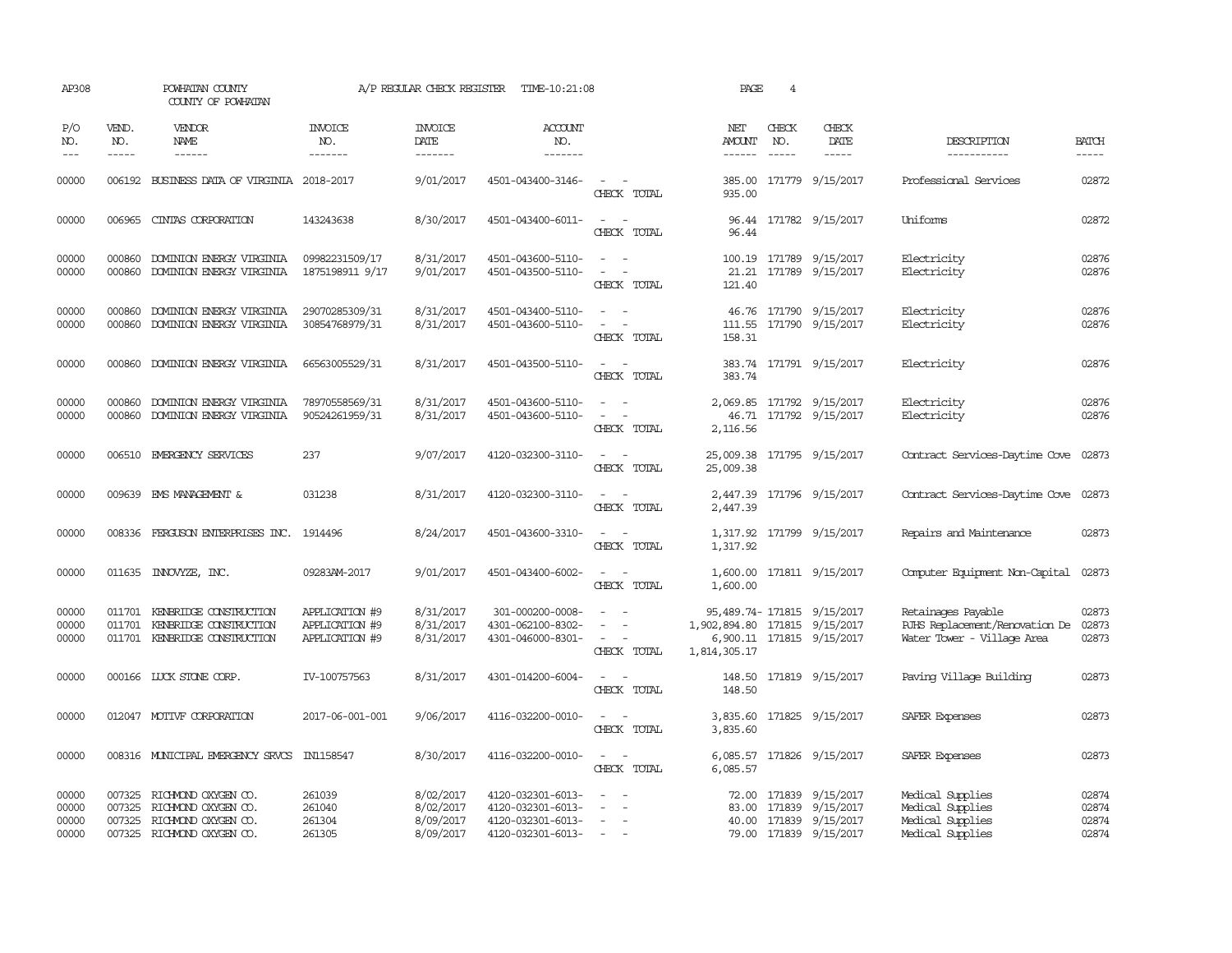AP308 POWHATAN COUNTY A/P REGULAR CHECK REGISTER TIME-10:21:08 PAGE 4

COUNTY OF POWHATAN

| P/O NO. | VEND. NO. | VENDOR NAME | INVOICE NO. | INVOICE DATE | ACCOUNT NO. | | NET AMOUNT | CHECK NO. | CHECK DATE | DESCRIPTION | BATCH |
|---|---|---|---|---|---|---|---|---|---|---|---|
| 00000 | 006192 | BUSINESS DATA OF VIRGINIA | 2018-2017 | 9/01/2017 | 4501-043400-3146- | - - | 385.00 | 171779 | 9/15/2017 | Professional Services | 02872 |
| | | | | | | CHECK TOTAL | 935.00 | | | | |
| 00000 | 006965 | CINTAS CORPORATION | 143243638 | 8/30/2017 | 4501-043400-6011- | - - | 96.44 | 171782 | 9/15/2017 | Uniforms | 02872 |
| | | | | | | CHECK TOTAL | 96.44 | | | | |
| 00000 | 000860 | DOMINION ENERGY VIRGINIA | 09982231509/17 | 8/31/2017 | 4501-043600-5110- | - - | 100.19 | 171789 | 9/15/2017 | Electricity | 02876 |
| 00000 | 000860 | DOMINION ENERGY VIRGINIA | 1875198911 9/17 | 9/01/2017 | 4501-043500-5110- | - - | 21.21 | 171789 | 9/15/2017 | Electricity | 02876 |
| | | | | | | CHECK TOTAL | 121.40 | | | | |
| 00000 | 000860 | DOMINION ENERGY VIRGINIA | 29070285309/31 | 8/31/2017 | 4501-043400-5110- | - - | 46.76 | 171790 | 9/15/2017 | Electricity | 02876 |
| 00000 | 000860 | DOMINION ENERGY VIRGINIA | 30854768979/31 | 8/31/2017 | 4501-043600-5110- | - - | 111.55 | 171790 | 9/15/2017 | Electricity | 02876 |
| | | | | | | CHECK TOTAL | 158.31 | | | | |
| 00000 | 000860 | DOMINION ENERGY VIRGINIA | 66563005529/31 | 8/31/2017 | 4501-043500-5110- | - - | 383.74 | 171791 | 9/15/2017 | Electricity | 02876 |
| | | | | | | CHECK TOTAL | 383.74 | | | | |
| 00000 | 000860 | DOMINION ENERGY VIRGINIA | 78970558569/31 | 8/31/2017 | 4501-043600-5110- | - - | 2,069.85 | 171792 | 9/15/2017 | Electricity | 02876 |
| 00000 | 000860 | DOMINION ENERGY VIRGINIA | 90524261959/31 | 8/31/2017 | 4501-043600-5110- | - - | 46.71 | 171792 | 9/15/2017 | Electricity | 02876 |
| | | | | | | CHECK TOTAL | 2,116.56 | | | | |
| 00000 | 006510 | EMERGENCY SERVICES | 237 | 9/07/2017 | 4120-032300-3110- | - - | 25,009.38 | 171795 | 9/15/2017 | Contract Services-Daytime Cove | 02873 |
| | | | | | | CHECK TOTAL | 25,009.38 | | | | |
| 00000 | 009639 | EMS MANAGEMENT & | 031238 | 8/31/2017 | 4120-032300-3110- | - - | 2,447.39 | 171796 | 9/15/2017 | Contract Services-Daytime Cove | 02873 |
| | | | | | | CHECK TOTAL | 2,447.39 | | | | |
| 00000 | 008336 | FERGUSON ENTERPRISES INC. | 1914496 | 8/24/2017 | 4501-043600-3310- | - - | 1,317.92 | 171799 | 9/15/2017 | Repairs and Maintenance | 02873 |
| | | | | | | CHECK TOTAL | 1,317.92 | | | | |
| 00000 | 011635 | INNOVYZE, INC. | 09283AM-2017 | 9/01/2017 | 4501-043400-6002- | - - | 1,600.00 | 171811 | 9/15/2017 | Computer Equipment Non-Capital | 02873 |
| | | | | | | CHECK TOTAL | 1,600.00 | | | | |
| 00000 | 011701 | KENBRIDGE CONSTRUCTION | APPLICATION #9 | 8/31/2017 | 301-000200-0008- | - - | 95,489.74- | 171815 | 9/15/2017 | Retainages Payable | 02873 |
| 00000 | 011701 | KENBRIDGE CONSTRUCTION | APPLICATION #9 | 8/31/2017 | 4301-062100-8302- | - - | 1,902,894.80 | 171815 | 9/15/2017 | PJHS Replacement/Renovation De | 02873 |
| 00000 | 011701 | KENBRIDGE CONSTRUCTION | APPLICATION #9 | 8/31/2017 | 4301-046000-8301- | - - | 6,900.11 | 171815 | 9/15/2017 | Water Tower - Village Area | 02873 |
| | | | | | | CHECK TOTAL | 1,814,305.17 | | | | |
| 00000 | 000166 | LUCK STONE CORP. | IV-100757563 | 8/31/2017 | 4301-014200-6004- | - - | 148.50 | 171819 | 9/15/2017 | Paving Village Building | 02873 |
| | | | | | | CHECK TOTAL | 148.50 | | | | |
| 00000 | 012047 | MOTIVF CORPORATION | 2017-06-001-001 | 9/06/2017 | 4116-032200-0010- | - - | 3,835.60 | 171825 | 9/15/2017 | SAFER Expenses | 02873 |
| | | | | | | CHECK TOTAL | 3,835.60 | | | | |
| 00000 | 008316 | MUNICIPAL EMERGENCY SRVCS | IN1158547 | 8/30/2017 | 4116-032200-0010- | - - | 6,085.57 | 171826 | 9/15/2017 | SAFER Expenses | 02873 |
| | | | | | | CHECK TOTAL | 6,085.57 | | | | |
| 00000 | 007325 | RICHMOND OXYGEN CO. | 261039 | 8/02/2017 | 4120-032301-6013- | - - | 72.00 | 171839 | 9/15/2017 | Medical Supplies | 02874 |
| 00000 | 007325 | RICHMOND OXYGEN CO. | 261040 | 8/02/2017 | 4120-032301-6013- | - - | 83.00 | 171839 | 9/15/2017 | Medical Supplies | 02874 |
| 00000 | 007325 | RICHMOND OXYGEN CO. | 261304 | 8/09/2017 | 4120-032301-6013- | - - | 40.00 | 171839 | 9/15/2017 | Medical Supplies | 02874 |
| 00000 | 007325 | RICHMOND OXYGEN CO. | 261305 | 8/09/2017 | 4120-032301-6013- | - - | 79.00 | 171839 | 9/15/2017 | Medical Supplies | 02874 |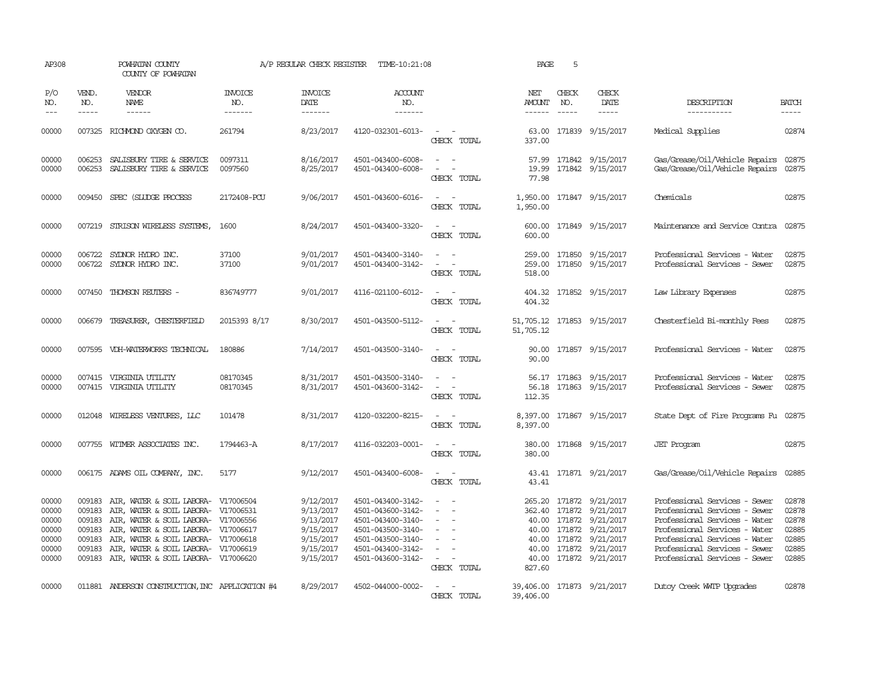AP308 POWHATAN COUNTY A/P REGULAR CHECK REGISTER TIME-10:21:08 PAGE 5

COUNTY OF POWHATAN

| P/O NO. | VEND. NO. | VENDOR NAME | INVOICE NO. | INVOICE DATE | ACCOUNT NO. | | NET AMOUNT | CHECK NO. | CHECK DATE | DESCRIPTION | BATCH |
|---|---|---|---|---|---|---|---|---|---|---|---|
| 00000 | 007325 | RICHMOND OXYGEN CO. | 261794 | 8/23/2017 | 4120-032301-6013- | - - | 63.00 | 171839 | 9/15/2017 | Medical Supplies | 02874 |
| | | | | | | CHECK TOTAL | 337.00 | | | | |
| 00000 | 006253 | SALISBURY TIRE & SERVICE | 0097311 | 8/16/2017 | 4501-043400-6008- | - - | 57.99 | 171842 | 9/15/2017 | Gas/Grease/Oil/Vehicle Repairs | 02875 |
| 00000 | 006253 | SALISBURY TIRE & SERVICE | 0097560 | 8/25/2017 | 4501-043400-6008- | - - | 19.99 | 171842 | 9/15/2017 | Gas/Grease/Oil/Vehicle Repairs | 02875 |
| | | | | | | CHECK TOTAL | 77.98 | | | | |
| 00000 | 009450 | SPEC (SLUDGE PROCESS | 2172408-PCU | 9/06/2017 | 4501-043600-6016- | - - | 1,950.00 | 171847 | 9/15/2017 | Chemicals | 02875 |
| | | | | | | CHECK TOTAL | 1,950.00 | | | | |
| 00000 | 007219 | STRISON WIRELESS SYSTEMS, | 1600 | 8/24/2017 | 4501-043400-3320- | - - | 600.00 | 171849 | 9/15/2017 | Maintenance and Service Contra | 02875 |
| | | | | | | CHECK TOTAL | 600.00 | | | | |
| 00000 | 006722 | SYDNOR HYDRO INC. | 37100 | 9/01/2017 | 4501-043400-3140- | - - | 259.00 | 171850 | 9/15/2017 | Professional Services - Water | 02875 |
| 00000 | 006722 | SYDNOR HYDRO INC. | 37100 | 9/01/2017 | 4501-043400-3142- | - - | 259.00 | 171850 | 9/15/2017 | Professional Services - Sewer | 02875 |
| | | | | | | CHECK TOTAL | 518.00 | | | | |
| 00000 | 007450 | THOMSON REUTERS - | 836749777 | 9/01/2017 | 4116-021100-6012- | - - | 404.32 | 171852 | 9/15/2017 | Law Library Expenses | 02875 |
| | | | | | | CHECK TOTAL | 404.32 | | | | |
| 00000 | 006679 | TREASURER, CHESTERFIELD | 2015393 8/17 | 8/30/2017 | 4501-043500-5112- | - - | 51,705.12 | 171853 | 9/15/2017 | Chesterfield Bi-monthly Fees | 02875 |
| | | | | | | CHECK TOTAL | 51,705.12 | | | | |
| 00000 | 007595 | VDH-WATERWORKS TECHNICAL | 180886 | 7/14/2017 | 4501-043500-3140- | - - | 90.00 | 171857 | 9/15/2017 | Professional Services - Water | 02875 |
| | | | | | | CHECK TOTAL | 90.00 | | | | |
| 00000 | 007415 | VIRGINIA UTILITY | 08170345 | 8/31/2017 | 4501-043500-3140- | - - | 56.17 | 171863 | 9/15/2017 | Professional Services - Water | 02875 |
| 00000 | 007415 | VIRGINIA UTILITY | 08170345 | 8/31/2017 | 4501-043600-3142- | - - | 56.18 | 171863 | 9/15/2017 | Professional Services - Sewer | 02875 |
| | | | | | | CHECK TOTAL | 112.35 | | | | |
| 00000 | 012048 | WIRELESS VENTURES, LLC | 101478 | 8/31/2017 | 4120-032200-8215- | - - | 8,397.00 | 171867 | 9/15/2017 | State Dept of Fire Programs Fu | 02875 |
| | | | | | | CHECK TOTAL | 8,397.00 | | | | |
| 00000 | 007755 | WITMER ASSOCIATES INC. | 1794463-A | 8/17/2017 | 4116-032203-0001- | - - | 380.00 | 171868 | 9/15/2017 | JET Program | 02875 |
| | | | | | | CHECK TOTAL | 380.00 | | | | |
| 00000 | 006175 | ADAMS OIL COMPANY, INC. | 5177 | 9/12/2017 | 4501-043400-6008- | - - | 43.41 | 171871 | 9/21/2017 | Gas/Grease/Oil/Vehicle Repairs | 02885 |
| | | | | | | CHECK TOTAL | 43.41 | | | | |
| 00000 | 009183 | AIR, WATER & SOIL LABORA- | V17006504 | 9/12/2017 | 4501-043400-3142- | - - | 265.20 | 171872 | 9/21/2017 | Professional Services - Sewer | 02878 |
| 00000 | 009183 | AIR, WATER & SOIL LABORA- | V17006531 | 9/13/2017 | 4501-043600-3142- | - - | 362.40 | 171872 | 9/21/2017 | Professional Services - Sewer | 02878 |
| 00000 | 009183 | AIR, WATER & SOIL LABORA- | V17006556 | 9/13/2017 | 4501-043400-3140- | - - | 40.00 | 171872 | 9/21/2017 | Professional Services - Water | 02878 |
| 00000 | 009183 | AIR, WATER & SOIL LABORA- | V17006617 | 9/15/2017 | 4501-043500-3140- | - - | 40.00 | 171872 | 9/21/2017 | Professional Services - Water | 02885 |
| 00000 | 009183 | AIR, WATER & SOIL LABORA- | V17006618 | 9/15/2017 | 4501-043500-3140- | - - | 40.00 | 171872 | 9/21/2017 | Professional Services - Water | 02885 |
| 00000 | 009183 | AIR, WATER & SOIL LABORA- | V17006619 | 9/15/2017 | 4501-043400-3142- | - - | 40.00 | 171872 | 9/21/2017 | Professional Services - Sewer | 02885 |
| 00000 | 009183 | AIR, WATER & SOIL LABORA- | V17006620 | 9/15/2017 | 4501-043600-3142- | - - | 40.00 | 171872 | 9/21/2017 | Professional Services - Sewer | 02885 |
| | | | | | | CHECK TOTAL | 827.60 | | | | |
| 00000 | 011881 | ANDERSON CONSTRUCTION,INC | APPLICATION #4 | 8/29/2017 | 4502-044000-0002- | - - | 39,406.00 | 171873 | 9/21/2017 | Dutoy Creek WWTP Upgrades | 02878 |
| | | | | | | CHECK TOTAL | 39,406.00 | | | | |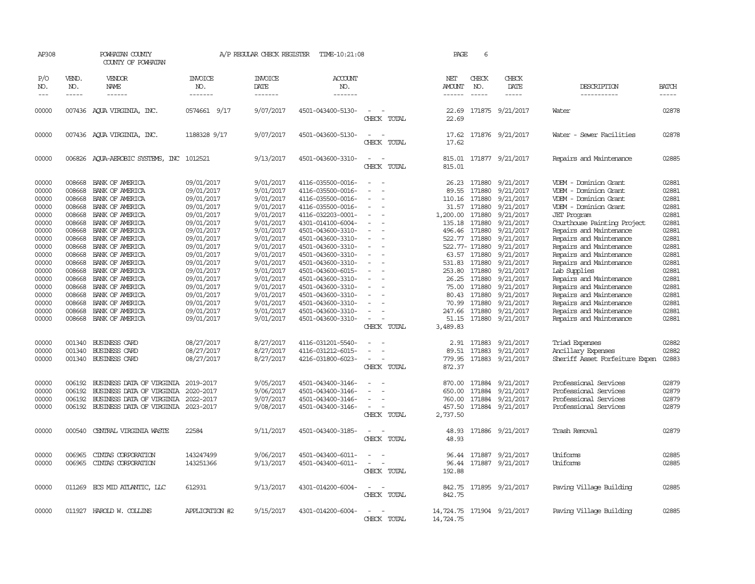AP308 POWHATAN COUNTY A/P REGULAR CHECK REGISTER TIME-10:21:08 PAGE 6

COUNTY OF POWHATAN

| P/O NO. | VEND. NO. | VENDOR NAME | INVOICE NO. | INVOICE DATE | ACCOUNT NO. | | NET AMOUNT | CHECK NO. | CHECK DATE | DESCRIPTION | BATCH |
|---|---|---|---|---|---|---|---|---|---|---|---|
| 00000 | 007436 | AQUA VIRGINIA, INC. | 0574661 9/17 | 9/07/2017 | 4501-043400-5130- | - - | 22.69 | 171875 | 9/21/2017 | Water | 02878 |
| | | | | | | CHECK TOTAL | 22.69 | | | | |
| 00000 | 007436 | AQUA VIRGINIA, INC. | 1188328 9/17 | 9/07/2017 | 4501-043600-5130- | - - | 17.62 | 171876 | 9/21/2017 | Water - Sewer Facilities | 02878 |
| | | | | | | CHECK TOTAL | 17.62 | | | | |
| 00000 | 006826 | AQUA-AEROBIC SYSTEMS, INC | 1012521 | 9/13/2017 | 4501-043600-3310- | - - | 815.01 | 171877 | 9/21/2017 | Repairs and Maintenance | 02885 |
| | | | | | | CHECK TOTAL | 815.01 | | | | |
| 00000 | 008668 | BANK OF AMERICA | 09/01/2017 | 9/01/2017 | 4116-035500-0016- | - - | 26.23 | 171880 | 9/21/2017 | VDEM - Dominion Grant | 02881 |
| 00000 | 008668 | BANK OF AMERICA | 09/01/2017 | 9/01/2017 | 4116-035500-0016- | - - | 89.55 | 171880 | 9/21/2017 | VDEM - Dominion Grant | 02881 |
| 00000 | 008668 | BANK OF AMERICA | 09/01/2017 | 9/01/2017 | 4116-035500-0016- | - - | 110.16 | 171880 | 9/21/2017 | VDEM - Dominion Grant | 02881 |
| 00000 | 008668 | BANK OF AMERICA | 09/01/2017 | 9/01/2017 | 4116-035500-0016- | - - | 31.57 | 171880 | 9/21/2017 | VDEM - Dominion Grant | 02881 |
| 00000 | 008668 | BANK OF AMERICA | 09/01/2017 | 9/01/2017 | 4116-032203-0001- | - - | 1,200.00 | 171880 | 9/21/2017 | JET Program | 02881 |
| 00000 | 008668 | BANK OF AMERICA | 09/01/2017 | 9/01/2017 | 4301-014100-6004- | - - | 135.18 | 171880 | 9/21/2017 | Courthouse Painting Project | 02881 |
| 00000 | 008668 | BANK OF AMERICA | 09/01/2017 | 9/01/2017 | 4501-043600-3310- | - - | 496.46 | 171880 | 9/21/2017 | Repairs and Maintenance | 02881 |
| 00000 | 008668 | BANK OF AMERICA | 09/01/2017 | 9/01/2017 | 4501-043600-3310- | - - | 522.77 | 171880 | 9/21/2017 | Repairs and Maintenance | 02881 |
| 00000 | 008668 | BANK OF AMERICA | 09/01/2017 | 9/01/2017 | 4501-043600-3310- | - - | 522.77- | 171880 | 9/21/2017 | Repairs and Maintenance | 02881 |
| 00000 | 008668 | BANK OF AMERICA | 09/01/2017 | 9/01/2017 | 4501-043600-3310- | - - | 63.57 | 171880 | 9/21/2017 | Repairs and Maintenance | 02881 |
| 00000 | 008668 | BANK OF AMERICA | 09/01/2017 | 9/01/2017 | 4501-043600-3310- | - - | 531.83 | 171880 | 9/21/2017 | Repairs and Maintenance | 02881 |
| 00000 | 008668 | BANK OF AMERICA | 09/01/2017 | 9/01/2017 | 4501-043600-6015- | - - | 253.80 | 171880 | 9/21/2017 | Lab Supplies | 02881 |
| 00000 | 008668 | BANK OF AMERICA | 09/01/2017 | 9/01/2017 | 4501-043600-3310- | - - | 26.25 | 171880 | 9/21/2017 | Repairs and Maintenance | 02881 |
| 00000 | 008668 | BANK OF AMERICA | 09/01/2017 | 9/01/2017 | 4501-043600-3310- | - - | 75.00 | 171880 | 9/21/2017 | Repairs and Maintenance | 02881 |
| 00000 | 008668 | BANK OF AMERICA | 09/01/2017 | 9/01/2017 | 4501-043600-3310- | - - | 80.43 | 171880 | 9/21/2017 | Repairs and Maintenance | 02881 |
| 00000 | 008668 | BANK OF AMERICA | 09/01/2017 | 9/01/2017 | 4501-043600-3310- | - - | 70.99 | 171880 | 9/21/2017 | Repairs and Maintenance | 02881 |
| 00000 | 008668 | BANK OF AMERICA | 09/01/2017 | 9/01/2017 | 4501-043600-3310- | - - | 247.66 | 171880 | 9/21/2017 | Repairs and Maintenance | 02881 |
| 00000 | 008668 | BANK OF AMERICA | 09/01/2017 | 9/01/2017 | 4501-043600-3310- | - - | 51.15 | 171880 | 9/21/2017 | Repairs and Maintenance | 02881 |
| | | | | | | CHECK TOTAL | 3,489.83 | | | | |
| 00000 | 001340 | BUSINESS CARD | 08/27/2017 | 8/27/2017 | 4116-031201-5540- | - - | 2.91 | 171883 | 9/21/2017 | Triad Expenses | 02882 |
| 00000 | 001340 | BUSINESS CARD | 08/27/2017 | 8/27/2017 | 4116-031212-6015- | - - | 89.51 | 171883 | 9/21/2017 | Ancillary Expenses | 02882 |
| 00000 | 001340 | BUSINESS CARD | 08/27/2017 | 8/27/2017 | 4216-031800-6023- | - - | 779.95 | 171883 | 9/21/2017 | Sheriff Asset Forfeiture Expen | 02883 |
| | | | | | | CHECK TOTAL | 872.37 | | | | |
| 00000 | 006192 | BUSINESS DATA OF VIRGINIA | 2019-2017 | 9/05/2017 | 4501-043400-3146- | - - | 870.00 | 171884 | 9/21/2017 | Professional Services | 02879 |
| 00000 | 006192 | BUSINESS DATA OF VIRGINIA | 2020-2017 | 9/06/2017 | 4501-043400-3146- | - - | 650.00 | 171884 | 9/21/2017 | Professional Services | 02879 |
| 00000 | 006192 | BUSINESS DATA OF VIRGINIA | 2022-2017 | 9/07/2017 | 4501-043400-3146- | - - | 760.00 | 171884 | 9/21/2017 | Professional Services | 02879 |
| 00000 | 006192 | BUSINESS DATA OF VIRGINIA | 2023-2017 | 9/08/2017 | 4501-043400-3146- | - - | 457.50 | 171884 | 9/21/2017 | Professional Services | 02879 |
| | | | | | | CHECK TOTAL | 2,737.50 | | | | |
| 00000 | 000540 | CENTRAL VIRGINIA WASTE | 22584 | 9/11/2017 | 4501-043400-3185- | - - | 48.93 | 171886 | 9/21/2017 | Trash Removal | 02879 |
| | | | | | | CHECK TOTAL | 48.93 | | | | |
| 00000 | 006965 | CINTAS CORPORATION | 143247499 | 9/06/2017 | 4501-043400-6011- | - - | 96.44 | 171887 | 9/21/2017 | Uniforms | 02885 |
| 00000 | 006965 | CINTAS CORPORATION | 143251366 | 9/13/2017 | 4501-043400-6011- | - - | 96.44 | 171887 | 9/21/2017 | Uniforms | 02885 |
| | | | | | | CHECK TOTAL | 192.88 | | | | |
| 00000 | 011269 | ECS MID ATLANTIC, LLC | 612931 | 9/13/2017 | 4301-014200-6004- | - - | 842.75 | 171895 | 9/21/2017 | Paving Village Building | 02885 |
| | | | | | | CHECK TOTAL | 842.75 | | | | |
| 00000 | 011927 | HAROLD W. COLLINS | APPLICATION #2 | 9/15/2017 | 4301-014200-6004- | - - | 14,724.75 | 171904 | 9/21/2017 | Paving Village Building | 02885 |
| | | | | | | CHECK TOTAL | 14,724.75 | | | | |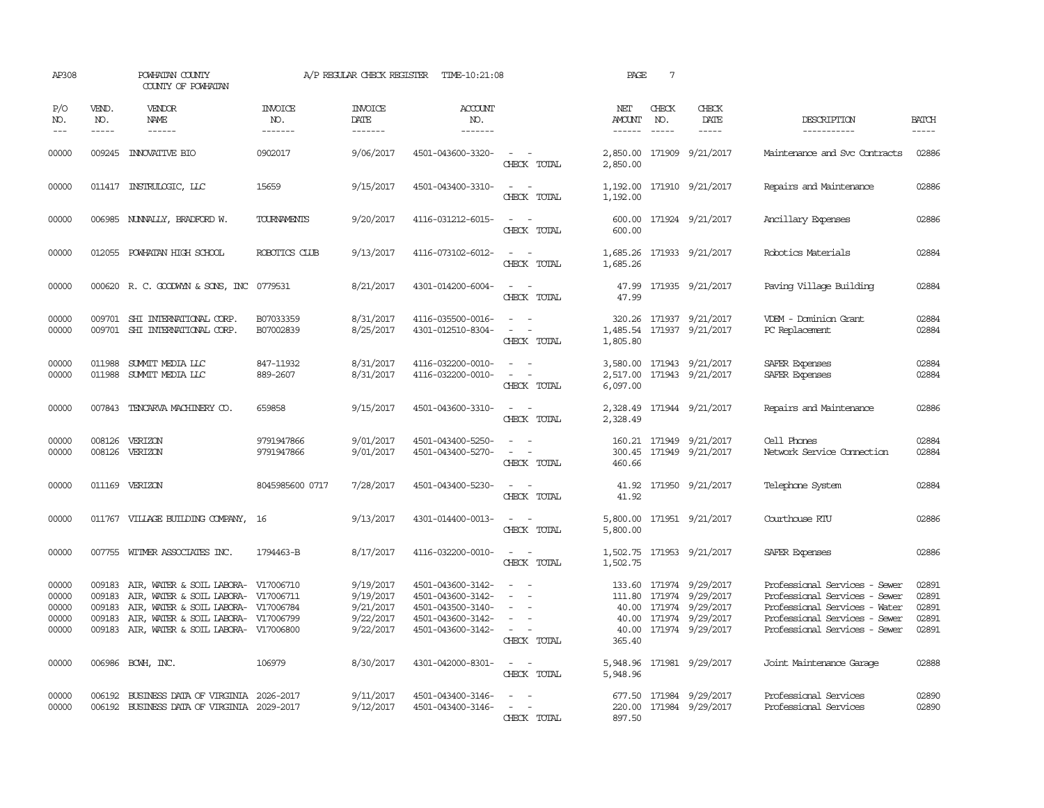AP308 POWHATAN COUNTY A/P REGULAR CHECK REGISTER TIME-10:21:08 PAGE 7

COUNTY OF POWHATAN

| P/O NO. | VEND. NO. | VENDOR NAME | INVOICE NO. | INVOICE DATE | ACCOUNT NO. | | NET AMOUNT | CHECK NO. | CHECK DATE | DESCRIPTION | BATCH |
|---|---|---|---|---|---|---|---|---|---|---|---|
| --- | ----- | ------ | ------- | ------- | ------- | | ------ | ----- | ----- | ----------- | ----- |
| 00000 | 009245 | INNOVATIVE BIO | 0902017 | 9/06/2017 | 4501-043600-3320- | - - | 2,850.00 | 171909 | 9/21/2017 | Maintenance and Svc Contracts | 02886 |
| | | | | | | CHECK TOTAL | 2,850.00 | | | | |
| 00000 | 011417 | INSTRULOGIC, LLC | 15659 | 9/15/2017 | 4501-043400-3310- | - - | 1,192.00 | 171910 | 9/21/2017 | Repairs and Maintenance | 02886 |
| | | | | | | CHECK TOTAL | 1,192.00 | | | | |
| 00000 | 006985 | NUNNALLY, BRADFORD W. | TOURNAMENTS | 9/20/2017 | 4116-031212-6015- | - - | 600.00 | 171924 | 9/21/2017 | Ancillary Expenses | 02886 |
| | | | | | | CHECK TOTAL | 600.00 | | | | |
| 00000 | 012055 | POWHATAN HIGH SCHOOL | ROBOTICS CLUB | 9/13/2017 | 4116-073102-6012- | - - | 1,685.26 | 171933 | 9/21/2017 | Robotics Materials | 02884 |
| | | | | | | CHECK TOTAL | 1,685.26 | | | | |
| 00000 | 000620 | R. C. GOODWYN & SONS, INC | 0779531 | 8/21/2017 | 4301-014200-6004- | - - | 47.99 | 171935 | 9/21/2017 | Paving Village Building | 02884 |
| | | | | | | CHECK TOTAL | 47.99 | | | | |
| 00000 | 009701 | SHI INTERNATIONAL CORP. | B07033359 | 8/31/2017 | 4116-035500-0016- | - - | 320.26 | 171937 | 9/21/2017 | VDEM - Dominion Grant | 02884 |
| 00000 | 009701 | SHI INTERNATIONAL CORP. | B07002839 | 8/25/2017 | 4301-012510-8304- | - - | 1,485.54 | 171937 | 9/21/2017 | PC Replacement | 02884 |
| | | | | | | CHECK TOTAL | 1,805.80 | | | | |
| 00000 | 011988 | SUMMIT MEDIA LLC | 847-11932 | 8/31/2017 | 4116-032200-0010- | - - | 3,580.00 | 171943 | 9/21/2017 | SAFER Expenses | 02884 |
| 00000 | 011988 | SUMMIT MEDIA LLC | 889-2607 | 8/31/2017 | 4116-032200-0010- | - - | 2,517.00 | 171943 | 9/21/2017 | SAFER Expenses | 02884 |
| | | | | | | CHECK TOTAL | 6,097.00 | | | | |
| 00000 | 007843 | TENCARVA MACHINERY CO. | 659858 | 9/15/2017 | 4501-043600-3310- | - - | 2,328.49 | 171944 | 9/21/2017 | Repairs and Maintenance | 02886 |
| | | | | | | CHECK TOTAL | 2,328.49 | | | | |
| 00000 | 008126 | VERIZON | 9791947866 | 9/01/2017 | 4501-043400-5250- | - - | 160.21 | 171949 | 9/21/2017 | Cell Phones | 02884 |
| 00000 | 008126 | VERIZON | 9791947866 | 9/01/2017 | 4501-043400-5270- | - - | 300.45 | 171949 | 9/21/2017 | Network Service Connection | 02884 |
| | | | | | | CHECK TOTAL | 460.66 | | | | |
| 00000 | 011169 | VERIZON | 8045985600 0717 | 7/28/2017 | 4501-043400-5230- | - - | 41.92 | 171950 | 9/21/2017 | Telephone System | 02884 |
| | | | | | | CHECK TOTAL | 41.92 | | | | |
| 00000 | 011767 | VILLAGE BUILDING COMPANY, | 16 | 9/13/2017 | 4301-014400-0013- | - - | 5,800.00 | 171951 | 9/21/2017 | Courthouse RTU | 02886 |
| | | | | | | CHECK TOTAL | 5,800.00 | | | | |
| 00000 | 007755 | WITMER ASSOCIATES INC. | 1794463-B | 8/17/2017 | 4116-032200-0010- | - - | 1,502.75 | 171953 | 9/21/2017 | SAFER Expenses | 02886 |
| | | | | | | CHECK TOTAL | 1,502.75 | | | | |
| 00000 | 009183 | AIR, WATER & SOIL LABORA- | V17006710 | 9/19/2017 | 4501-043600-3142- | - - | 133.60 | 171974 | 9/29/2017 | Professional Services - Sewer | 02891 |
| 00000 | 009183 | AIR, WATER & SOIL LABORA- | V17006711 | 9/19/2017 | 4501-043600-3142- | - - | 111.80 | 171974 | 9/29/2017 | Professional Services - Sewer | 02891 |
| 00000 | 009183 | AIR, WATER & SOIL LABORA- | V17006784 | 9/21/2017 | 4501-043500-3140- | - - | 40.00 | 171974 | 9/29/2017 | Professional Services - Water | 02891 |
| 00000 | 009183 | AIR, WATER & SOIL LABORA- | V17006799 | 9/22/2017 | 4501-043600-3142- | - - | 40.00 | 171974 | 9/29/2017 | Professional Services - Sewer | 02891 |
| 00000 | 009183 | AIR, WATER & SOIL LABORA- | V17006800 | 9/22/2017 | 4501-043600-3142- | - - | 40.00 | 171974 | 9/29/2017 | Professional Services - Sewer | 02891 |
| | | | | | | CHECK TOTAL | 365.40 | | | | |
| 00000 | 006986 | BCWH, INC. | 106979 | 8/30/2017 | 4301-042000-8301- | - - | 5,948.96 | 171981 | 9/29/2017 | Joint Maintenance Garage | 02888 |
| | | | | | | CHECK TOTAL | 5,948.96 | | | | |
| 00000 | 006192 | BUSINESS DATA OF VIRGINIA | 2026-2017 | 9/11/2017 | 4501-043400-3146- | - - | 677.50 | 171984 | 9/29/2017 | Professional Services | 02890 |
| 00000 | 006192 | BUSINESS DATA OF VIRGINIA | 2029-2017 | 9/12/2017 | 4501-043400-3146- | - - | 220.00 | 171984 | 9/29/2017 | Professional Services | 02890 |
| | | | | | | CHECK TOTAL | 897.50 | | | | |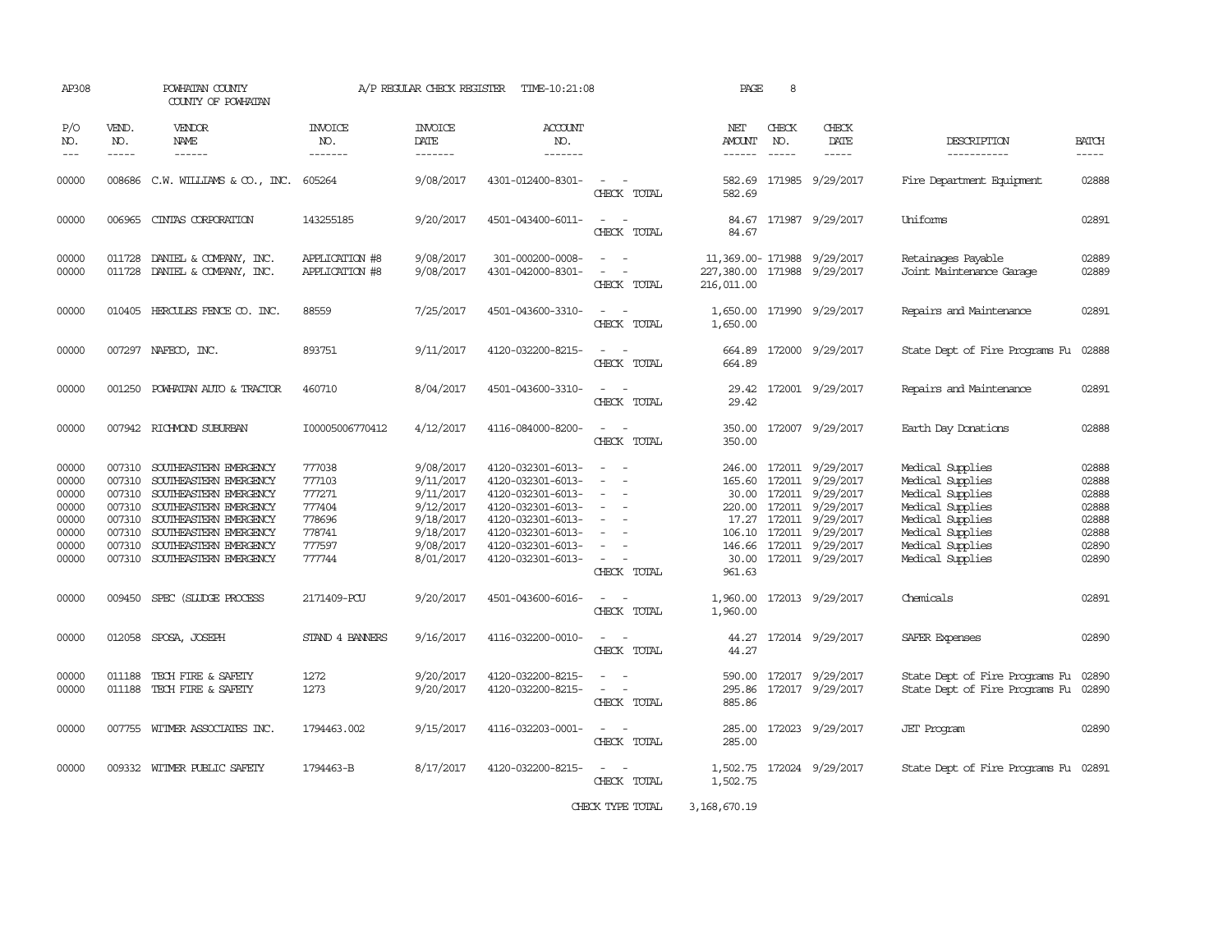AP308 POWHATAN COUNTY A/P REGULAR CHECK REGISTER TIME-10:21:08 PAGE 8

COUNTY OF POWHATAN

| P/O NO. | VEND. NO. | VENDOR NAME | INVOICE NO. | INVOICE DATE | ACCOUNT NO. | | NET AMOUNT | CHECK NO. | CHECK DATE | DESCRIPTION | BATCH |
|---|---|---|---|---|---|---|---|---|---|---|---|
| 00000 | 008686 | C.W. WILLIAMS & CO., INC. | 605264 | 9/08/2017 | 4301-012400-8301- | - - | 582.69 | 171985 | 9/29/2017 | Fire Department Equipment | 02888 |
| | | | | | | CHECK TOTAL | 582.69 | | | | |
| 00000 | 006965 | CINTAS CORPORATION | 143255185 | 9/20/2017 | 4501-043400-6011- | - - | 84.67 | 171987 | 9/29/2017 | Uniforms | 02891 |
| | | | | | | CHECK TOTAL | 84.67 | | | | |
| 00000 | 011728 | DANIEL & COMPANY, INC. | APPLICATION #8 | 9/08/2017 | 301-000200-0008- | - - | 11,369.00- | 171988 | 9/29/2017 | Retainages Payable | 02889 |
| 00000 | 011728 | DANIEL & COMPANY, INC. | APPLICATION #8 | 9/08/2017 | 4301-042000-8301- | - - | 227,380.00 | 171988 | 9/29/2017 | Joint Maintenance Garage | 02889 |
| | | | | | | CHECK TOTAL | 216,011.00 | | | | |
| 00000 | 010405 | HERCULES FENCE CO. INC. | 88559 | 7/25/2017 | 4501-043600-3310- | - - | 1,650.00 | 171990 | 9/29/2017 | Repairs and Maintenance | 02891 |
| | | | | | | CHECK TOTAL | 1,650.00 | | | | |
| 00000 | 007297 | NAFECO, INC. | 893751 | 9/11/2017 | 4120-032200-8215- | - - | 664.89 | 172000 | 9/29/2017 | State Dept of Fire Programs Fu | 02888 |
| | | | | | | CHECK TOTAL | 664.89 | | | | |
| 00000 | 001250 | POWHATAN AUTO & TRACTOR | 460710 | 8/04/2017 | 4501-043600-3310- | - - | 29.42 | 172001 | 9/29/2017 | Repairs and Maintenance | 02891 |
| | | | | | | CHECK TOTAL | 29.42 | | | | |
| 00000 | 007942 | RICHMOND SUBURBAN | I00005006770412 | 4/12/2017 | 4116-084000-8200- | - - | 350.00 | 172007 | 9/29/2017 | Earth Day Donations | 02888 |
| | | | | | | CHECK TOTAL | 350.00 | | | | |
| 00000 | 007310 | SOUTHEASTERN EMERGENCY | 777038 | 9/08/2017 | 4120-032301-6013- | - - | 246.00 | 172011 | 9/29/2017 | Medical Supplies | 02888 |
| 00000 | 007310 | SOUTHEASTERN EMERGENCY | 777103 | 9/11/2017 | 4120-032301-6013- | - - | 165.60 | 172011 | 9/29/2017 | Medical Supplies | 02888 |
| 00000 | 007310 | SOUTHEASTERN EMERGENCY | 777271 | 9/11/2017 | 4120-032301-6013- | - - | 30.00 | 172011 | 9/29/2017 | Medical Supplies | 02888 |
| 00000 | 007310 | SOUTHEASTERN EMERGENCY | 777404 | 9/12/2017 | 4120-032301-6013- | - - | 220.00 | 172011 | 9/29/2017 | Medical Supplies | 02888 |
| 00000 | 007310 | SOUTHEASTERN EMERGENCY | 778696 | 9/18/2017 | 4120-032301-6013- | - - | 17.27 | 172011 | 9/29/2017 | Medical Supplies | 02888 |
| 00000 | 007310 | SOUTHEASTERN EMERGENCY | 778741 | 9/18/2017 | 4120-032301-6013- | - - | 106.10 | 172011 | 9/29/2017 | Medical Supplies | 02888 |
| 00000 | 007310 | SOUTHEASTERN EMERGENCY | 777597 | 9/08/2017 | 4120-032301-6013- | - - | 146.66 | 172011 | 9/29/2017 | Medical Supplies | 02890 |
| 00000 | 007310 | SOUTHEASTERN EMERGENCY | 777744 | 8/01/2017 | 4120-032301-6013- | - - | 30.00 | 172011 | 9/29/2017 | Medical Supplies | 02890 |
| | | | | | | CHECK TOTAL | 961.63 | | | | |
| 00000 | 009450 | SPEC (SLUDGE PROCESS | 2171409-PCU | 9/20/2017 | 4501-043600-6016- | - - | 1,960.00 | 172013 | 9/29/2017 | Chemicals | 02891 |
| | | | | | | CHECK TOTAL | 1,960.00 | | | | |
| 00000 | 012058 | SPOSA, JOSEPH | STAND 4 BANNERS | 9/16/2017 | 4116-032200-0010- | - - | 44.27 | 172014 | 9/29/2017 | SAFER Expenses | 02890 |
| | | | | | | CHECK TOTAL | 44.27 | | | | |
| 00000 | 011188 | TECH FIRE & SAFETY | 1272 | 9/20/2017 | 4120-032200-8215- | - - | 590.00 | 172017 | 9/29/2017 | State Dept of Fire Programs Fu | 02890 |
| 00000 | 011188 | TECH FIRE & SAFETY | 1273 | 9/20/2017 | 4120-032200-8215- | - - | 295.86 | 172017 | 9/29/2017 | State Dept of Fire Programs Fu | 02890 |
| | | | | | | CHECK TOTAL | 885.86 | | | | |
| 00000 | 007755 | WITMER ASSOCIATES INC. | 1794463.002 | 9/15/2017 | 4116-032203-0001- | - - | 285.00 | 172023 | 9/29/2017 | JET Program | 02890 |
| | | | | | | CHECK TOTAL | 285.00 | | | | |
| 00000 | 009332 | WITMER PUBLIC SAFETY | 1794463-B | 8/17/2017 | 4120-032200-8215- | - - | 1,502.75 | 172024 | 9/29/2017 | State Dept of Fire Programs Fu | 02891 |
| | | | | | | CHECK TOTAL | 1,502.75 | | | | |
| | | | | | | CHECK TYPE TOTAL | 3,168,670.19 | | | | |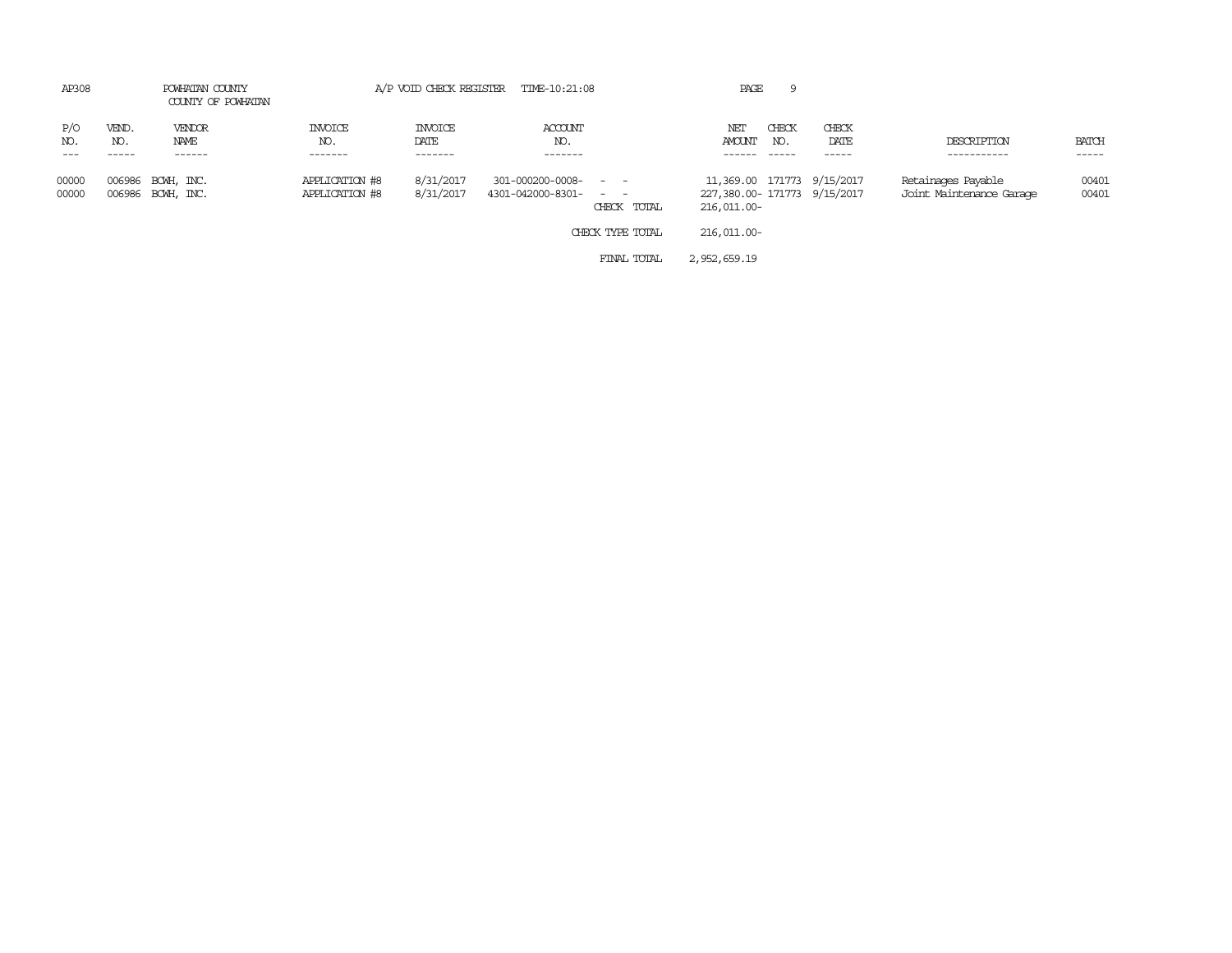AP308 POWHATAN COUNTY A/P VOID CHECK REGISTER TIME-10:21:08

COUNTY OF POWHATAN

| P/O NO. | VEND. NO. | VENDOR NAME | INVOICE NO. | INVOICE DATE | ACCOUNT NO. | | NET AMOUNT | CHECK NO. | CHECK DATE | DESCRIPTION | BATCH |
|---|---|---|---|---|---|---|---|---|---|---|---|
| 00000 | 006986 | BCWH, INC. | APPLICATION #8 | 8/31/2017 | 301-000200-0008- | - - | 11,369.00 | 171773 | 9/15/2017 | Retainages Payable | 00401 |
| 00000 | 006986 | BCWH, INC. | APPLICATION #8 | 8/31/2017 | 4301-042000-8301- | - - | 227,380.00- | 171773 | 9/15/2017 | Joint Maintenance Garage | 00401 |
| | | | | | | CHECK TOTAL | 216,011.00- | | | | |
| | | | | | | CHECK TYPE TOTAL | 216,011.00- | | | | |
| | | | | | | FINAL TOTAL | 2,952,659.19 | | | | |